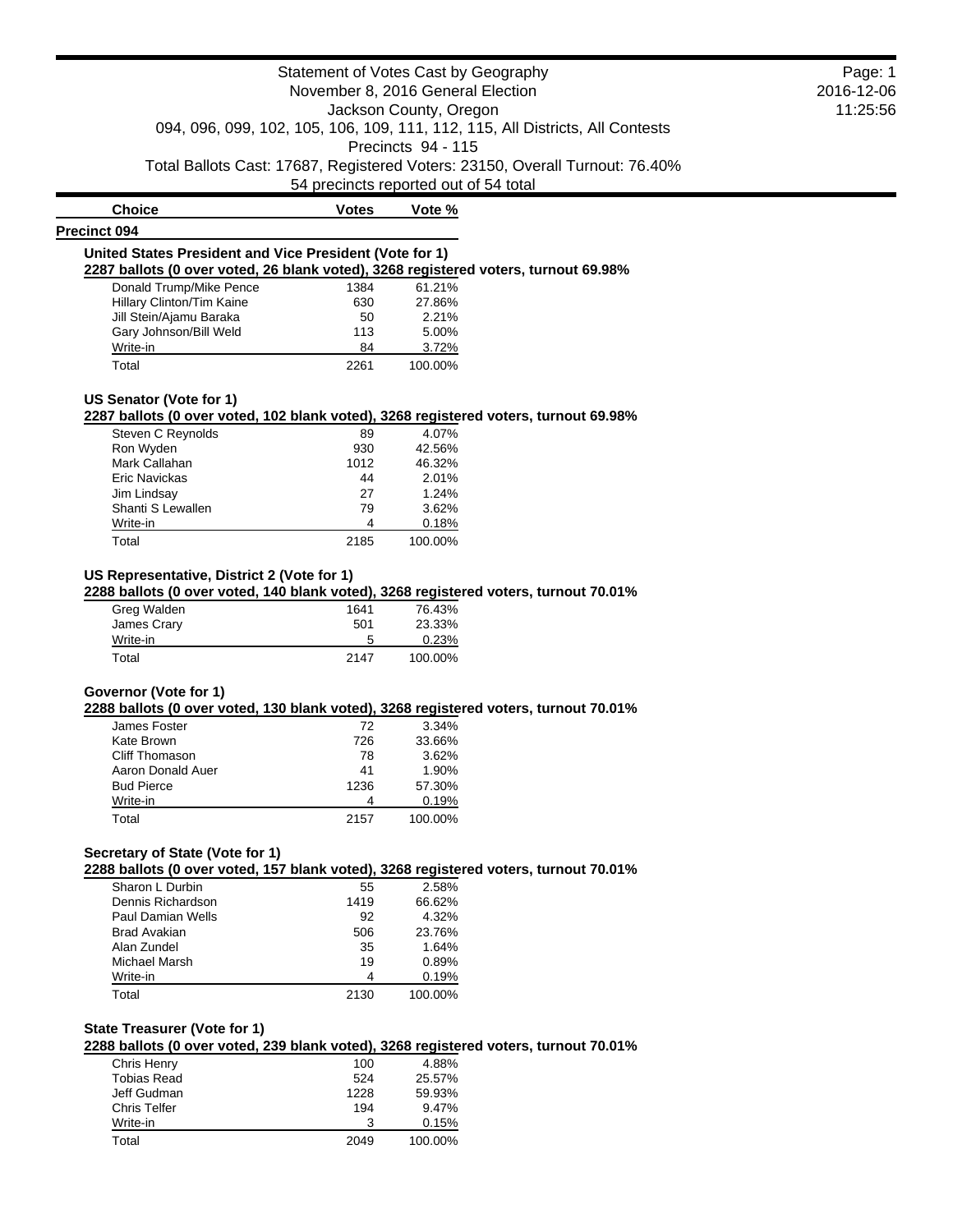# Statement of Votes Cast by Geography

November 8, 2016 General Election

Jackson County, Oregon

094, 096, 099, 102, 105, 106, 109, 111, 112, 115, All Districts, All Contests

Precincts 94 - 115

Total Ballots Cast: 17687, Registered Voters: 23150, Overall Turnout: 76.40%

54 precincts reported out of 54 total

2016-12-06
11:25:56

## Precinct 094

### United States President and Vice President (Vote for 1)

**2287 ballots (0 over voted, 26 blank voted), 3268 registered voters, turnout 69.98%**

| Choice | Votes | Vote % |
|---|---|---|
| Donald Trump/Mike Pence | 1384 | 61.21% |
| Hillary Clinton/Tim Kaine | 630 | 27.86% |
| Jill Stein/Ajamu Baraka | 50 | 2.21% |
| Gary Johnson/Bill Weld | 113 | 5.00% |
| Write-in | 84 | 3.72% |
| Total | 2261 | 100.00% |

### US Senator (Vote for 1)

**2287 ballots (0 over voted, 102 blank voted), 3268 registered voters, turnout 69.98%**

| Choice | Votes | Vote % |
|---|---|---|
| Steven C Reynolds | 89 | 4.07% |
| Ron Wyden | 930 | 42.56% |
| Mark Callahan | 1012 | 46.32% |
| Eric Navickas | 44 | 2.01% |
| Jim Lindsay | 27 | 1.24% |
| Shanti S Lewallen | 79 | 3.62% |
| Write-in | 4 | 0.18% |
| Total | 2185 | 100.00% |

### US Representative, District 2 (Vote for 1)

**2288 ballots (0 over voted, 140 blank voted), 3268 registered voters, turnout 70.01%**

| Choice | Votes | Vote % |
|---|---|---|
| Greg Walden | 1641 | 76.43% |
| James Crary | 501 | 23.33% |
| Write-in | 5 | 0.23% |
| Total | 2147 | 100.00% |

### Governor (Vote for 1)

**2288 ballots (0 over voted, 130 blank voted), 3268 registered voters, turnout 70.01%**

| Choice | Votes | Vote % |
|---|---|---|
| James Foster | 72 | 3.34% |
| Kate Brown | 726 | 33.66% |
| Cliff Thomason | 78 | 3.62% |
| Aaron Donald Auer | 41 | 1.90% |
| Bud Pierce | 1236 | 57.30% |
| Write-in | 4 | 0.19% |
| Total | 2157 | 100.00% |

### Secretary of State (Vote for 1)

**2288 ballots (0 over voted, 157 blank voted), 3268 registered voters, turnout 70.01%**

| Choice | Votes | Vote % |
|---|---|---|
| Sharon L Durbin | 55 | 2.58% |
| Dennis Richardson | 1419 | 66.62% |
| Paul Damian Wells | 92 | 4.32% |
| Brad Avakian | 506 | 23.76% |
| Alan Zundel | 35 | 1.64% |
| Michael Marsh | 19 | 0.89% |
| Write-in | 4 | 0.19% |
| Total | 2130 | 100.00% |

### State Treasurer (Vote for 1)

**2288 ballots (0 over voted, 239 blank voted), 3268 registered voters, turnout 70.01%**

| Choice | Votes | Vote % |
|---|---|---|
| Chris Henry | 100 | 4.88% |
| Tobias Read | 524 | 25.57% |
| Jeff Gudman | 1228 | 59.93% |
| Chris Telfer | 194 | 9.47% |
| Write-in | 3 | 0.15% |
| Total | 2049 | 100.00% |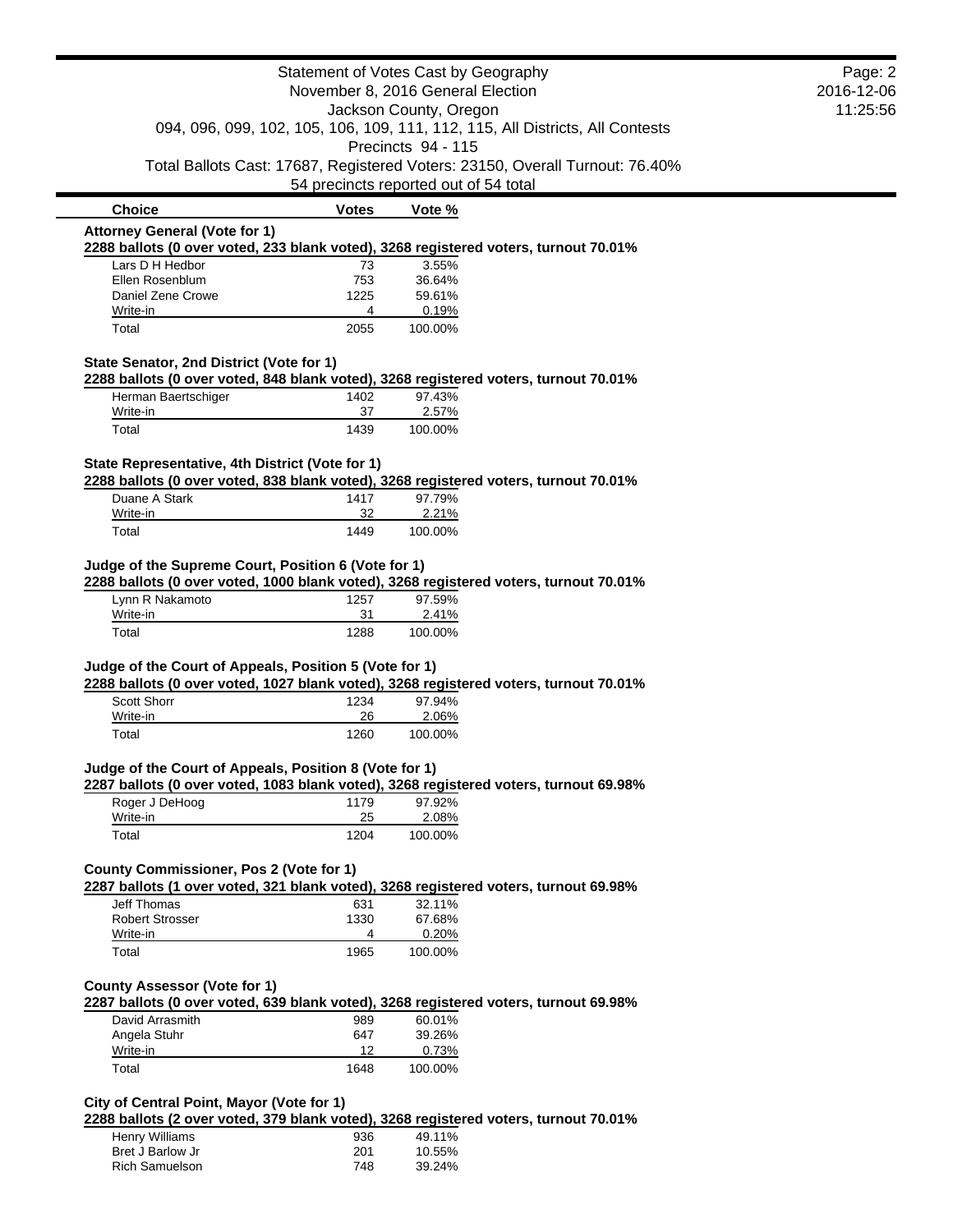Statement of Votes Cast by Geography
November 8, 2016 General Election
Jackson County, Oregon
094, 096, 099, 102, 105, 106, 109, 111, 112, 115, All Districts, All Contests
Precincts 94 - 115
Total Ballots Cast: 17687, Registered Voters: 23150, Overall Turnout: 76.40%
54 precincts reported out of 54 total

### Attorney General (Vote for 1)

**2288 ballots (0 over voted, 233 blank voted), 3268 registered voters, turnout 70.01%**

| Choice | Votes | Vote % |
|---|---|---|
| Lars D H Hedbor | 73 | 3.55% |
| Ellen Rosenblum | 753 | 36.64% |
| Daniel Zene Crowe | 1225 | 59.61% |
| Write-in | 4 | 0.19% |
| Total | 2055 | 100.00% |

### State Senator, 2nd District (Vote for 1)

**2288 ballots (0 over voted, 848 blank voted), 3268 registered voters, turnout 70.01%**

| Choice | Votes | Vote % |
|---|---|---|
| Herman Baertschiger | 1402 | 97.43% |
| Write-in | 37 | 2.57% |
| Total | 1439 | 100.00% |

### State Representative, 4th District (Vote for 1)

**2288 ballots (0 over voted, 838 blank voted), 3268 registered voters, turnout 70.01%**

| Choice | Votes | Vote % |
|---|---|---|
| Duane A Stark | 1417 | 97.79% |
| Write-in | 32 | 2.21% |
| Total | 1449 | 100.00% |

### Judge of the Supreme Court, Position 6 (Vote for 1)

**2288 ballots (0 over voted, 1000 blank voted), 3268 registered voters, turnout 70.01%**

| Choice | Votes | Vote % |
|---|---|---|
| Lynn R Nakamoto | 1257 | 97.59% |
| Write-in | 31 | 2.41% |
| Total | 1288 | 100.00% |

### Judge of the Court of Appeals, Position 5 (Vote for 1)

**2288 ballots (0 over voted, 1027 blank voted), 3268 registered voters, turnout 70.01%**

| Choice | Votes | Vote % |
|---|---|---|
| Scott Shorr | 1234 | 97.94% |
| Write-in | 26 | 2.06% |
| Total | 1260 | 100.00% |

### Judge of the Court of Appeals, Position 8 (Vote for 1)

**2287 ballots (0 over voted, 1083 blank voted), 3268 registered voters, turnout 69.98%**

| Choice | Votes | Vote % |
|---|---|---|
| Roger J DeHoog | 1179 | 97.92% |
| Write-in | 25 | 2.08% |
| Total | 1204 | 100.00% |

### County Commissioner, Pos 2 (Vote for 1)

**2287 ballots (1 over voted, 321 blank voted), 3268 registered voters, turnout 69.98%**

| Choice | Votes | Vote % |
|---|---|---|
| Jeff Thomas | 631 | 32.11% |
| Robert Strosser | 1330 | 67.68% |
| Write-in | 4 | 0.20% |
| Total | 1965 | 100.00% |

### County Assessor (Vote for 1)

**2287 ballots (0 over voted, 639 blank voted), 3268 registered voters, turnout 69.98%**

| Choice | Votes | Vote % |
|---|---|---|
| David Arrasmith | 989 | 60.01% |
| Angela Stuhr | 647 | 39.26% |
| Write-in | 12 | 0.73% |
| Total | 1648 | 100.00% |

### City of Central Point, Mayor (Vote for 1)

**2288 ballots (2 over voted, 379 blank voted), 3268 registered voters, turnout 70.01%**

| Choice | Votes | Vote % |
|---|---|---|
| Henry Williams | 936 | 49.11% |
| Bret J Barlow Jr | 201 | 10.55% |
| Rich Samuelson | 748 | 39.24% |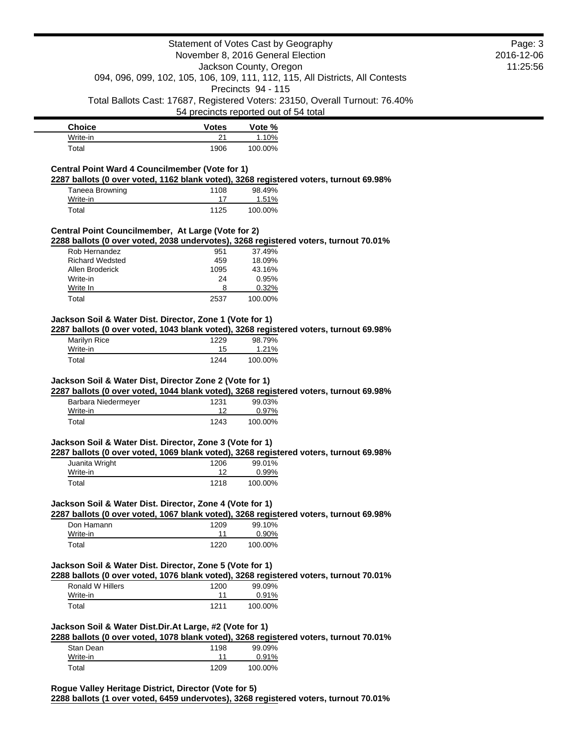| Choice | Votes | Vote % |
| --- | --- | --- |
| Write-in | 21 | 1.10% |
| Total | 1906 | 100.00% |

**Central Point Ward 4 Councilmember (Vote for 1)**

**2287 ballots (0 over voted, 1162 blank voted), 3268 registered voters, turnout 69.98%**

| Choice | Votes | Vote % |
| --- | --- | --- |
| Taneea Browning | 1108 | 98.49% |
| Write-in | 17 | 1.51% |
| Total | 1125 | 100.00% |

**Central Point Councilmember, At Large (Vote for 2)**

**2288 ballots (0 over voted, 2038 undervotes), 3268 registered voters, turnout 70.01%**

| Choice | Votes | Vote % |
| --- | --- | --- |
| Rob Hernandez | 951 | 37.49% |
| Richard Wedsted | 459 | 18.09% |
| Allen Broderick | 1095 | 43.16% |
| Write-in | 24 | 0.95% |
| Write In | 8 | 0.32% |
| Total | 2537 | 100.00% |

**Jackson Soil & Water Dist. Director, Zone 1 (Vote for 1)**

**2287 ballots (0 over voted, 1043 blank voted), 3268 registered voters, turnout 69.98%**

| Choice | Votes | Vote % |
| --- | --- | --- |
| Marilyn Rice | 1229 | 98.79% |
| Write-in | 15 | 1.21% |
| Total | 1244 | 100.00% |

**Jackson Soil & Water Dist, Director Zone 2 (Vote for 1)**

**2287 ballots (0 over voted, 1044 blank voted), 3268 registered voters, turnout 69.98%**

| Choice | Votes | Vote % |
| --- | --- | --- |
| Barbara Niedermeyer | 1231 | 99.03% |
| Write-in | 12 | 0.97% |
| Total | 1243 | 100.00% |

**Jackson Soil & Water Dist. Director, Zone 3 (Vote for 1)**

**2287 ballots (0 over voted, 1069 blank voted), 3268 registered voters, turnout 69.98%**

| Choice | Votes | Vote % |
| --- | --- | --- |
| Juanita Wright | 1206 | 99.01% |
| Write-in | 12 | 0.99% |
| Total | 1218 | 100.00% |

**Jackson Soil & Water Dist. Director, Zone 4 (Vote for 1)**

**2287 ballots (0 over voted, 1067 blank voted), 3268 registered voters, turnout 69.98%**

| Choice | Votes | Vote % |
| --- | --- | --- |
| Don Hamann | 1209 | 99.10% |
| Write-in | 11 | 0.90% |
| Total | 1220 | 100.00% |

**Jackson Soil & Water Dist. Director, Zone 5 (Vote for 1)**

**2288 ballots (0 over voted, 1076 blank voted), 3268 registered voters, turnout 70.01%**

| Choice | Votes | Vote % |
| --- | --- | --- |
| Ronald W Hillers | 1200 | 99.09% |
| Write-in | 11 | 0.91% |
| Total | 1211 | 100.00% |

**Jackson Soil & Water Dist.Dir.At Large, #2 (Vote for 1)**

**2288 ballots (0 over voted, 1078 blank voted), 3268 registered voters, turnout 70.01%**

| Choice | Votes | Vote % |
| --- | --- | --- |
| Stan Dean | 1198 | 99.09% |
| Write-in | 11 | 0.91% |
| Total | 1209 | 100.00% |

**Rogue Valley Heritage District, Director (Vote for 5)**

**2288 ballots (1 over voted, 6459 undervotes), 3268 registered voters, turnout 70.01%**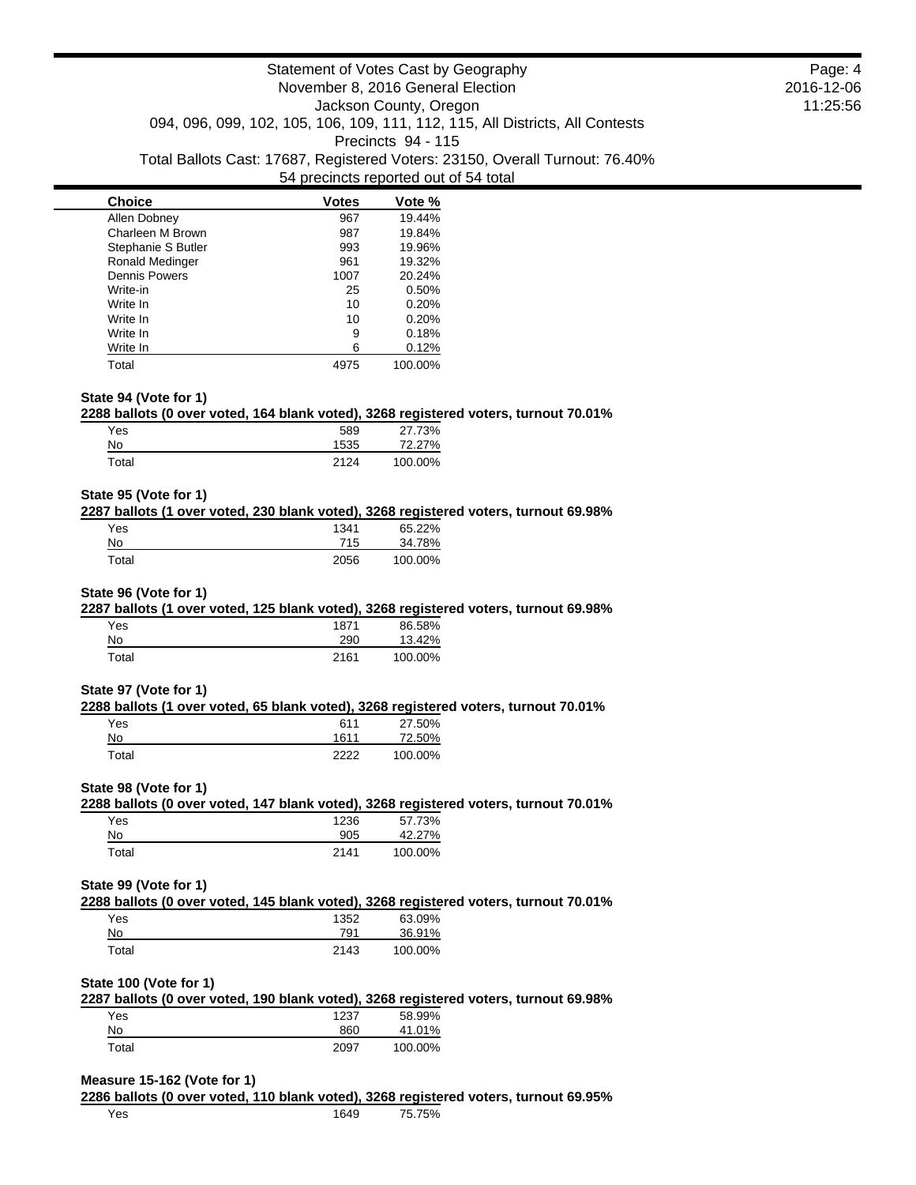Statement of Votes Cast by Geography
November 8, 2016 General Election
Jackson County, Oregon
094, 096, 099, 102, 105, 106, 109, 111, 112, 115, All Districts, All Contests
Precincts 94 - 115
Total Ballots Cast: 17687, Registered Voters: 23150, Overall Turnout: 76.40%
54 precincts reported out of 54 total

| Choice | Votes | Vote % |
|---|---|---|
| Allen Dobney | 967 | 19.44% |
| Charleen M Brown | 987 | 19.84% |
| Stephanie S Butler | 993 | 19.96% |
| Ronald Medinger | 961 | 19.32% |
| Dennis Powers | 1007 | 20.24% |
| Write-in | 25 | 0.50% |
| Write In | 10 | 0.20% |
| Write In | 10 | 0.20% |
| Write In | 9 | 0.18% |
| Write In | 6 | 0.12% |
| Total | 4975 | 100.00% |

**State 94 (Vote for 1)**

**2288 ballots (0 over voted, 164 blank voted), 3268 registered voters, turnout 70.01%**

| Choice | Votes | Vote % |
|---|---|---|
| Yes | 589 | 27.73% |
| No | 1535 | 72.27% |
| Total | 2124 | 100.00% |

**State 95 (Vote for 1)**

**2287 ballots (1 over voted, 230 blank voted), 3268 registered voters, turnout 69.98%**

| Choice | Votes | Vote % |
|---|---|---|
| Yes | 1341 | 65.22% |
| No | 715 | 34.78% |
| Total | 2056 | 100.00% |

**State 96 (Vote for 1)**

**2287 ballots (1 over voted, 125 blank voted), 3268 registered voters, turnout 69.98%**

| Choice | Votes | Vote % |
|---|---|---|
| Yes | 1871 | 86.58% |
| No | 290 | 13.42% |
| Total | 2161 | 100.00% |

**State 97 (Vote for 1)**

**2288 ballots (1 over voted, 65 blank voted), 3268 registered voters, turnout 70.01%**

| Choice | Votes | Vote % |
|---|---|---|
| Yes | 611 | 27.50% |
| No | 1611 | 72.50% |
| Total | 2222 | 100.00% |

**State 98 (Vote for 1)**

**2288 ballots (0 over voted, 147 blank voted), 3268 registered voters, turnout 70.01%**

| Choice | Votes | Vote % |
|---|---|---|
| Yes | 1236 | 57.73% |
| No | 905 | 42.27% |
| Total | 2141 | 100.00% |

**State 99 (Vote for 1)**

**2288 ballots (0 over voted, 145 blank voted), 3268 registered voters, turnout 70.01%**

| Choice | Votes | Vote % |
|---|---|---|
| Yes | 1352 | 63.09% |
| No | 791 | 36.91% |
| Total | 2143 | 100.00% |

**State 100 (Vote for 1)**

**2287 ballots (0 over voted, 190 blank voted), 3268 registered voters, turnout 69.98%**

| Choice | Votes | Vote % |
|---|---|---|
| Yes | 1237 | 58.99% |
| No | 860 | 41.01% |
| Total | 2097 | 100.00% |

**Measure 15-162 (Vote for 1)**

**2286 ballots (0 over voted, 110 blank voted), 3268 registered voters, turnout 69.95%**

| Choice | Votes | Vote % |
|---|---|---|
| Yes | 1649 | 75.75% |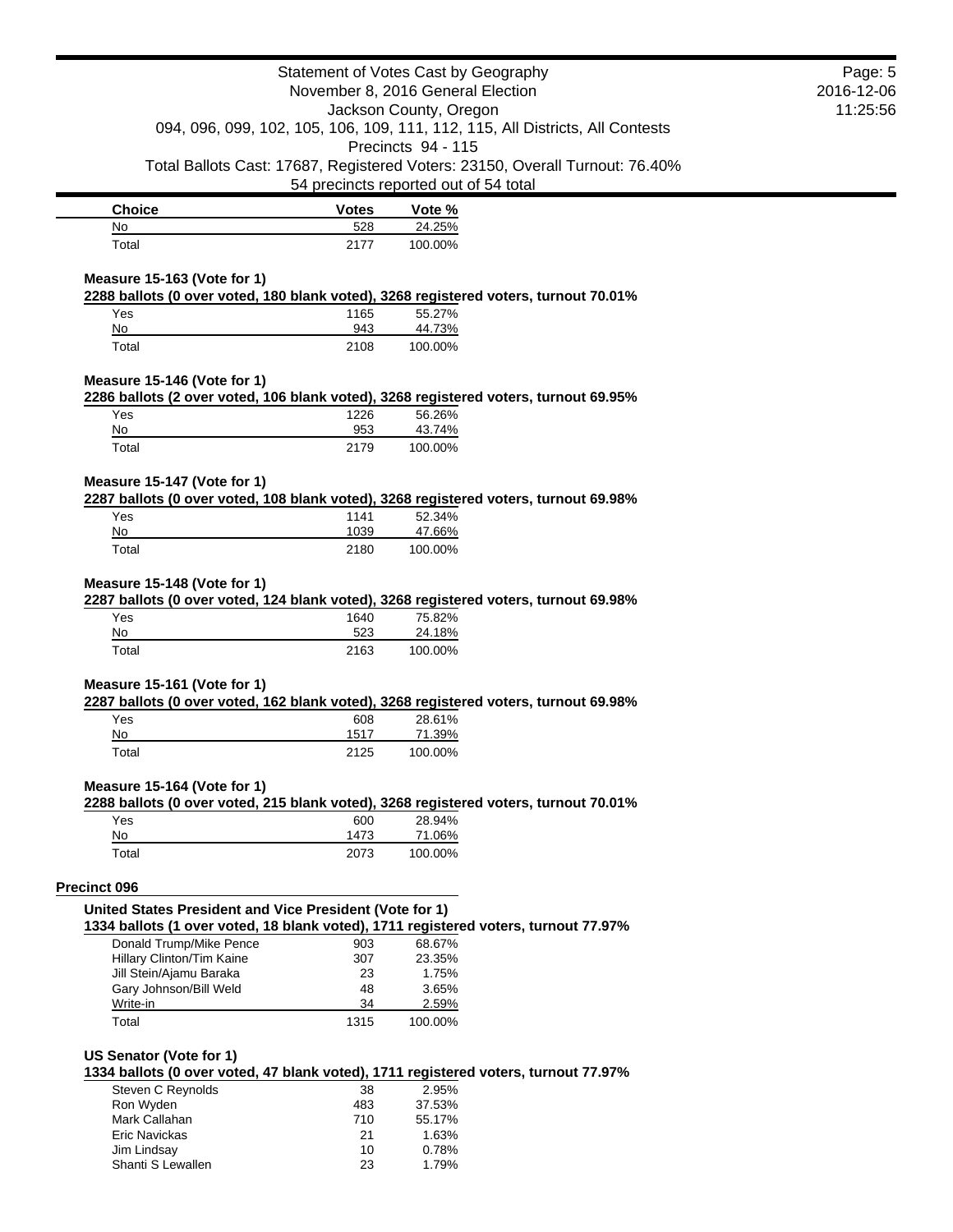| Choice | Votes | Vote % |
| --- | --- | --- |
| No | 528 | 24.25% |
| Total | 2177 | 100.00% |

**Measure 15-163 (Vote for 1)**

**2288 ballots (0 over voted, 180 blank voted), 3268 registered voters, turnout 70.01%**

| Choice | Votes | Vote % |
| --- | --- | --- |
| Yes | 1165 | 55.27% |
| No | 943 | 44.73% |
| Total | 2108 | 100.00% |

**Measure 15-146 (Vote for 1)**

**2286 ballots (2 over voted, 106 blank voted), 3268 registered voters, turnout 69.95%**

| Choice | Votes | Vote % |
| --- | --- | --- |
| Yes | 1226 | 56.26% |
| No | 953 | 43.74% |
| Total | 2179 | 100.00% |

**Measure 15-147 (Vote for 1)**

**2287 ballots (0 over voted, 108 blank voted), 3268 registered voters, turnout 69.98%**

| Choice | Votes | Vote % |
| --- | --- | --- |
| Yes | 1141 | 52.34% |
| No | 1039 | 47.66% |
| Total | 2180 | 100.00% |

**Measure 15-148 (Vote for 1)**

**2287 ballots (0 over voted, 124 blank voted), 3268 registered voters, turnout 69.98%**

| Choice | Votes | Vote % |
| --- | --- | --- |
| Yes | 1640 | 75.82% |
| No | 523 | 24.18% |
| Total | 2163 | 100.00% |

**Measure 15-161 (Vote for 1)**

**2287 ballots (0 over voted, 162 blank voted), 3268 registered voters, turnout 69.98%**

| Choice | Votes | Vote % |
| --- | --- | --- |
| Yes | 608 | 28.61% |
| No | 1517 | 71.39% |
| Total | 2125 | 100.00% |

**Measure 15-164 (Vote for 1)**

**2288 ballots (0 over voted, 215 blank voted), 3268 registered voters, turnout 70.01%**

| Choice | Votes | Vote % |
| --- | --- | --- |
| Yes | 600 | 28.94% |
| No | 1473 | 71.06% |
| Total | 2073 | 100.00% |

## Precinct 096

**United States President and Vice President (Vote for 1)**

**1334 ballots (1 over voted, 18 blank voted), 1711 registered voters, turnout 77.97%**

| Choice | Votes | Vote % |
| --- | --- | --- |
| Donald Trump/Mike Pence | 903 | 68.67% |
| Hillary Clinton/Tim Kaine | 307 | 23.35% |
| Jill Stein/Ajamu Baraka | 23 | 1.75% |
| Gary Johnson/Bill Weld | 48 | 3.65% |
| Write-in | 34 | 2.59% |
| Total | 1315 | 100.00% |

**US Senator (Vote for 1)**

**1334 ballots (0 over voted, 47 blank voted), 1711 registered voters, turnout 77.97%**

| Choice | Votes | Vote % |
| --- | --- | --- |
| Steven C Reynolds | 38 | 2.95% |
| Ron Wyden | 483 | 37.53% |
| Mark Callahan | 710 | 55.17% |
| Eric Navickas | 21 | 1.63% |
| Jim Lindsay | 10 | 0.78% |
| Shanti S Lewallen | 23 | 1.79% |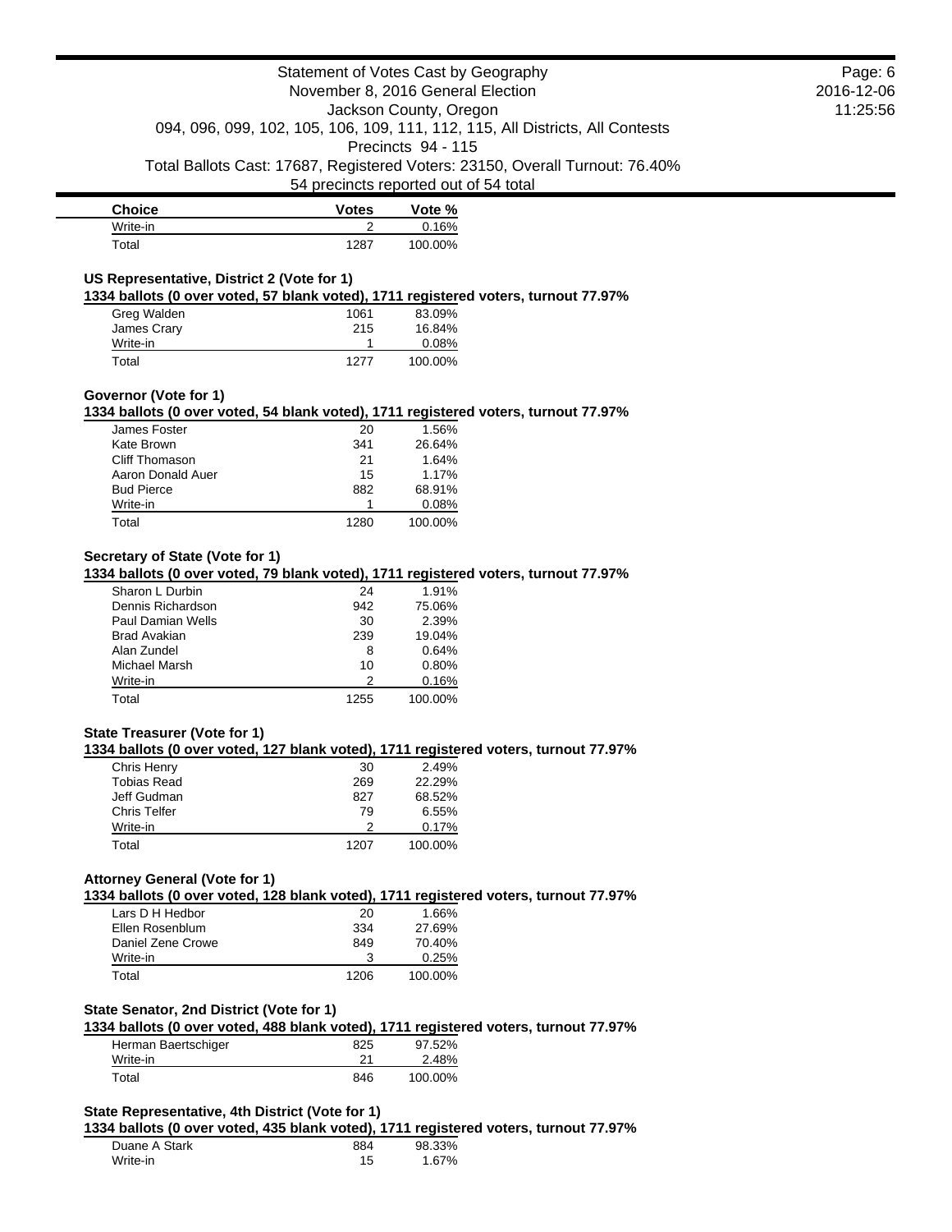| Choice | Votes | Vote % |
|---|---|---|
| Write-in | 2 | 0.16% |
| Total | 1287 | 100.00% |

### US Representative, District 2 (Vote for 1)

**1334 ballots (0 over voted, 57 blank voted), 1711 registered voters, turnout 77.97%**

| Choice | Votes | Vote % |
|---|---|---|
| Greg Walden | 1061 | 83.09% |
| James Crary | 215 | 16.84% |
| Write-in | 1 | 0.08% |
| Total | 1277 | 100.00% |

### Governor (Vote for 1)

**1334 ballots (0 over voted, 54 blank voted), 1711 registered voters, turnout 77.97%**

| Choice | Votes | Vote % |
|---|---|---|
| James Foster | 20 | 1.56% |
| Kate Brown | 341 | 26.64% |
| Cliff Thomason | 21 | 1.64% |
| Aaron Donald Auer | 15 | 1.17% |
| Bud Pierce | 882 | 68.91% |
| Write-in | 1 | 0.08% |
| Total | 1280 | 100.00% |

### Secretary of State (Vote for 1)

**1334 ballots (0 over voted, 79 blank voted), 1711 registered voters, turnout 77.97%**

| Choice | Votes | Vote % |
|---|---|---|
| Sharon L Durbin | 24 | 1.91% |
| Dennis Richardson | 942 | 75.06% |
| Paul Damian Wells | 30 | 2.39% |
| Brad Avakian | 239 | 19.04% |
| Alan Zundel | 8 | 0.64% |
| Michael Marsh | 10 | 0.80% |
| Write-in | 2 | 0.16% |
| Total | 1255 | 100.00% |

### State Treasurer (Vote for 1)

**1334 ballots (0 over voted, 127 blank voted), 1711 registered voters, turnout 77.97%**

| Choice | Votes | Vote % |
|---|---|---|
| Chris Henry | 30 | 2.49% |
| Tobias Read | 269 | 22.29% |
| Jeff Gudman | 827 | 68.52% |
| Chris Telfer | 79 | 6.55% |
| Write-in | 2 | 0.17% |
| Total | 1207 | 100.00% |

### Attorney General (Vote for 1)

**1334 ballots (0 over voted, 128 blank voted), 1711 registered voters, turnout 77.97%**

| Choice | Votes | Vote % |
|---|---|---|
| Lars D H Hedbor | 20 | 1.66% |
| Ellen Rosenblum | 334 | 27.69% |
| Daniel Zene Crowe | 849 | 70.40% |
| Write-in | 3 | 0.25% |
| Total | 1206 | 100.00% |

### State Senator, 2nd District (Vote for 1)

**1334 ballots (0 over voted, 488 blank voted), 1711 registered voters, turnout 77.97%**

| Choice | Votes | Vote % |
|---|---|---|
| Herman Baertschiger | 825 | 97.52% |
| Write-in | 21 | 2.48% |
| Total | 846 | 100.00% |

### State Representative, 4th District (Vote for 1)

**1334 ballots (0 over voted, 435 blank voted), 1711 registered voters, turnout 77.97%**

| Choice | Votes | Vote % |
|---|---|---|
| Duane A Stark | 884 | 98.33% |
| Write-in | 15 | 1.67% |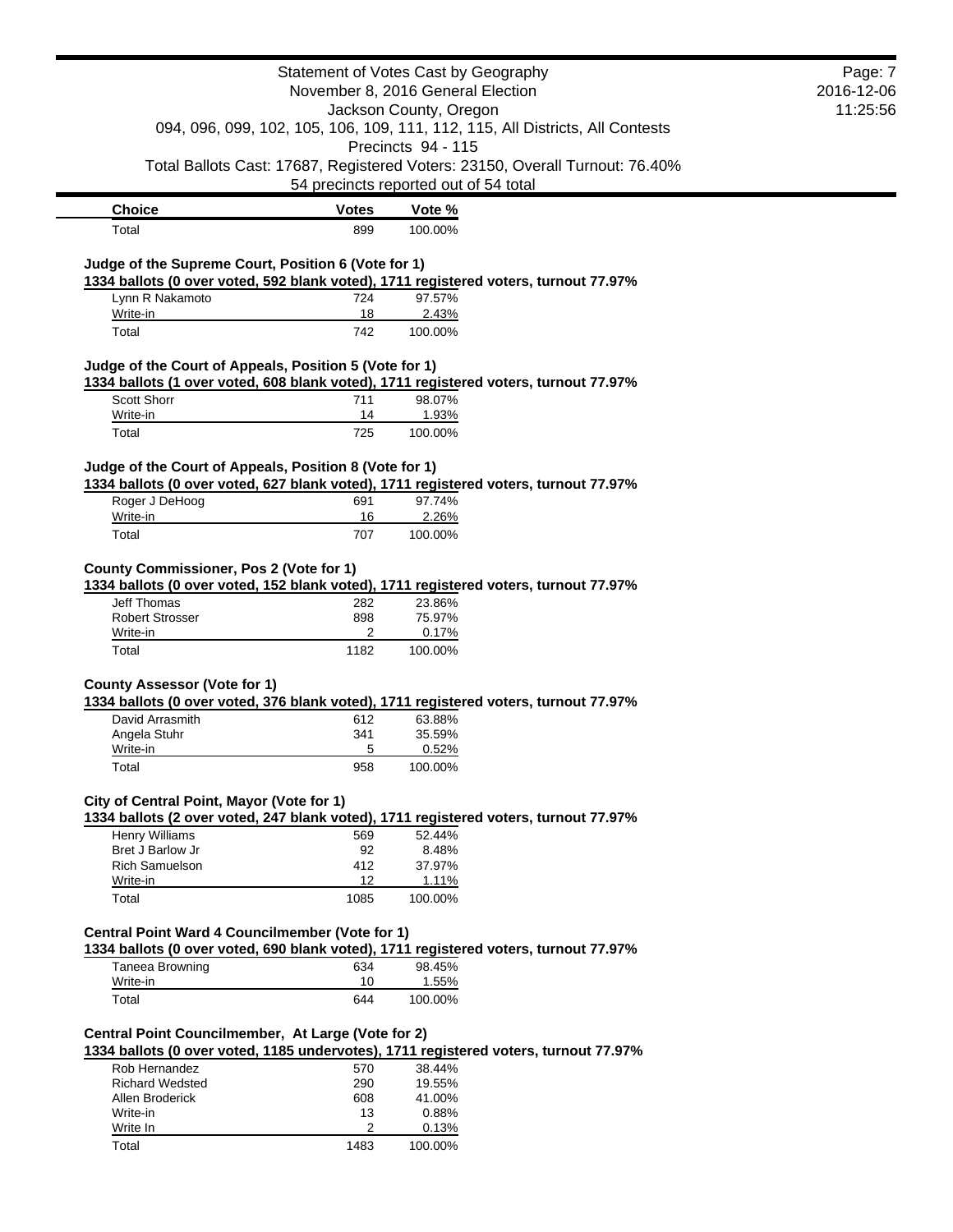| Choice | Votes | Vote % |
| --- | --- | --- |
| Total | 899 | 100.00% |

### Judge of the Supreme Court, Position 6 (Vote for 1)

**1334 ballots (0 over voted, 592 blank voted), 1711 registered voters, turnout 77.97%**

| Choice | Votes | Vote % |
| --- | --- | --- |
| Lynn R Nakamoto | 724 | 97.57% |
| Write-in | 18 | 2.43% |
| Total | 742 | 100.00% |

### Judge of the Court of Appeals, Position 5 (Vote for 1)

**1334 ballots (1 over voted, 608 blank voted), 1711 registered voters, turnout 77.97%**

| Choice | Votes | Vote % |
| --- | --- | --- |
| Scott Shorr | 711 | 98.07% |
| Write-in | 14 | 1.93% |
| Total | 725 | 100.00% |

### Judge of the Court of Appeals, Position 8 (Vote for 1)

**1334 ballots (0 over voted, 627 blank voted), 1711 registered voters, turnout 77.97%**

| Choice | Votes | Vote % |
| --- | --- | --- |
| Roger J DeHoog | 691 | 97.74% |
| Write-in | 16 | 2.26% |
| Total | 707 | 100.00% |

### County Commissioner, Pos 2 (Vote for 1)

**1334 ballots (0 over voted, 152 blank voted), 1711 registered voters, turnout 77.97%**

| Choice | Votes | Vote % |
| --- | --- | --- |
| Jeff Thomas | 282 | 23.86% |
| Robert Strosser | 898 | 75.97% |
| Write-in | 2 | 0.17% |
| Total | 1182 | 100.00% |

### County Assessor (Vote for 1)

**1334 ballots (0 over voted, 376 blank voted), 1711 registered voters, turnout 77.97%**

| Choice | Votes | Vote % |
| --- | --- | --- |
| David Arrasmith | 612 | 63.88% |
| Angela Stuhr | 341 | 35.59% |
| Write-in | 5 | 0.52% |
| Total | 958 | 100.00% |

### City of Central Point, Mayor (Vote for 1)

**1334 ballots (2 over voted, 247 blank voted), 1711 registered voters, turnout 77.97%**

| Choice | Votes | Vote % |
| --- | --- | --- |
| Henry Williams | 569 | 52.44% |
| Bret J Barlow Jr | 92 | 8.48% |
| Rich Samuelson | 412 | 37.97% |
| Write-in | 12 | 1.11% |
| Total | 1085 | 100.00% |

### Central Point Ward 4 Councilmember (Vote for 1)

**1334 ballots (0 over voted, 690 blank voted), 1711 registered voters, turnout 77.97%**

| Choice | Votes | Vote % |
| --- | --- | --- |
| Taneea Browning | 634 | 98.45% |
| Write-in | 10 | 1.55% |
| Total | 644 | 100.00% |

### Central Point Councilmember, At Large (Vote for 2)

**1334 ballots (0 over voted, 1185 undervotes), 1711 registered voters, turnout 77.97%**

| Choice | Votes | Vote % |
| --- | --- | --- |
| Rob Hernandez | 570 | 38.44% |
| Richard Wedsted | 290 | 19.55% |
| Allen Broderick | 608 | 41.00% |
| Write-in | 13 | 0.88% |
| Write In | 2 | 0.13% |
| Total | 1483 | 100.00% |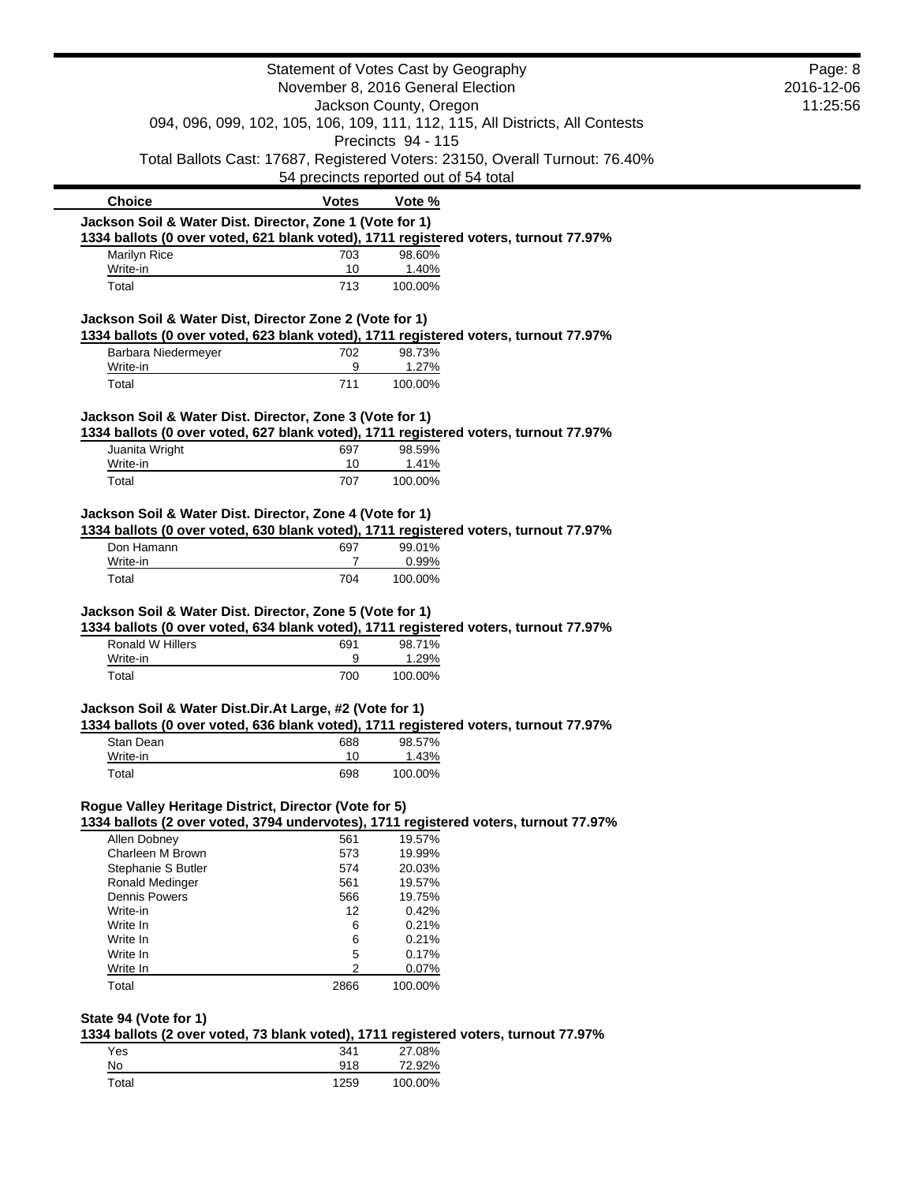Statement of Votes Cast by Geography
November 8, 2016 General Election
Jackson County, Oregon
094, 096, 099, 102, 105, 106, 109, 111, 112, 115, All Districts, All Contests
Precincts 94 - 115
Total Ballots Cast: 17687, Registered Voters: 23150, Overall Turnout: 76.40%
54 precincts reported out of 54 total

### Jackson Soil & Water Dist. Director, Zone 1 (Vote for 1)

**1334 ballots (0 over voted, 621 blank voted), 1711 registered voters, turnout 77.97%**

| Choice | Votes | Vote % |
|---|---|---|
| Marilyn Rice | 703 | 98.60% |
| Write-in | 10 | 1.40% |
| Total | 713 | 100.00% |

### Jackson Soil & Water Dist, Director Zone 2 (Vote for 1)

**1334 ballots (0 over voted, 623 blank voted), 1711 registered voters, turnout 77.97%**

| Choice | Votes | Vote % |
|---|---|---|
| Barbara Niedermeyer | 702 | 98.73% |
| Write-in | 9 | 1.27% |
| Total | 711 | 100.00% |

### Jackson Soil & Water Dist. Director, Zone 3 (Vote for 1)

**1334 ballots (0 over voted, 627 blank voted), 1711 registered voters, turnout 77.97%**

| Choice | Votes | Vote % |
|---|---|---|
| Juanita Wright | 697 | 98.59% |
| Write-in | 10 | 1.41% |
| Total | 707 | 100.00% |

### Jackson Soil & Water Dist. Director, Zone 4 (Vote for 1)

**1334 ballots (0 over voted, 630 blank voted), 1711 registered voters, turnout 77.97%**

| Choice | Votes | Vote % |
|---|---|---|
| Don Hamann | 697 | 99.01% |
| Write-in | 7 | 0.99% |
| Total | 704 | 100.00% |

### Jackson Soil & Water Dist. Director, Zone 5 (Vote for 1)

**1334 ballots (0 over voted, 634 blank voted), 1711 registered voters, turnout 77.97%**

| Choice | Votes | Vote % |
|---|---|---|
| Ronald W Hillers | 691 | 98.71% |
| Write-in | 9 | 1.29% |
| Total | 700 | 100.00% |

### Jackson Soil & Water Dist.Dir.At Large, #2 (Vote for 1)

**1334 ballots (0 over voted, 636 blank voted), 1711 registered voters, turnout 77.97%**

| Choice | Votes | Vote % |
|---|---|---|
| Stan Dean | 688 | 98.57% |
| Write-in | 10 | 1.43% |
| Total | 698 | 100.00% |

### Rogue Valley Heritage District, Director (Vote for 5)

**1334 ballots (2 over voted, 3794 undervotes), 1711 registered voters, turnout 77.97%**

| Choice | Votes | Vote % |
|---|---|---|
| Allen Dobney | 561 | 19.57% |
| Charleen M Brown | 573 | 19.99% |
| Stephanie S Butler | 574 | 20.03% |
| Ronald Medinger | 561 | 19.57% |
| Dennis Powers | 566 | 19.75% |
| Write-in | 12 | 0.42% |
| Write In | 6 | 0.21% |
| Write In | 6 | 0.21% |
| Write In | 5 | 0.17% |
| Write In | 2 | 0.07% |
| Total | 2866 | 100.00% |

### State 94 (Vote for 1)

**1334 ballots (2 over voted, 73 blank voted), 1711 registered voters, turnout 77.97%**

| Choice | Votes | Vote % |
|---|---|---|
| Yes | 341 | 27.08% |
| No | 918 | 72.92% |
| Total | 1259 | 100.00% |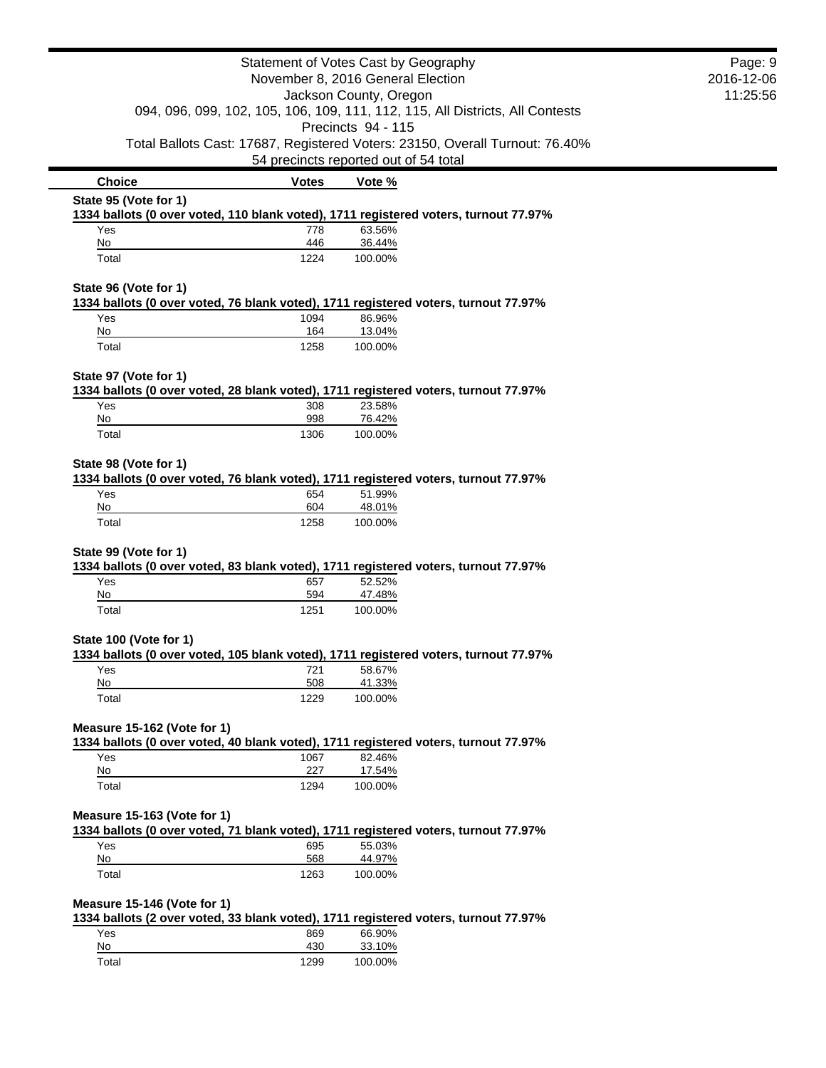Statement of Votes Cast by Geography
November 8, 2016 General Election
Jackson County, Oregon
094, 096, 099, 102, 105, 106, 109, 111, 112, 115, All Districts, All Contests
Precincts 94 - 115
Total Ballots Cast: 17687, Registered Voters: 23150, Overall Turnout: 76.40%
54 precincts reported out of 54 total

| Choice | Votes | Vote % |
|---|---|---|

**State 95 (Vote for 1)**

**1334 ballots (0 over voted, 110 blank voted), 1711 registered voters, turnout 77.97%**

| Choice | Votes | Vote % |
|---|---|---|
| Yes | 778 | 63.56% |
| No | 446 | 36.44% |
| Total | 1224 | 100.00% |

**State 96 (Vote for 1)**

**1334 ballots (0 over voted, 76 blank voted), 1711 registered voters, turnout 77.97%**

| Choice | Votes | Vote % |
|---|---|---|
| Yes | 1094 | 86.96% |
| No | 164 | 13.04% |
| Total | 1258 | 100.00% |

**State 97 (Vote for 1)**

**1334 ballots (0 over voted, 28 blank voted), 1711 registered voters, turnout 77.97%**

| Choice | Votes | Vote % |
|---|---|---|
| Yes | 308 | 23.58% |
| No | 998 | 76.42% |
| Total | 1306 | 100.00% |

**State 98 (Vote for 1)**

**1334 ballots (0 over voted, 76 blank voted), 1711 registered voters, turnout 77.97%**

| Choice | Votes | Vote % |
|---|---|---|
| Yes | 654 | 51.99% |
| No | 604 | 48.01% |
| Total | 1258 | 100.00% |

**State 99 (Vote for 1)**

**1334 ballots (0 over voted, 83 blank voted), 1711 registered voters, turnout 77.97%**

| Choice | Votes | Vote % |
|---|---|---|
| Yes | 657 | 52.52% |
| No | 594 | 47.48% |
| Total | 1251 | 100.00% |

**State 100 (Vote for 1)**

**1334 ballots (0 over voted, 105 blank voted), 1711 registered voters, turnout 77.97%**

| Choice | Votes | Vote % |
|---|---|---|
| Yes | 721 | 58.67% |
| No | 508 | 41.33% |
| Total | 1229 | 100.00% |

**Measure 15-162 (Vote for 1)**

**1334 ballots (0 over voted, 40 blank voted), 1711 registered voters, turnout 77.97%**

| Choice | Votes | Vote % |
|---|---|---|
| Yes | 1067 | 82.46% |
| No | 227 | 17.54% |
| Total | 1294 | 100.00% |

**Measure 15-163 (Vote for 1)**

**1334 ballots (0 over voted, 71 blank voted), 1711 registered voters, turnout 77.97%**

| Choice | Votes | Vote % |
|---|---|---|
| Yes | 695 | 55.03% |
| No | 568 | 44.97% |
| Total | 1263 | 100.00% |

**Measure 15-146 (Vote for 1)**

**1334 ballots (2 over voted, 33 blank voted), 1711 registered voters, turnout 77.97%**

| Choice | Votes | Vote % |
|---|---|---|
| Yes | 869 | 66.90% |
| No | 430 | 33.10% |
| Total | 1299 | 100.00% |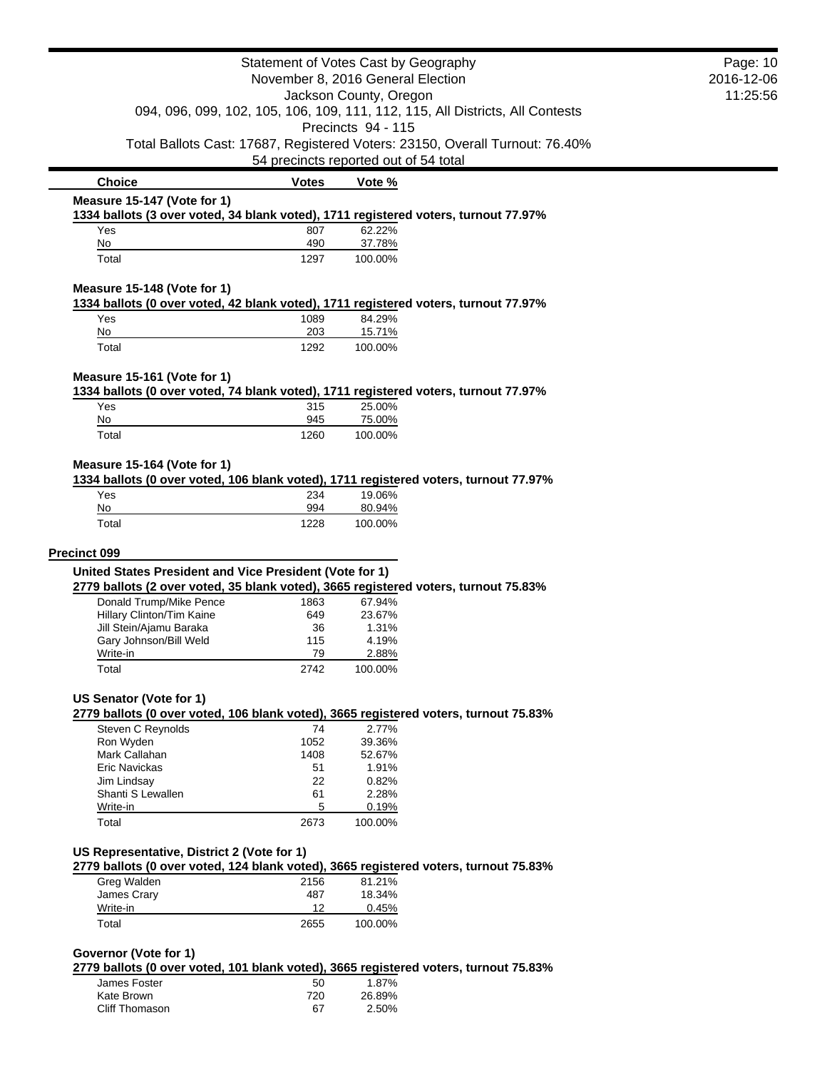| Choice | Votes | Vote % |
| --- | --- | --- |

**Measure 15-147 (Vote for 1)**

**1334 ballots (3 over voted, 34 blank voted), 1711 registered voters, turnout 77.97%**

| Choice | Votes | Vote % |
| --- | --- | --- |
| Yes | 807 | 62.22% |
| No | 490 | 37.78% |
| Total | 1297 | 100.00% |

**Measure 15-148 (Vote for 1)**

**1334 ballots (0 over voted, 42 blank voted), 1711 registered voters, turnout 77.97%**

| Choice | Votes | Vote % |
| --- | --- | --- |
| Yes | 1089 | 84.29% |
| No | 203 | 15.71% |
| Total | 1292 | 100.00% |

**Measure 15-161 (Vote for 1)**

**1334 ballots (0 over voted, 74 blank voted), 1711 registered voters, turnout 77.97%**

| Choice | Votes | Vote % |
| --- | --- | --- |
| Yes | 315 | 25.00% |
| No | 945 | 75.00% |
| Total | 1260 | 100.00% |

**Measure 15-164 (Vote for 1)**

**1334 ballots (0 over voted, 106 blank voted), 1711 registered voters, turnout 77.97%**

| Choice | Votes | Vote % |
| --- | --- | --- |
| Yes | 234 | 19.06% |
| No | 994 | 80.94% |
| Total | 1228 | 100.00% |

## Precinct 099

**United States President and Vice President (Vote for 1)**

**2779 ballots (2 over voted, 35 blank voted), 3665 registered voters, turnout 75.83%**

| Choice | Votes | Vote % |
| --- | --- | --- |
| Donald Trump/Mike Pence | 1863 | 67.94% |
| Hillary Clinton/Tim Kaine | 649 | 23.67% |
| Jill Stein/Ajamu Baraka | 36 | 1.31% |
| Gary Johnson/Bill Weld | 115 | 4.19% |
| Write-in | 79 | 2.88% |
| Total | 2742 | 100.00% |

**US Senator (Vote for 1)**

**2779 ballots (0 over voted, 106 blank voted), 3665 registered voters, turnout 75.83%**

| Choice | Votes | Vote % |
| --- | --- | --- |
| Steven C Reynolds | 74 | 2.77% |
| Ron Wyden | 1052 | 39.36% |
| Mark Callahan | 1408 | 52.67% |
| Eric Navickas | 51 | 1.91% |
| Jim Lindsay | 22 | 0.82% |
| Shanti S Lewallen | 61 | 2.28% |
| Write-in | 5 | 0.19% |
| Total | 2673 | 100.00% |

**US Representative, District 2 (Vote for 1)**

**2779 ballots (0 over voted, 124 blank voted), 3665 registered voters, turnout 75.83%**

| Choice | Votes | Vote % |
| --- | --- | --- |
| Greg Walden | 2156 | 81.21% |
| James Crary | 487 | 18.34% |
| Write-in | 12 | 0.45% |
| Total | 2655 | 100.00% |

**Governor (Vote for 1)**

**2779 ballots (0 over voted, 101 blank voted), 3665 registered voters, turnout 75.83%**

| Choice | Votes | Vote % |
| --- | --- | --- |
| James Foster | 50 | 1.87% |
| Kate Brown | 720 | 26.89% |
| Cliff Thomason | 67 | 2.50% |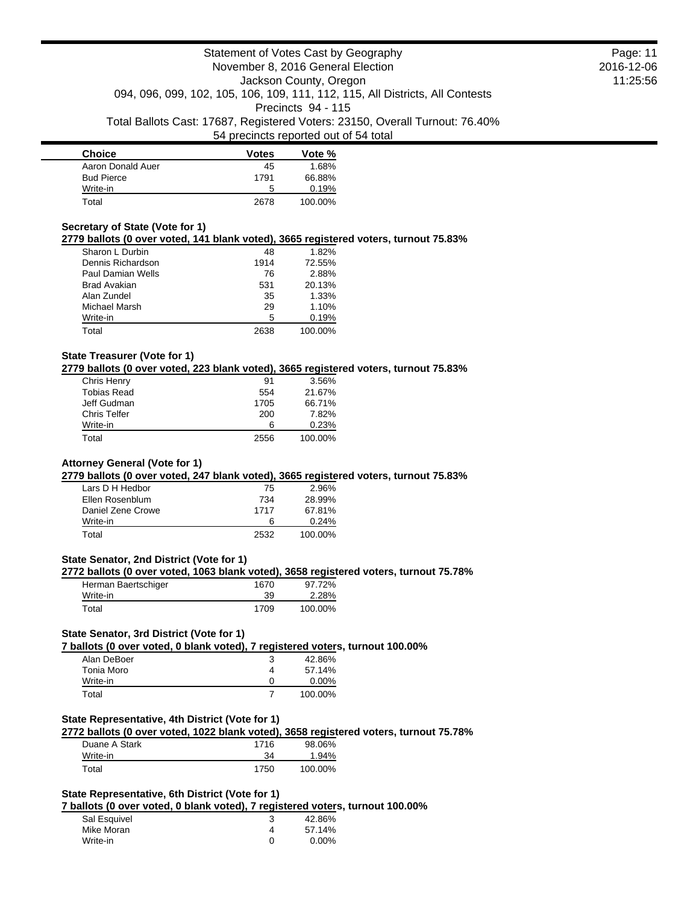| Choice | Votes | Vote % |
| --- | --- | --- |
| Aaron Donald Auer | 45 | 1.68% |
| Bud Pierce | 1791 | 66.88% |
| Write-in | 5 | 0.19% |
| Total | 2678 | 100.00% |

### Secretary of State (Vote for 1)

**2779 ballots (0 over voted, 141 blank voted), 3665 registered voters, turnout 75.83%**

| Choice | Votes | Vote % |
| --- | --- | --- |
| Sharon L Durbin | 48 | 1.82% |
| Dennis Richardson | 1914 | 72.55% |
| Paul Damian Wells | 76 | 2.88% |
| Brad Avakian | 531 | 20.13% |
| Alan Zundel | 35 | 1.33% |
| Michael Marsh | 29 | 1.10% |
| Write-in | 5 | 0.19% |
| Total | 2638 | 100.00% |

### State Treasurer (Vote for 1)

**2779 ballots (0 over voted, 223 blank voted), 3665 registered voters, turnout 75.83%**

| Choice | Votes | Vote % |
| --- | --- | --- |
| Chris Henry | 91 | 3.56% |
| Tobias Read | 554 | 21.67% |
| Jeff Gudman | 1705 | 66.71% |
| Chris Telfer | 200 | 7.82% |
| Write-in | 6 | 0.23% |
| Total | 2556 | 100.00% |

### Attorney General (Vote for 1)

**2779 ballots (0 over voted, 247 blank voted), 3665 registered voters, turnout 75.83%**

| Choice | Votes | Vote % |
| --- | --- | --- |
| Lars D H Hedbor | 75 | 2.96% |
| Ellen Rosenblum | 734 | 28.99% |
| Daniel Zene Crowe | 1717 | 67.81% |
| Write-in | 6 | 0.24% |
| Total | 2532 | 100.00% |

### State Senator, 2nd District (Vote for 1)

**2772 ballots (0 over voted, 1063 blank voted), 3658 registered voters, turnout 75.78%**

| Choice | Votes | Vote % |
| --- | --- | --- |
| Herman Baertschiger | 1670 | 97.72% |
| Write-in | 39 | 2.28% |
| Total | 1709 | 100.00% |

### State Senator, 3rd District (Vote for 1)

**7 ballots (0 over voted, 0 blank voted), 7 registered voters, turnout 100.00%**

| Choice | Votes | Vote % |
| --- | --- | --- |
| Alan DeBoer | 3 | 42.86% |
| Tonia Moro | 4 | 57.14% |
| Write-in | 0 | 0.00% |
| Total | 7 | 100.00% |

### State Representative, 4th District (Vote for 1)

**2772 ballots (0 over voted, 1022 blank voted), 3658 registered voters, turnout 75.78%**

| Choice | Votes | Vote % |
| --- | --- | --- |
| Duane A Stark | 1716 | 98.06% |
| Write-in | 34 | 1.94% |
| Total | 1750 | 100.00% |

### State Representative, 6th District (Vote for 1)

**7 ballots (0 over voted, 0 blank voted), 7 registered voters, turnout 100.00%**

| Choice | Votes | Vote % |
| --- | --- | --- |
| Sal Esquivel | 3 | 42.86% |
| Mike Moran | 4 | 57.14% |
| Write-in | 0 | 0.00% |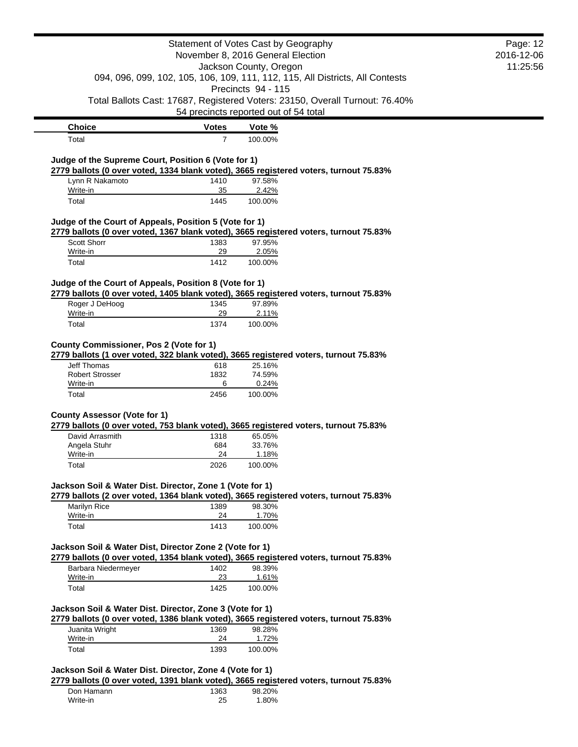| Choice | Votes | Vote % |
| --- | --- | --- |
| Total | 7 | 100.00% |

### Judge of the Supreme Court, Position 6 (Vote for 1)

**2779 ballots (0 over voted, 1334 blank voted), 3665 registered voters, turnout 75.83%**

| Choice | Votes | Vote % |
| --- | --- | --- |
| Lynn R Nakamoto | 1410 | 97.58% |
| Write-in | 35 | 2.42% |
| Total | 1445 | 100.00% |

### Judge of the Court of Appeals, Position 5 (Vote for 1)

**2779 ballots (0 over voted, 1367 blank voted), 3665 registered voters, turnout 75.83%**

| Choice | Votes | Vote % |
| --- | --- | --- |
| Scott Shorr | 1383 | 97.95% |
| Write-in | 29 | 2.05% |
| Total | 1412 | 100.00% |

### Judge of the Court of Appeals, Position 8 (Vote for 1)

**2779 ballots (0 over voted, 1405 blank voted), 3665 registered voters, turnout 75.83%**

| Choice | Votes | Vote % |
| --- | --- | --- |
| Roger J DeHoog | 1345 | 97.89% |
| Write-in | 29 | 2.11% |
| Total | 1374 | 100.00% |

### County Commissioner, Pos 2 (Vote for 1)

**2779 ballots (1 over voted, 322 blank voted), 3665 registered voters, turnout 75.83%**

| Choice | Votes | Vote % |
| --- | --- | --- |
| Jeff Thomas | 618 | 25.16% |
| Robert Strosser | 1832 | 74.59% |
| Write-in | 6 | 0.24% |
| Total | 2456 | 100.00% |

### County Assessor (Vote for 1)

**2779 ballots (0 over voted, 753 blank voted), 3665 registered voters, turnout 75.83%**

| Choice | Votes | Vote % |
| --- | --- | --- |
| David Arrasmith | 1318 | 65.05% |
| Angela Stuhr | 684 | 33.76% |
| Write-in | 24 | 1.18% |
| Total | 2026 | 100.00% |

### Jackson Soil & Water Dist. Director, Zone 1 (Vote for 1)

**2779 ballots (2 over voted, 1364 blank voted), 3665 registered voters, turnout 75.83%**

| Choice | Votes | Vote % |
| --- | --- | --- |
| Marilyn Rice | 1389 | 98.30% |
| Write-in | 24 | 1.70% |
| Total | 1413 | 100.00% |

### Jackson Soil & Water Dist, Director Zone 2 (Vote for 1)

**2779 ballots (0 over voted, 1354 blank voted), 3665 registered voters, turnout 75.83%**

| Choice | Votes | Vote % |
| --- | --- | --- |
| Barbara Niedermeyer | 1402 | 98.39% |
| Write-in | 23 | 1.61% |
| Total | 1425 | 100.00% |

### Jackson Soil & Water Dist. Director, Zone 3 (Vote for 1)

**2779 ballots (0 over voted, 1386 blank voted), 3665 registered voters, turnout 75.83%**

| Choice | Votes | Vote % |
| --- | --- | --- |
| Juanita Wright | 1369 | 98.28% |
| Write-in | 24 | 1.72% |
| Total | 1393 | 100.00% |

### Jackson Soil & Water Dist. Director, Zone 4 (Vote for 1)

**2779 ballots (0 over voted, 1391 blank voted), 3665 registered voters, turnout 75.83%**

| Choice | Votes | Vote % |
| --- | --- | --- |
| Don Hamann | 1363 | 98.20% |
| Write-in | 25 | 1.80% |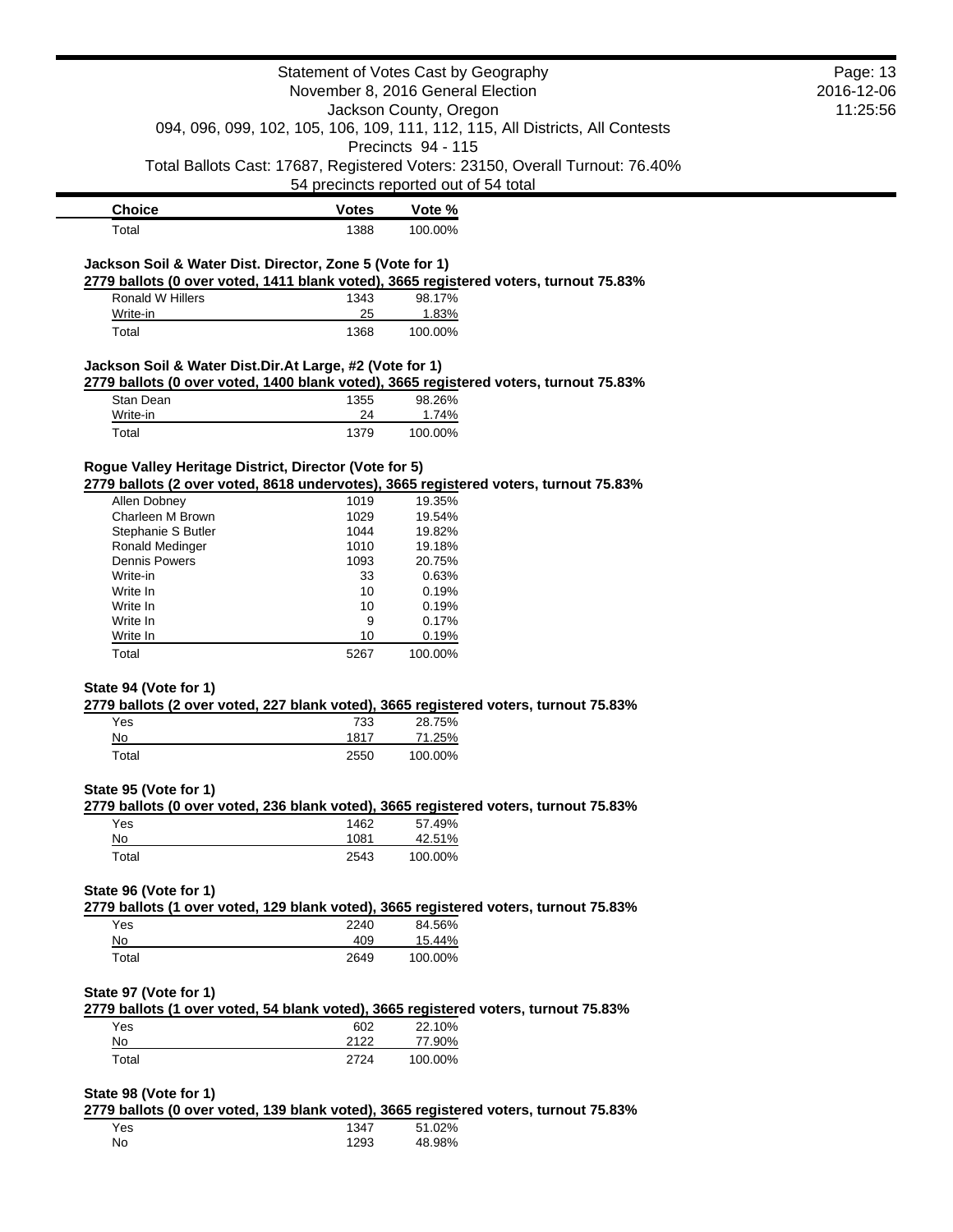| Choice | Votes | Vote % |
|---|---|---|
| Total | 1388 | 100.00% |

### Jackson Soil & Water Dist. Director, Zone 5 (Vote for 1)

**2779 ballots (0 over voted, 1411 blank voted), 3665 registered voters, turnout 75.83%**

| Choice | Votes | Vote % |
|---|---|---|
| Ronald W Hillers | 1343 | 98.17% |
| Write-in | 25 | 1.83% |
| Total | 1368 | 100.00% |

### Jackson Soil & Water Dist.Dir.At Large, #2 (Vote for 1)

**2779 ballots (0 over voted, 1400 blank voted), 3665 registered voters, turnout 75.83%**

| Choice | Votes | Vote % |
|---|---|---|
| Stan Dean | 1355 | 98.26% |
| Write-in | 24 | 1.74% |
| Total | 1379 | 100.00% |

### Rogue Valley Heritage District, Director (Vote for 5)

**2779 ballots (2 over voted, 8618 undervotes), 3665 registered voters, turnout 75.83%**

| Choice | Votes | Vote % |
|---|---|---|
| Allen Dobney | 1019 | 19.35% |
| Charleen M Brown | 1029 | 19.54% |
| Stephanie S Butler | 1044 | 19.82% |
| Ronald Medinger | 1010 | 19.18% |
| Dennis Powers | 1093 | 20.75% |
| Write-in | 33 | 0.63% |
| Write In | 10 | 0.19% |
| Write In | 10 | 0.19% |
| Write In | 9 | 0.17% |
| Write In | 10 | 0.19% |
| Total | 5267 | 100.00% |

### State 94 (Vote for 1)

**2779 ballots (2 over voted, 227 blank voted), 3665 registered voters, turnout 75.83%**

| Choice | Votes | Vote % |
|---|---|---|
| Yes | 733 | 28.75% |
| No | 1817 | 71.25% |
| Total | 2550 | 100.00% |

### State 95 (Vote for 1)

**2779 ballots (0 over voted, 236 blank voted), 3665 registered voters, turnout 75.83%**

| Choice | Votes | Vote % |
|---|---|---|
| Yes | 1462 | 57.49% |
| No | 1081 | 42.51% |
| Total | 2543 | 100.00% |

### State 96 (Vote for 1)

**2779 ballots (1 over voted, 129 blank voted), 3665 registered voters, turnout 75.83%**

| Choice | Votes | Vote % |
|---|---|---|
| Yes | 2240 | 84.56% |
| No | 409 | 15.44% |
| Total | 2649 | 100.00% |

### State 97 (Vote for 1)

**2779 ballots (1 over voted, 54 blank voted), 3665 registered voters, turnout 75.83%**

| Choice | Votes | Vote % |
|---|---|---|
| Yes | 602 | 22.10% |
| No | 2122 | 77.90% |
| Total | 2724 | 100.00% |

### State 98 (Vote for 1)

**2779 ballots (0 over voted, 139 blank voted), 3665 registered voters, turnout 75.83%**

| Choice | Votes | Vote % |
|---|---|---|
| Yes | 1347 | 51.02% |
| No | 1293 | 48.98% |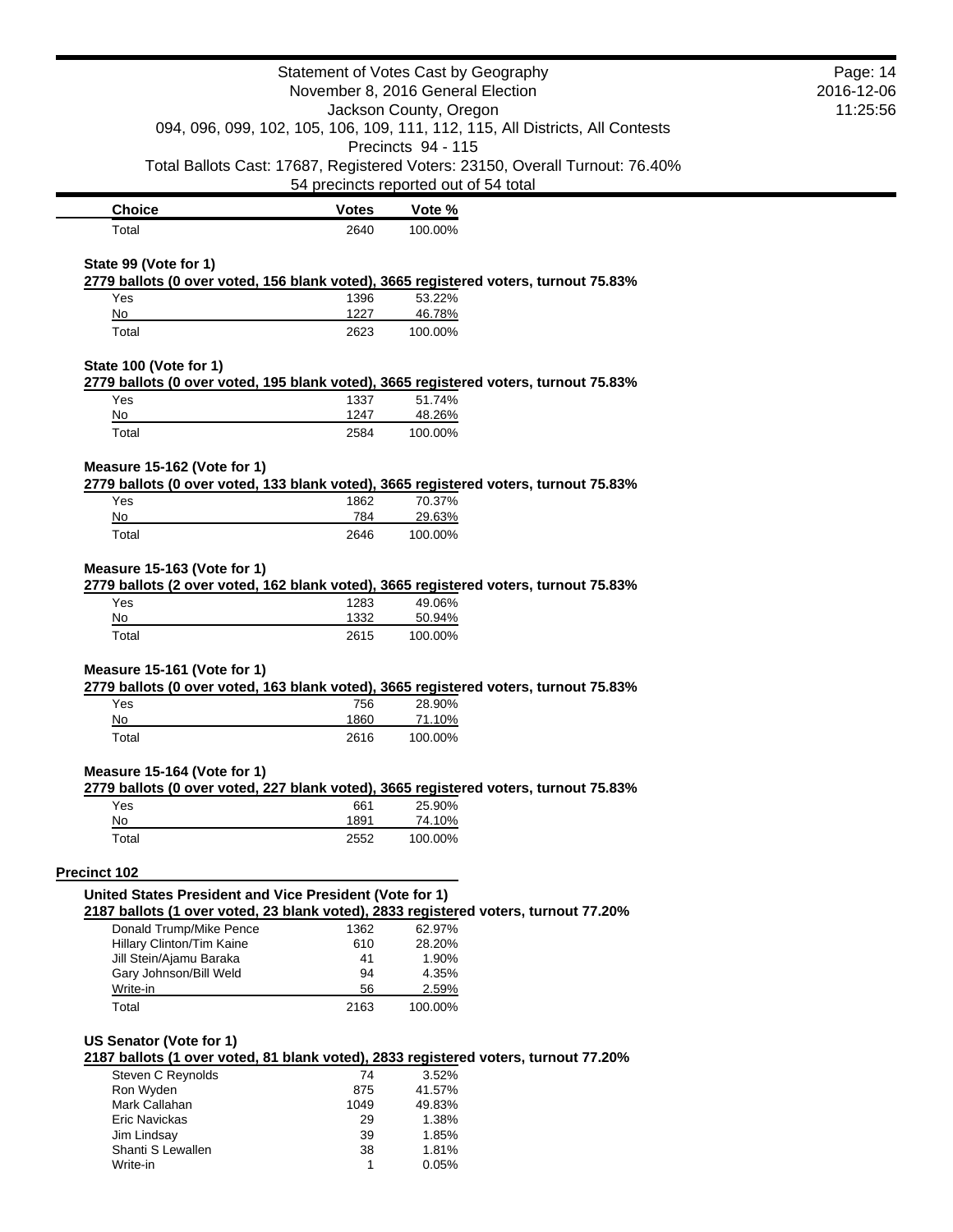Statement of Votes Cast by Geography
November 8, 2016 General Election
Jackson County, Oregon
094, 096, 099, 102, 105, 106, 109, 111, 112, 115, All Districts, All Contests
Precincts 94 - 115
Total Ballots Cast: 17687, Registered Voters: 23150, Overall Turnout: 76.40%
54 precincts reported out of 54 total

| Choice | Votes | Vote % |
|---|---|---|
| Total | 2640 | 100.00% |

**State 99 (Vote for 1)**

**2779 ballots (0 over voted, 156 blank voted), 3665 registered voters, turnout 75.83%**

| Choice | Votes | Vote % |
|---|---|---|
| Yes | 1396 | 53.22% |
| No | 1227 | 46.78% |
| Total | 2623 | 100.00% |

**State 100 (Vote for 1)**

**2779 ballots (0 over voted, 195 blank voted), 3665 registered voters, turnout 75.83%**

| Choice | Votes | Vote % |
|---|---|---|
| Yes | 1337 | 51.74% |
| No | 1247 | 48.26% |
| Total | 2584 | 100.00% |

**Measure 15-162 (Vote for 1)**

**2779 ballots (0 over voted, 133 blank voted), 3665 registered voters, turnout 75.83%**

| Choice | Votes | Vote % |
|---|---|---|
| Yes | 1862 | 70.37% |
| No | 784 | 29.63% |
| Total | 2646 | 100.00% |

**Measure 15-163 (Vote for 1)**

**2779 ballots (2 over voted, 162 blank voted), 3665 registered voters, turnout 75.83%**

| Choice | Votes | Vote % |
|---|---|---|
| Yes | 1283 | 49.06% |
| No | 1332 | 50.94% |
| Total | 2615 | 100.00% |

**Measure 15-161 (Vote for 1)**

**2779 ballots (0 over voted, 163 blank voted), 3665 registered voters, turnout 75.83%**

| Choice | Votes | Vote % |
|---|---|---|
| Yes | 756 | 28.90% |
| No | 1860 | 71.10% |
| Total | 2616 | 100.00% |

**Measure 15-164 (Vote for 1)**

**2779 ballots (0 over voted, 227 blank voted), 3665 registered voters, turnout 75.83%**

| Choice | Votes | Vote % |
|---|---|---|
| Yes | 661 | 25.90% |
| No | 1891 | 74.10% |
| Total | 2552 | 100.00% |

## Precinct 102

**United States President and Vice President (Vote for 1)**

**2187 ballots (1 over voted, 23 blank voted), 2833 registered voters, turnout 77.20%**

| Choice | Votes | Vote % |
|---|---|---|
| Donald Trump/Mike Pence | 1362 | 62.97% |
| Hillary Clinton/Tim Kaine | 610 | 28.20% |
| Jill Stein/Ajamu Baraka | 41 | 1.90% |
| Gary Johnson/Bill Weld | 94 | 4.35% |
| Write-in | 56 | 2.59% |
| Total | 2163 | 100.00% |

**US Senator (Vote for 1)**

**2187 ballots (1 over voted, 81 blank voted), 2833 registered voters, turnout 77.20%**

| Choice | Votes | Vote % |
|---|---|---|
| Steven C Reynolds | 74 | 3.52% |
| Ron Wyden | 875 | 41.57% |
| Mark Callahan | 1049 | 49.83% |
| Eric Navickas | 29 | 1.38% |
| Jim Lindsay | 39 | 1.85% |
| Shanti S Lewallen | 38 | 1.81% |
| Write-in | 1 | 0.05% |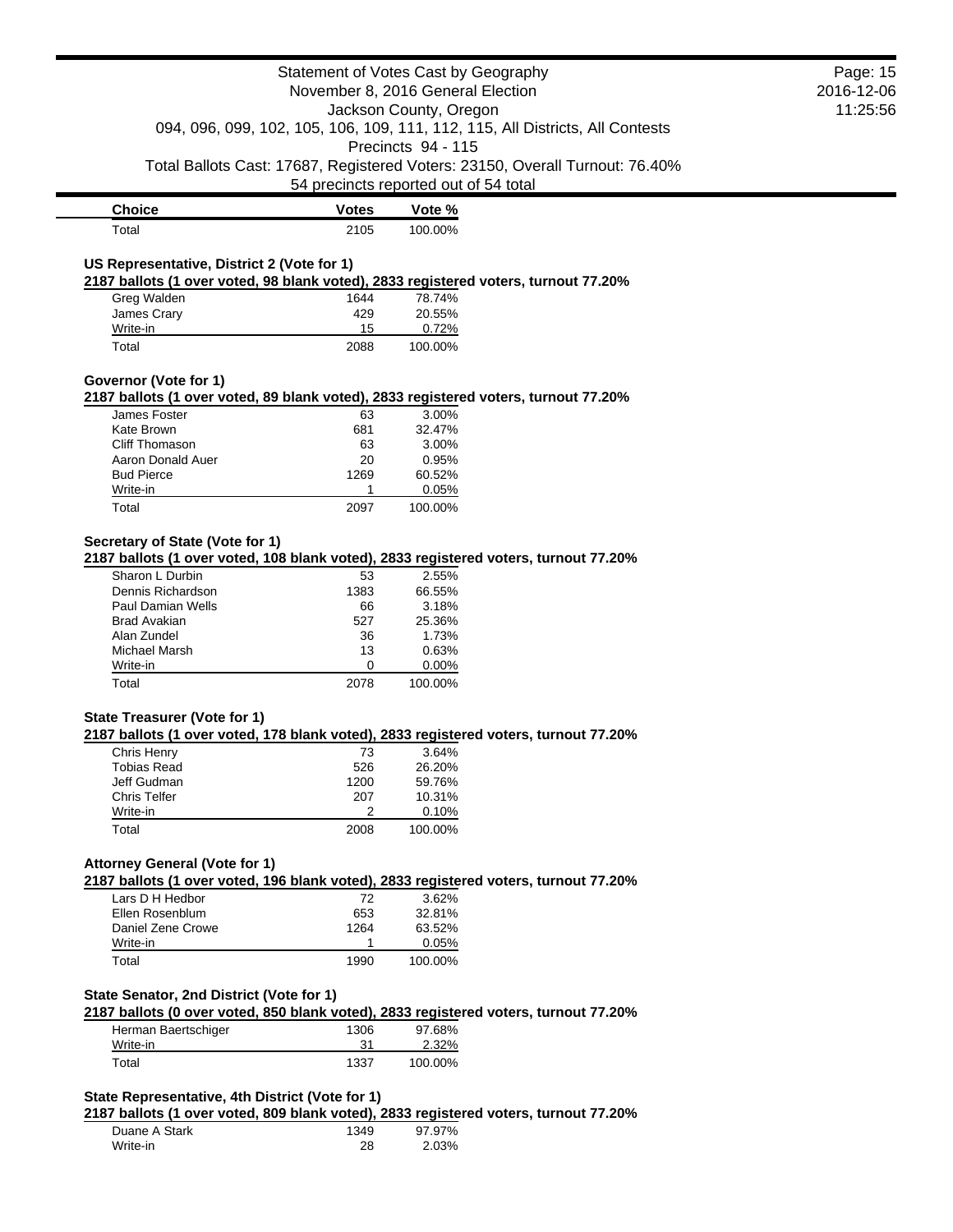| Choice | Votes | Vote % |
|---|---|---|
| Total | 2105 | 100.00% |

### US Representative, District 2 (Vote for 1)

**2187 ballots (1 over voted, 98 blank voted), 2833 registered voters, turnout 77.20%**

| Choice | Votes | Vote % |
|---|---|---|
| Greg Walden | 1644 | 78.74% |
| James Crary | 429 | 20.55% |
| Write-in | 15 | 0.72% |
| Total | 2088 | 100.00% |

### Governor (Vote for 1)

**2187 ballots (1 over voted, 89 blank voted), 2833 registered voters, turnout 77.20%**

| Choice | Votes | Vote % |
|---|---|---|
| James Foster | 63 | 3.00% |
| Kate Brown | 681 | 32.47% |
| Cliff Thomason | 63 | 3.00% |
| Aaron Donald Auer | 20 | 0.95% |
| Bud Pierce | 1269 | 60.52% |
| Write-in | 1 | 0.05% |
| Total | 2097 | 100.00% |

### Secretary of State (Vote for 1)

**2187 ballots (1 over voted, 108 blank voted), 2833 registered voters, turnout 77.20%**

| Choice | Votes | Vote % |
|---|---|---|
| Sharon L Durbin | 53 | 2.55% |
| Dennis Richardson | 1383 | 66.55% |
| Paul Damian Wells | 66 | 3.18% |
| Brad Avakian | 527 | 25.36% |
| Alan Zundel | 36 | 1.73% |
| Michael Marsh | 13 | 0.63% |
| Write-in | 0 | 0.00% |
| Total | 2078 | 100.00% |

### State Treasurer (Vote for 1)

**2187 ballots (1 over voted, 178 blank voted), 2833 registered voters, turnout 77.20%**

| Choice | Votes | Vote % |
|---|---|---|
| Chris Henry | 73 | 3.64% |
| Tobias Read | 526 | 26.20% |
| Jeff Gudman | 1200 | 59.76% |
| Chris Telfer | 207 | 10.31% |
| Write-in | 2 | 0.10% |
| Total | 2008 | 100.00% |

### Attorney General (Vote for 1)

**2187 ballots (1 over voted, 196 blank voted), 2833 registered voters, turnout 77.20%**

| Choice | Votes | Vote % |
|---|---|---|
| Lars D H Hedbor | 72 | 3.62% |
| Ellen Rosenblum | 653 | 32.81% |
| Daniel Zene Crowe | 1264 | 63.52% |
| Write-in | 1 | 0.05% |
| Total | 1990 | 100.00% |

### State Senator, 2nd District (Vote for 1)

**2187 ballots (0 over voted, 850 blank voted), 2833 registered voters, turnout 77.20%**

| Choice | Votes | Vote % |
|---|---|---|
| Herman Baertschiger | 1306 | 97.68% |
| Write-in | 31 | 2.32% |
| Total | 1337 | 100.00% |

### State Representative, 4th District (Vote for 1)

**2187 ballots (1 over voted, 809 blank voted), 2833 registered voters, turnout 77.20%**

| Choice | Votes | Vote % |
|---|---|---|
| Duane A Stark | 1349 | 97.97% |
| Write-in | 28 | 2.03% |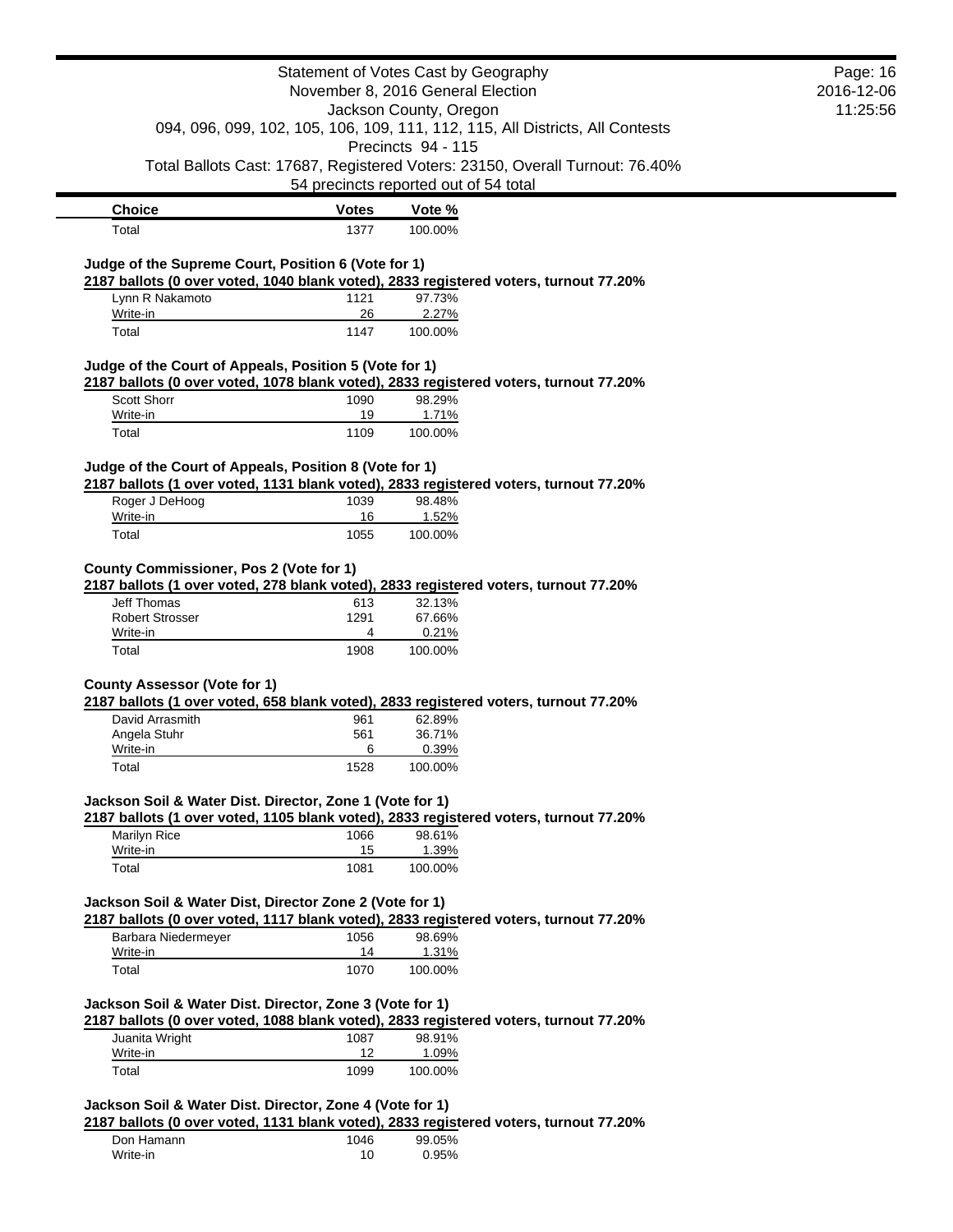| Choice | Votes | Vote % |
|---|---|---|
| Total | 1377 | 100.00% |

**Judge of the Supreme Court, Position 6 (Vote for 1)**

**2187 ballots (0 over voted, 1040 blank voted), 2833 registered voters, turnout 77.20%**

| Choice | Votes | Vote % |
|---|---|---|
| Lynn R Nakamoto | 1121 | 97.73% |
| Write-in | 26 | 2.27% |
| Total | 1147 | 100.00% |

**Judge of the Court of Appeals, Position 5 (Vote for 1)**

**2187 ballots (0 over voted, 1078 blank voted), 2833 registered voters, turnout 77.20%**

| Choice | Votes | Vote % |
|---|---|---|
| Scott Shorr | 1090 | 98.29% |
| Write-in | 19 | 1.71% |
| Total | 1109 | 100.00% |

**Judge of the Court of Appeals, Position 8 (Vote for 1)**

**2187 ballots (1 over voted, 1131 blank voted), 2833 registered voters, turnout 77.20%**

| Choice | Votes | Vote % |
|---|---|---|
| Roger J DeHoog | 1039 | 98.48% |
| Write-in | 16 | 1.52% |
| Total | 1055 | 100.00% |

**County Commissioner, Pos 2 (Vote for 1)**

**2187 ballots (1 over voted, 278 blank voted), 2833 registered voters, turnout 77.20%**

| Choice | Votes | Vote % |
|---|---|---|
| Jeff Thomas | 613 | 32.13% |
| Robert Strosser | 1291 | 67.66% |
| Write-in | 4 | 0.21% |
| Total | 1908 | 100.00% |

**County Assessor (Vote for 1)**

**2187 ballots (1 over voted, 658 blank voted), 2833 registered voters, turnout 77.20%**

| Choice | Votes | Vote % |
|---|---|---|
| David Arrasmith | 961 | 62.89% |
| Angela Stuhr | 561 | 36.71% |
| Write-in | 6 | 0.39% |
| Total | 1528 | 100.00% |

**Jackson Soil & Water Dist. Director, Zone 1 (Vote for 1)**

**2187 ballots (1 over voted, 1105 blank voted), 2833 registered voters, turnout 77.20%**

| Choice | Votes | Vote % |
|---|---|---|
| Marilyn Rice | 1066 | 98.61% |
| Write-in | 15 | 1.39% |
| Total | 1081 | 100.00% |

**Jackson Soil & Water Dist, Director Zone 2 (Vote for 1)**

**2187 ballots (0 over voted, 1117 blank voted), 2833 registered voters, turnout 77.20%**

| Choice | Votes | Vote % |
|---|---|---|
| Barbara Niedermeyer | 1056 | 98.69% |
| Write-in | 14 | 1.31% |
| Total | 1070 | 100.00% |

**Jackson Soil & Water Dist. Director, Zone 3 (Vote for 1)**

**2187 ballots (0 over voted, 1088 blank voted), 2833 registered voters, turnout 77.20%**

| Choice | Votes | Vote % |
|---|---|---|
| Juanita Wright | 1087 | 98.91% |
| Write-in | 12 | 1.09% |
| Total | 1099 | 100.00% |

**Jackson Soil & Water Dist. Director, Zone 4 (Vote for 1)**

**2187 ballots (0 over voted, 1131 blank voted), 2833 registered voters, turnout 77.20%**

| Choice | Votes | Vote % |
|---|---|---|
| Don Hamann | 1046 | 99.05% |
| Write-in | 10 | 0.95% |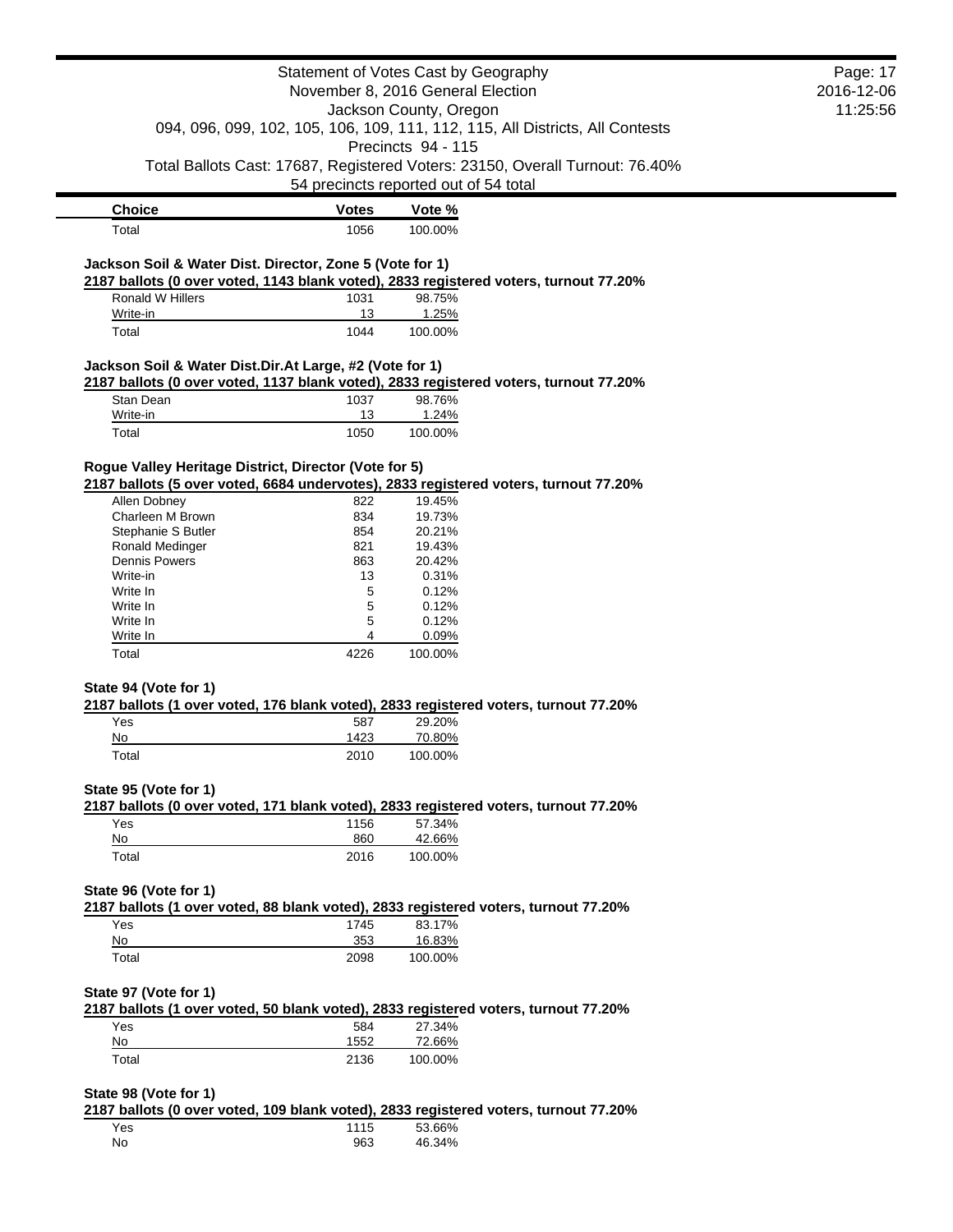| Choice | Votes | Vote % |
|---|---|---|
| Total | 1056 | 100.00% |

### Jackson Soil & Water Dist. Director, Zone 5 (Vote for 1)

**2187 ballots (0 over voted, 1143 blank voted), 2833 registered voters, turnout 77.20%**

| Choice | Votes | Vote % |
|---|---|---|
| Ronald W Hillers | 1031 | 98.75% |
| Write-in | 13 | 1.25% |
| Total | 1044 | 100.00% |

### Jackson Soil & Water Dist.Dir.At Large, #2 (Vote for 1)

**2187 ballots (0 over voted, 1137 blank voted), 2833 registered voters, turnout 77.20%**

| Choice | Votes | Vote % |
|---|---|---|
| Stan Dean | 1037 | 98.76% |
| Write-in | 13 | 1.24% |
| Total | 1050 | 100.00% |

### Rogue Valley Heritage District, Director (Vote for 5)

**2187 ballots (5 over voted, 6684 undervotes), 2833 registered voters, turnout 77.20%**

| Choice | Votes | Vote % |
|---|---|---|
| Allen Dobney | 822 | 19.45% |
| Charleen M Brown | 834 | 19.73% |
| Stephanie S Butler | 854 | 20.21% |
| Ronald Medinger | 821 | 19.43% |
| Dennis Powers | 863 | 20.42% |
| Write-in | 13 | 0.31% |
| Write In | 5 | 0.12% |
| Write In | 5 | 0.12% |
| Write In | 5 | 0.12% |
| Write In | 4 | 0.09% |
| Total | 4226 | 100.00% |

### State 94 (Vote for 1)

**2187 ballots (1 over voted, 176 blank voted), 2833 registered voters, turnout 77.20%**

| Choice | Votes | Vote % |
|---|---|---|
| Yes | 587 | 29.20% |
| No | 1423 | 70.80% |
| Total | 2010 | 100.00% |

### State 95 (Vote for 1)

**2187 ballots (0 over voted, 171 blank voted), 2833 registered voters, turnout 77.20%**

| Choice | Votes | Vote % |
|---|---|---|
| Yes | 1156 | 57.34% |
| No | 860 | 42.66% |
| Total | 2016 | 100.00% |

### State 96 (Vote for 1)

**2187 ballots (1 over voted, 88 blank voted), 2833 registered voters, turnout 77.20%**

| Choice | Votes | Vote % |
|---|---|---|
| Yes | 1745 | 83.17% |
| No | 353 | 16.83% |
| Total | 2098 | 100.00% |

### State 97 (Vote for 1)

**2187 ballots (1 over voted, 50 blank voted), 2833 registered voters, turnout 77.20%**

| Choice | Votes | Vote % |
|---|---|---|
| Yes | 584 | 27.34% |
| No | 1552 | 72.66% |
| Total | 2136 | 100.00% |

### State 98 (Vote for 1)

**2187 ballots (0 over voted, 109 blank voted), 2833 registered voters, turnout 77.20%**

| Choice | Votes | Vote % |
|---|---|---|
| Yes | 1115 | 53.66% |
| No | 963 | 46.34% |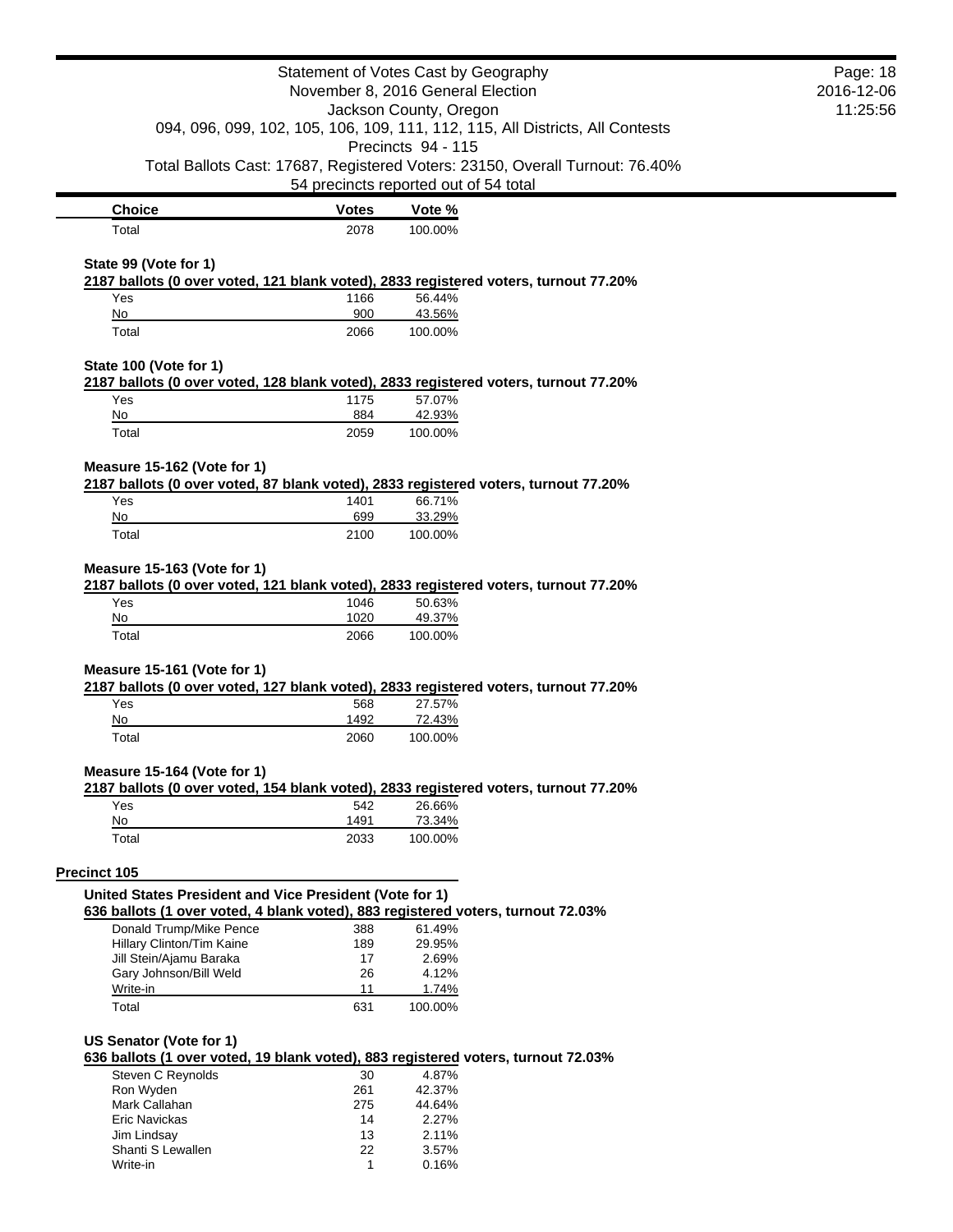| Choice | Votes | Vote % |
| --- | --- | --- |
| Total | 2078 | 100.00% |

**State 99 (Vote for 1)**

**2187 ballots (0 over voted, 121 blank voted), 2833 registered voters, turnout 77.20%**

| Choice | Votes | Vote % |
| --- | --- | --- |
| Yes | 1166 | 56.44% |
| No | 900 | 43.56% |
| Total | 2066 | 100.00% |

**State 100 (Vote for 1)**

**2187 ballots (0 over voted, 128 blank voted), 2833 registered voters, turnout 77.20%**

| Choice | Votes | Vote % |
| --- | --- | --- |
| Yes | 1175 | 57.07% |
| No | 884 | 42.93% |
| Total | 2059 | 100.00% |

**Measure 15-162 (Vote for 1)**

**2187 ballots (0 over voted, 87 blank voted), 2833 registered voters, turnout 77.20%**

| Choice | Votes | Vote % |
| --- | --- | --- |
| Yes | 1401 | 66.71% |
| No | 699 | 33.29% |
| Total | 2100 | 100.00% |

**Measure 15-163 (Vote for 1)**

**2187 ballots (0 over voted, 121 blank voted), 2833 registered voters, turnout 77.20%**

| Choice | Votes | Vote % |
| --- | --- | --- |
| Yes | 1046 | 50.63% |
| No | 1020 | 49.37% |
| Total | 2066 | 100.00% |

**Measure 15-161 (Vote for 1)**

**2187 ballots (0 over voted, 127 blank voted), 2833 registered voters, turnout 77.20%**

| Choice | Votes | Vote % |
| --- | --- | --- |
| Yes | 568 | 27.57% |
| No | 1492 | 72.43% |
| Total | 2060 | 100.00% |

**Measure 15-164 (Vote for 1)**

**2187 ballots (0 over voted, 154 blank voted), 2833 registered voters, turnout 77.20%**

| Choice | Votes | Vote % |
| --- | --- | --- |
| Yes | 542 | 26.66% |
| No | 1491 | 73.34% |
| Total | 2033 | 100.00% |

## Precinct 105

**United States President and Vice President (Vote for 1)**

**636 ballots (1 over voted, 4 blank voted), 883 registered voters, turnout 72.03%**

| Choice | Votes | Vote % |
| --- | --- | --- |
| Donald Trump/Mike Pence | 388 | 61.49% |
| Hillary Clinton/Tim Kaine | 189 | 29.95% |
| Jill Stein/Ajamu Baraka | 17 | 2.69% |
| Gary Johnson/Bill Weld | 26 | 4.12% |
| Write-in | 11 | 1.74% |
| Total | 631 | 100.00% |

**US Senator (Vote for 1)**

**636 ballots (1 over voted, 19 blank voted), 883 registered voters, turnout 72.03%**

| Choice | Votes | Vote % |
| --- | --- | --- |
| Steven C Reynolds | 30 | 4.87% |
| Ron Wyden | 261 | 42.37% |
| Mark Callahan | 275 | 44.64% |
| Eric Navickas | 14 | 2.27% |
| Jim Lindsay | 13 | 2.11% |
| Shanti S Lewallen | 22 | 3.57% |
| Write-in | 1 | 0.16% |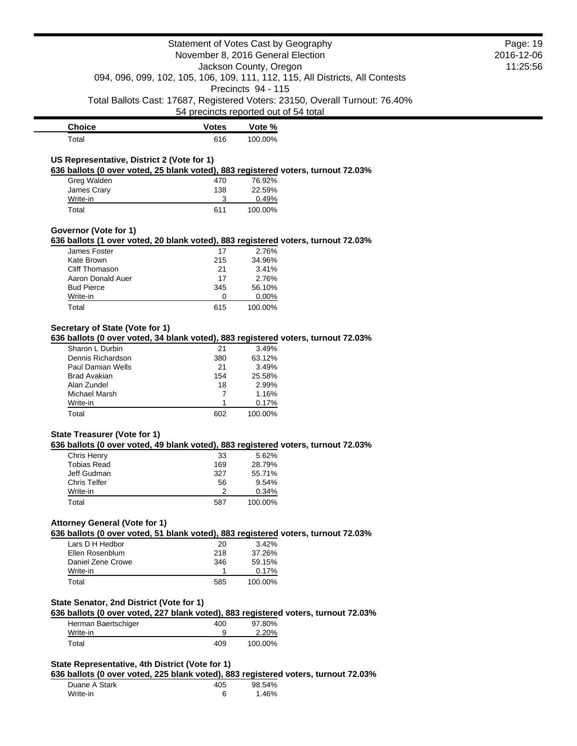| Choice | Votes | Vote % |
| --- | --- | --- |
| Total | 616 | 100.00% |

### US Representative, District 2 (Vote for 1)

**636 ballots (0 over voted, 25 blank voted), 883 registered voters, turnout 72.03%**

| Choice | Votes | Vote % |
| --- | --- | --- |
| Greg Walden | 470 | 76.92% |
| James Crary | 138 | 22.59% |
| Write-in | 3 | 0.49% |
| Total | 611 | 100.00% |

### Governor (Vote for 1)

**636 ballots (1 over voted, 20 blank voted), 883 registered voters, turnout 72.03%**

| Choice | Votes | Vote % |
| --- | --- | --- |
| James Foster | 17 | 2.76% |
| Kate Brown | 215 | 34.96% |
| Cliff Thomason | 21 | 3.41% |
| Aaron Donald Auer | 17 | 2.76% |
| Bud Pierce | 345 | 56.10% |
| Write-in | 0 | 0.00% |
| Total | 615 | 100.00% |

### Secretary of State (Vote for 1)

**636 ballots (0 over voted, 34 blank voted), 883 registered voters, turnout 72.03%**

| Choice | Votes | Vote % |
| --- | --- | --- |
| Sharon L Durbin | 21 | 3.49% |
| Dennis Richardson | 380 | 63.12% |
| Paul Damian Wells | 21 | 3.49% |
| Brad Avakian | 154 | 25.58% |
| Alan Zundel | 18 | 2.99% |
| Michael Marsh | 7 | 1.16% |
| Write-in | 1 | 0.17% |
| Total | 602 | 100.00% |

### State Treasurer (Vote for 1)

**636 ballots (0 over voted, 49 blank voted), 883 registered voters, turnout 72.03%**

| Choice | Votes | Vote % |
| --- | --- | --- |
| Chris Henry | 33 | 5.62% |
| Tobias Read | 169 | 28.79% |
| Jeff Gudman | 327 | 55.71% |
| Chris Telfer | 56 | 9.54% |
| Write-in | 2 | 0.34% |
| Total | 587 | 100.00% |

### Attorney General (Vote for 1)

**636 ballots (0 over voted, 51 blank voted), 883 registered voters, turnout 72.03%**

| Choice | Votes | Vote % |
| --- | --- | --- |
| Lars D H Hedbor | 20 | 3.42% |
| Ellen Rosenblum | 218 | 37.26% |
| Daniel Zene Crowe | 346 | 59.15% |
| Write-in | 1 | 0.17% |
| Total | 585 | 100.00% |

### State Senator, 2nd District (Vote for 1)

**636 ballots (0 over voted, 227 blank voted), 883 registered voters, turnout 72.03%**

| Choice | Votes | Vote % |
| --- | --- | --- |
| Herman Baertschiger | 400 | 97.80% |
| Write-in | 9 | 2.20% |
| Total | 409 | 100.00% |

### State Representative, 4th District (Vote for 1)

**636 ballots (0 over voted, 225 blank voted), 883 registered voters, turnout 72.03%**

| Choice | Votes | Vote % |
| --- | --- | --- |
| Duane A Stark | 405 | 98.54% |
| Write-in | 6 | 1.46% |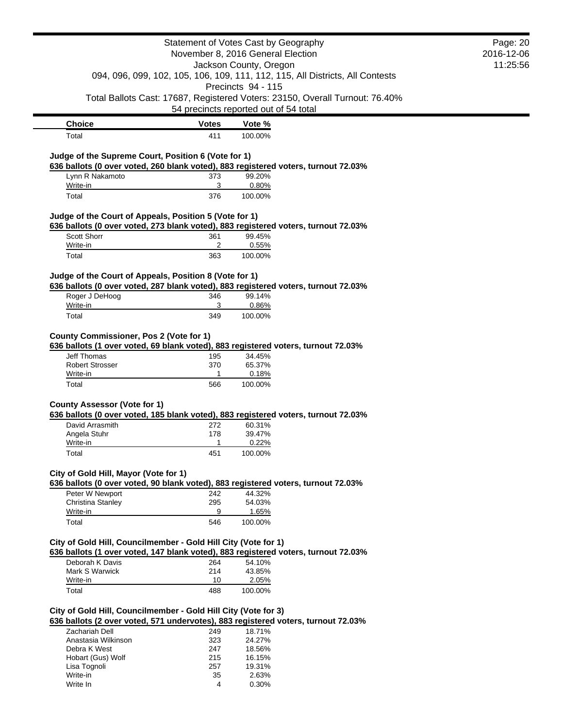| Choice | Votes | Vote % |
|---|---|---|
| Total | 411 | 100.00% |

**Judge of the Supreme Court, Position 6 (Vote for 1)**

**636 ballots (0 over voted, 260 blank voted), 883 registered voters, turnout 72.03%**

| Choice | Votes | Vote % |
|---|---|---|
| Lynn R Nakamoto | 373 | 99.20% |
| Write-in | 3 | 0.80% |
| Total | 376 | 100.00% |

**Judge of the Court of Appeals, Position 5 (Vote for 1)**

**636 ballots (0 over voted, 273 blank voted), 883 registered voters, turnout 72.03%**

| Choice | Votes | Vote % |
|---|---|---|
| Scott Shorr | 361 | 99.45% |
| Write-in | 2 | 0.55% |
| Total | 363 | 100.00% |

**Judge of the Court of Appeals, Position 8 (Vote for 1)**

**636 ballots (0 over voted, 287 blank voted), 883 registered voters, turnout 72.03%**

| Choice | Votes | Vote % |
|---|---|---|
| Roger J DeHoog | 346 | 99.14% |
| Write-in | 3 | 0.86% |
| Total | 349 | 100.00% |

**County Commissioner, Pos 2 (Vote for 1)**

**636 ballots (1 over voted, 69 blank voted), 883 registered voters, turnout 72.03%**

| Choice | Votes | Vote % |
|---|---|---|
| Jeff Thomas | 195 | 34.45% |
| Robert Strosser | 370 | 65.37% |
| Write-in | 1 | 0.18% |
| Total | 566 | 100.00% |

**County Assessor (Vote for 1)**

**636 ballots (0 over voted, 185 blank voted), 883 registered voters, turnout 72.03%**

| Choice | Votes | Vote % |
|---|---|---|
| David Arrasmith | 272 | 60.31% |
| Angela Stuhr | 178 | 39.47% |
| Write-in | 1 | 0.22% |
| Total | 451 | 100.00% |

**City of Gold Hill, Mayor (Vote for 1)**

**636 ballots (0 over voted, 90 blank voted), 883 registered voters, turnout 72.03%**

| Choice | Votes | Vote % |
|---|---|---|
| Peter W Newport | 242 | 44.32% |
| Christina Stanley | 295 | 54.03% |
| Write-in | 9 | 1.65% |
| Total | 546 | 100.00% |

**City of Gold Hill, Councilmember - Gold Hill City (Vote for 1)**

**636 ballots (1 over voted, 147 blank voted), 883 registered voters, turnout 72.03%**

| Choice | Votes | Vote % |
|---|---|---|
| Deborah K Davis | 264 | 54.10% |
| Mark S Warwick | 214 | 43.85% |
| Write-in | 10 | 2.05% |
| Total | 488 | 100.00% |

**City of Gold Hill, Councilmember - Gold Hill City (Vote for 3)**

**636 ballots (2 over voted, 571 undervotes), 883 registered voters, turnout 72.03%**

| Choice | Votes | Vote % |
|---|---|---|
| Zachariah Dell | 249 | 18.71% |
| Anastasia Wilkinson | 323 | 24.27% |
| Debra K West | 247 | 18.56% |
| Hobart (Gus) Wolf | 215 | 16.15% |
| Lisa Tognoli | 257 | 19.31% |
| Write-in | 35 | 2.63% |
| Write In | 4 | 0.30% |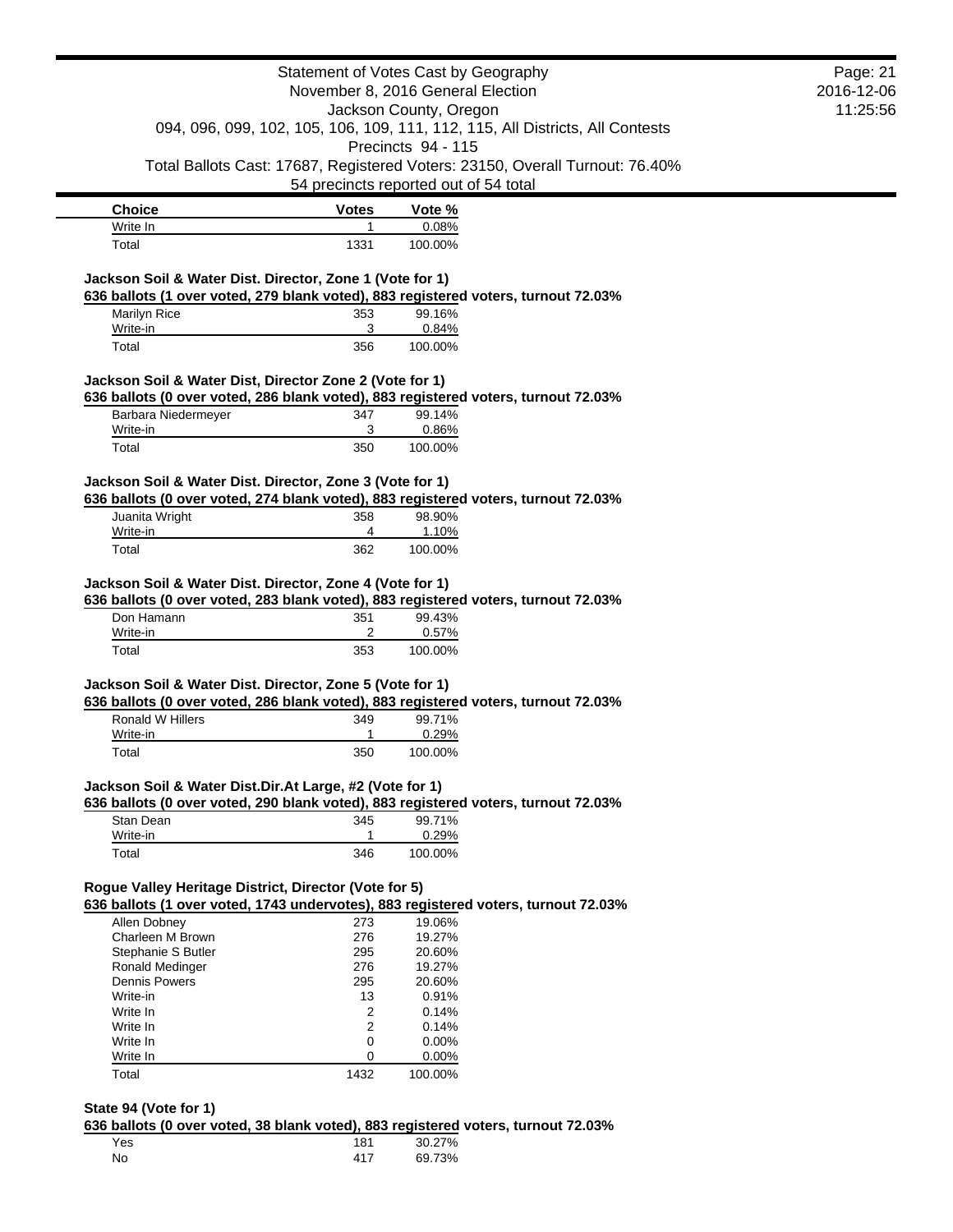| Choice | Votes | Vote % |
|---|---|---|
| Write In | 1 | 0.08% |
| Total | 1331 | 100.00% |

**Jackson Soil & Water Dist. Director, Zone 1 (Vote for 1)**

**636 ballots (1 over voted, 279 blank voted), 883 registered voters, turnout 72.03%**

| Choice | Votes | Vote % |
|---|---|---|
| Marilyn Rice | 353 | 99.16% |
| Write-in | 3 | 0.84% |
| Total | 356 | 100.00% |

**Jackson Soil & Water Dist, Director Zone 2 (Vote for 1)**

**636 ballots (0 over voted, 286 blank voted), 883 registered voters, turnout 72.03%**

| Choice | Votes | Vote % |
|---|---|---|
| Barbara Niedermeyer | 347 | 99.14% |
| Write-in | 3 | 0.86% |
| Total | 350 | 100.00% |

**Jackson Soil & Water Dist. Director, Zone 3 (Vote for 1)**

**636 ballots (0 over voted, 274 blank voted), 883 registered voters, turnout 72.03%**

| Choice | Votes | Vote % |
|---|---|---|
| Juanita Wright | 358 | 98.90% |
| Write-in | 4 | 1.10% |
| Total | 362 | 100.00% |

**Jackson Soil & Water Dist. Director, Zone 4 (Vote for 1)**

**636 ballots (0 over voted, 283 blank voted), 883 registered voters, turnout 72.03%**

| Choice | Votes | Vote % |
|---|---|---|
| Don Hamann | 351 | 99.43% |
| Write-in | 2 | 0.57% |
| Total | 353 | 100.00% |

**Jackson Soil & Water Dist. Director, Zone 5 (Vote for 1)**

**636 ballots (0 over voted, 286 blank voted), 883 registered voters, turnout 72.03%**

| Choice | Votes | Vote % |
|---|---|---|
| Ronald W Hillers | 349 | 99.71% |
| Write-in | 1 | 0.29% |
| Total | 350 | 100.00% |

**Jackson Soil & Water Dist.Dir.At Large, #2 (Vote for 1)**

**636 ballots (0 over voted, 290 blank voted), 883 registered voters, turnout 72.03%**

| Choice | Votes | Vote % |
|---|---|---|
| Stan Dean | 345 | 99.71% |
| Write-in | 1 | 0.29% |
| Total | 346 | 100.00% |

**Rogue Valley Heritage District, Director (Vote for 5)**

**636 ballots (1 over voted, 1743 undervotes), 883 registered voters, turnout 72.03%**

| Choice | Votes | Vote % |
|---|---|---|
| Allen Dobney | 273 | 19.06% |
| Charleen M Brown | 276 | 19.27% |
| Stephanie S Butler | 295 | 20.60% |
| Ronald Medinger | 276 | 19.27% |
| Dennis Powers | 295 | 20.60% |
| Write-in | 13 | 0.91% |
| Write In | 2 | 0.14% |
| Write In | 2 | 0.14% |
| Write In | 0 | 0.00% |
| Write In | 0 | 0.00% |
| Total | 1432 | 100.00% |

**State 94 (Vote for 1)**

**636 ballots (0 over voted, 38 blank voted), 883 registered voters, turnout 72.03%**

| Choice | Votes | Vote % |
|---|---|---|
| Yes | 181 | 30.27% |
| No | 417 | 69.73% |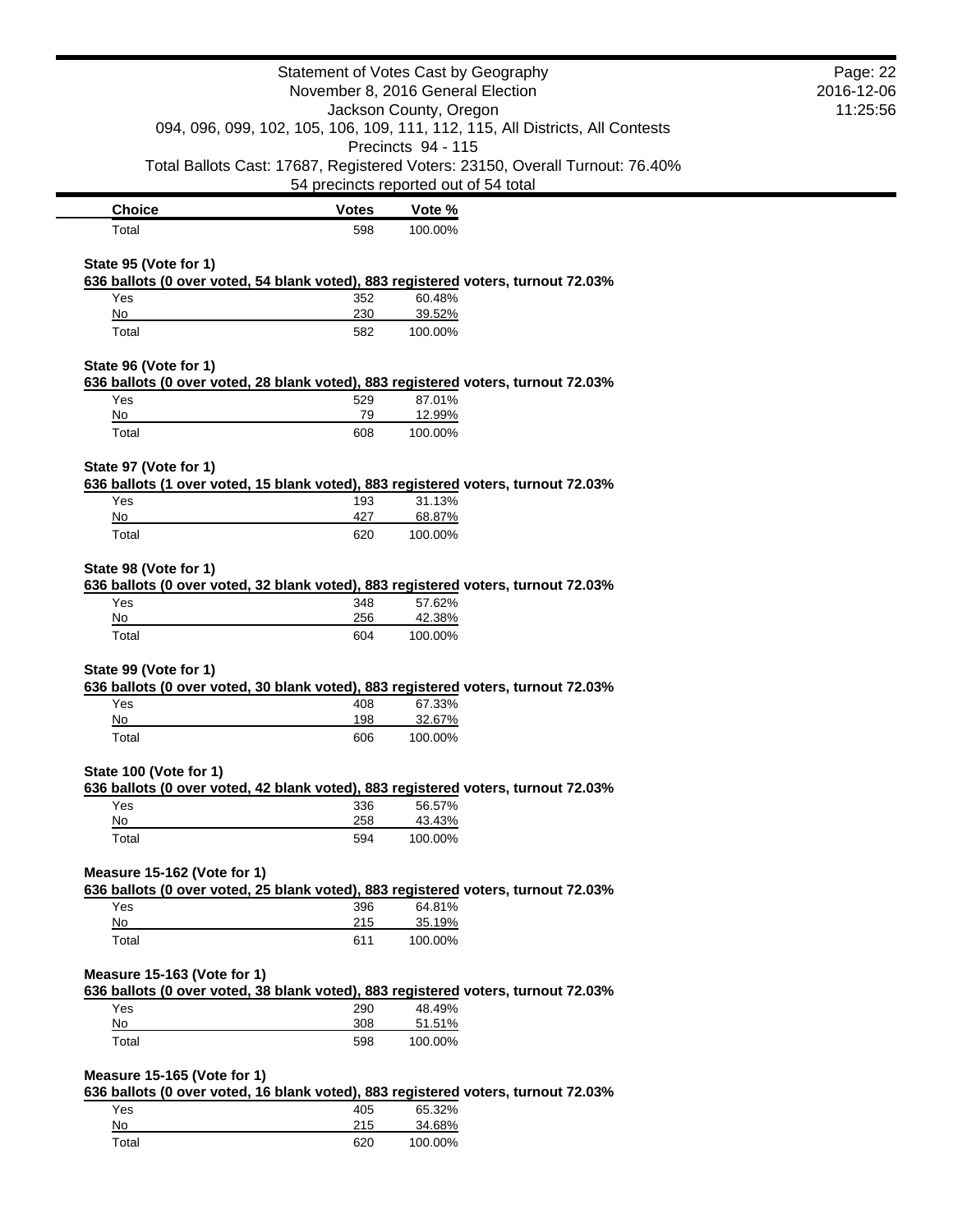Statement of Votes Cast by Geography
November 8, 2016 General Election
Jackson County, Oregon
094, 096, 099, 102, 105, 106, 109, 111, 112, 115, All Districts, All Contests
Precincts 94 - 115
Total Ballots Cast: 17687, Registered Voters: 23150, Overall Turnout: 76.40%
54 precincts reported out of 54 total

| Choice | Votes | Vote % |
|---|---|---|
| Total | 598 | 100.00% |

**State 95 (Vote for 1)**

**636 ballots (0 over voted, 54 blank voted), 883 registered voters, turnout 72.03%**

| Choice | Votes | Vote % |
|---|---|---|
| Yes | 352 | 60.48% |
| No | 230 | 39.52% |
| Total | 582 | 100.00% |

**State 96 (Vote for 1)**

**636 ballots (0 over voted, 28 blank voted), 883 registered voters, turnout 72.03%**

| Choice | Votes | Vote % |
|---|---|---|
| Yes | 529 | 87.01% |
| No | 79 | 12.99% |
| Total | 608 | 100.00% |

**State 97 (Vote for 1)**

**636 ballots (1 over voted, 15 blank voted), 883 registered voters, turnout 72.03%**

| Choice | Votes | Vote % |
|---|---|---|
| Yes | 193 | 31.13% |
| No | 427 | 68.87% |
| Total | 620 | 100.00% |

**State 98 (Vote for 1)**

**636 ballots (0 over voted, 32 blank voted), 883 registered voters, turnout 72.03%**

| Choice | Votes | Vote % |
|---|---|---|
| Yes | 348 | 57.62% |
| No | 256 | 42.38% |
| Total | 604 | 100.00% |

**State 99 (Vote for 1)**

**636 ballots (0 over voted, 30 blank voted), 883 registered voters, turnout 72.03%**

| Choice | Votes | Vote % |
|---|---|---|
| Yes | 408 | 67.33% |
| No | 198 | 32.67% |
| Total | 606 | 100.00% |

**State 100 (Vote for 1)**

**636 ballots (0 over voted, 42 blank voted), 883 registered voters, turnout 72.03%**

| Choice | Votes | Vote % |
|---|---|---|
| Yes | 336 | 56.57% |
| No | 258 | 43.43% |
| Total | 594 | 100.00% |

**Measure 15-162 (Vote for 1)**

**636 ballots (0 over voted, 25 blank voted), 883 registered voters, turnout 72.03%**

| Choice | Votes | Vote % |
|---|---|---|
| Yes | 396 | 64.81% |
| No | 215 | 35.19% |
| Total | 611 | 100.00% |

**Measure 15-163 (Vote for 1)**

**636 ballots (0 over voted, 38 blank voted), 883 registered voters, turnout 72.03%**

| Choice | Votes | Vote % |
|---|---|---|
| Yes | 290 | 48.49% |
| No | 308 | 51.51% |
| Total | 598 | 100.00% |

**Measure 15-165 (Vote for 1)**

**636 ballots (0 over voted, 16 blank voted), 883 registered voters, turnout 72.03%**

| Choice | Votes | Vote % |
|---|---|---|
| Yes | 405 | 65.32% |
| No | 215 | 34.68% |
| Total | 620 | 100.00% |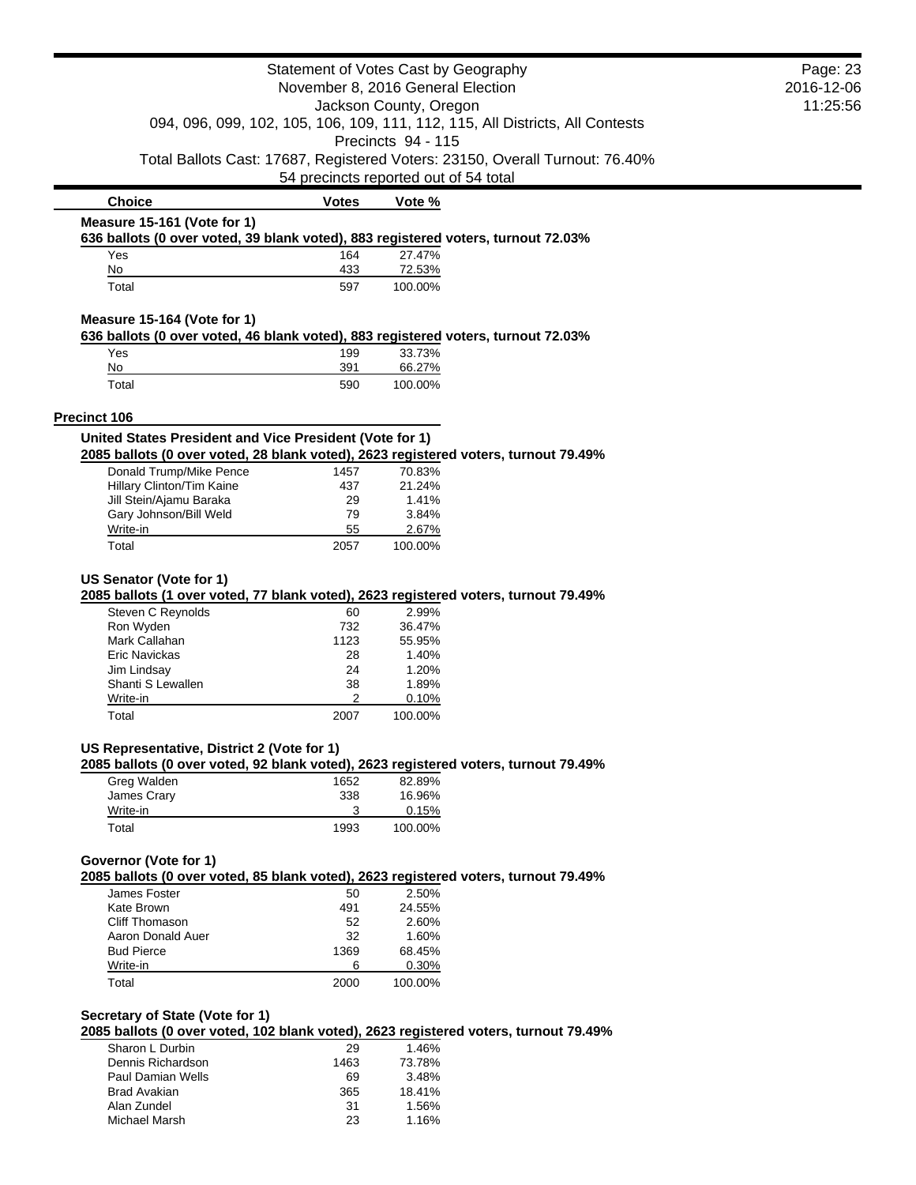Statement of Votes Cast by Geography
November 8, 2016 General Election
Jackson County, Oregon
094, 096, 099, 102, 105, 106, 109, 111, 112, 115, All Districts, All Contests
Precincts 94 - 115
Total Ballots Cast: 17687, Registered Voters: 23150, Overall Turnout: 76.40%
54 precincts reported out of 54 total

### Measure 15-161 (Vote for 1)

**636 ballots (0 over voted, 39 blank voted), 883 registered voters, turnout 72.03%**

| Choice | Votes | Vote % |
|---|---|---|
| Yes | 164 | 27.47% |
| No | 433 | 72.53% |
| Total | 597 | 100.00% |

### Measure 15-164 (Vote for 1)

**636 ballots (0 over voted, 46 blank voted), 883 registered voters, turnout 72.03%**

| Choice | Votes | Vote % |
|---|---|---|
| Yes | 199 | 33.73% |
| No | 391 | 66.27% |
| Total | 590 | 100.00% |

## Precinct 106

### United States President and Vice President (Vote for 1)

**2085 ballots (0 over voted, 28 blank voted), 2623 registered voters, turnout 79.49%**

| Choice | Votes | Vote % |
|---|---|---|
| Donald Trump/Mike Pence | 1457 | 70.83% |
| Hillary Clinton/Tim Kaine | 437 | 21.24% |
| Jill Stein/Ajamu Baraka | 29 | 1.41% |
| Gary Johnson/Bill Weld | 79 | 3.84% |
| Write-in | 55 | 2.67% |
| Total | 2057 | 100.00% |

### US Senator (Vote for 1)

**2085 ballots (1 over voted, 77 blank voted), 2623 registered voters, turnout 79.49%**

| Choice | Votes | Vote % |
|---|---|---|
| Steven C Reynolds | 60 | 2.99% |
| Ron Wyden | 732 | 36.47% |
| Mark Callahan | 1123 | 55.95% |
| Eric Navickas | 28 | 1.40% |
| Jim Lindsay | 24 | 1.20% |
| Shanti S Lewallen | 38 | 1.89% |
| Write-in | 2 | 0.10% |
| Total | 2007 | 100.00% |

### US Representative, District 2 (Vote for 1)

**2085 ballots (0 over voted, 92 blank voted), 2623 registered voters, turnout 79.49%**

| Choice | Votes | Vote % |
|---|---|---|
| Greg Walden | 1652 | 82.89% |
| James Crary | 338 | 16.96% |
| Write-in | 3 | 0.15% |
| Total | 1993 | 100.00% |

### Governor (Vote for 1)

**2085 ballots (0 over voted, 85 blank voted), 2623 registered voters, turnout 79.49%**

| Choice | Votes | Vote % |
|---|---|---|
| James Foster | 50 | 2.50% |
| Kate Brown | 491 | 24.55% |
| Cliff Thomason | 52 | 2.60% |
| Aaron Donald Auer | 32 | 1.60% |
| Bud Pierce | 1369 | 68.45% |
| Write-in | 6 | 0.30% |
| Total | 2000 | 100.00% |

### Secretary of State (Vote for 1)

**2085 ballots (0 over voted, 102 blank voted), 2623 registered voters, turnout 79.49%**

| Choice | Votes | Vote % |
|---|---|---|
| Sharon L Durbin | 29 | 1.46% |
| Dennis Richardson | 1463 | 73.78% |
| Paul Damian Wells | 69 | 3.48% |
| Brad Avakian | 365 | 18.41% |
| Alan Zundel | 31 | 1.56% |
| Michael Marsh | 23 | 1.16% |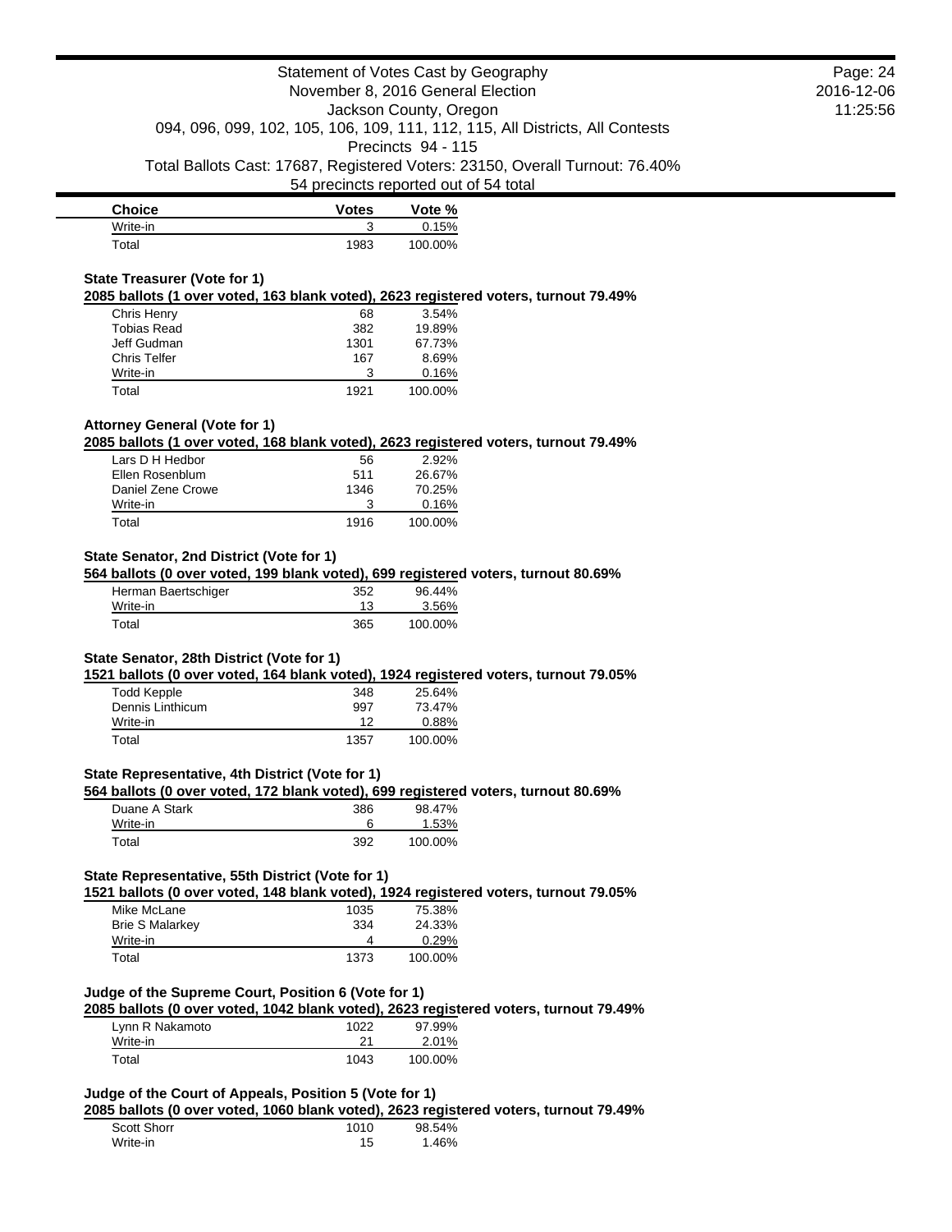| Choice | Votes | Vote % |
| --- | --- | --- |
| Write-in | 3 | 0.15% |
| Total | 1983 | 100.00% |

### State Treasurer (Vote for 1)

**2085 ballots (1 over voted, 163 blank voted), 2623 registered voters, turnout 79.49%**

| Choice | Votes | Vote % |
| --- | --- | --- |
| Chris Henry | 68 | 3.54% |
| Tobias Read | 382 | 19.89% |
| Jeff Gudman | 1301 | 67.73% |
| Chris Telfer | 167 | 8.69% |
| Write-in | 3 | 0.16% |
| Total | 1921 | 100.00% |

### Attorney General (Vote for 1)

**2085 ballots (1 over voted, 168 blank voted), 2623 registered voters, turnout 79.49%**

| Choice | Votes | Vote % |
| --- | --- | --- |
| Lars D H Hedbor | 56 | 2.92% |
| Ellen Rosenblum | 511 | 26.67% |
| Daniel Zene Crowe | 1346 | 70.25% |
| Write-in | 3 | 0.16% |
| Total | 1916 | 100.00% |

### State Senator, 2nd District (Vote for 1)

**564 ballots (0 over voted, 199 blank voted), 699 registered voters, turnout 80.69%**

| Choice | Votes | Vote % |
| --- | --- | --- |
| Herman Baertschiger | 352 | 96.44% |
| Write-in | 13 | 3.56% |
| Total | 365 | 100.00% |

### State Senator, 28th District (Vote for 1)

**1521 ballots (0 over voted, 164 blank voted), 1924 registered voters, turnout 79.05%**

| Choice | Votes | Vote % |
| --- | --- | --- |
| Todd Kepple | 348 | 25.64% |
| Dennis Linthicum | 997 | 73.47% |
| Write-in | 12 | 0.88% |
| Total | 1357 | 100.00% |

### State Representative, 4th District (Vote for 1)

**564 ballots (0 over voted, 172 blank voted), 699 registered voters, turnout 80.69%**

| Choice | Votes | Vote % |
| --- | --- | --- |
| Duane A Stark | 386 | 98.47% |
| Write-in | 6 | 1.53% |
| Total | 392 | 100.00% |

### State Representative, 55th District (Vote for 1)

**1521 ballots (0 over voted, 148 blank voted), 1924 registered voters, turnout 79.05%**

| Choice | Votes | Vote % |
| --- | --- | --- |
| Mike McLane | 1035 | 75.38% |
| Brie S Malarkey | 334 | 24.33% |
| Write-in | 4 | 0.29% |
| Total | 1373 | 100.00% |

### Judge of the Supreme Court, Position 6 (Vote for 1)

**2085 ballots (0 over voted, 1042 blank voted), 2623 registered voters, turnout 79.49%**

| Choice | Votes | Vote % |
| --- | --- | --- |
| Lynn R Nakamoto | 1022 | 97.99% |
| Write-in | 21 | 2.01% |
| Total | 1043 | 100.00% |

### Judge of the Court of Appeals, Position 5 (Vote for 1)

**2085 ballots (0 over voted, 1060 blank voted), 2623 registered voters, turnout 79.49%**

| Choice | Votes | Vote % |
| --- | --- | --- |
| Scott Shorr | 1010 | 98.54% |
| Write-in | 15 | 1.46% |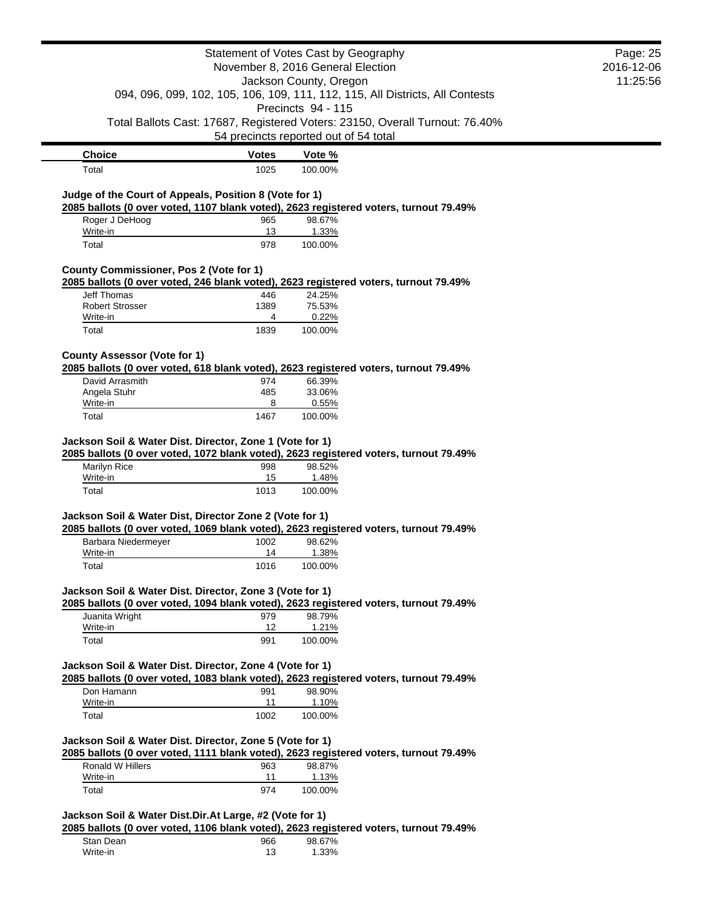| Choice | Votes | Vote % |
|---|---|---|
| Total | 1025 | 100.00% |

**Judge of the Court of Appeals, Position 8 (Vote for 1)**

**2085 ballots (0 over voted, 1107 blank voted), 2623 registered voters, turnout 79.49%**

| Choice | Votes | Vote % |
|---|---|---|
| Roger J DeHoog | 965 | 98.67% |
| Write-in | 13 | 1.33% |
| Total | 978 | 100.00% |

**County Commissioner, Pos 2 (Vote for 1)**

**2085 ballots (0 over voted, 246 blank voted), 2623 registered voters, turnout 79.49%**

| Choice | Votes | Vote % |
|---|---|---|
| Jeff Thomas | 446 | 24.25% |
| Robert Strosser | 1389 | 75.53% |
| Write-in | 4 | 0.22% |
| Total | 1839 | 100.00% |

**County Assessor (Vote for 1)**

**2085 ballots (0 over voted, 618 blank voted), 2623 registered voters, turnout 79.49%**

| Choice | Votes | Vote % |
|---|---|---|
| David Arrasmith | 974 | 66.39% |
| Angela Stuhr | 485 | 33.06% |
| Write-in | 8 | 0.55% |
| Total | 1467 | 100.00% |

**Jackson Soil & Water Dist. Director, Zone 1 (Vote for 1)**

**2085 ballots (0 over voted, 1072 blank voted), 2623 registered voters, turnout 79.49%**

| Choice | Votes | Vote % |
|---|---|---|
| Marilyn Rice | 998 | 98.52% |
| Write-in | 15 | 1.48% |
| Total | 1013 | 100.00% |

**Jackson Soil & Water Dist, Director Zone 2 (Vote for 1)**

**2085 ballots (0 over voted, 1069 blank voted), 2623 registered voters, turnout 79.49%**

| Choice | Votes | Vote % |
|---|---|---|
| Barbara Niedermeyer | 1002 | 98.62% |
| Write-in | 14 | 1.38% |
| Total | 1016 | 100.00% |

**Jackson Soil & Water Dist. Director, Zone 3 (Vote for 1)**

**2085 ballots (0 over voted, 1094 blank voted), 2623 registered voters, turnout 79.49%**

| Choice | Votes | Vote % |
|---|---|---|
| Juanita Wright | 979 | 98.79% |
| Write-in | 12 | 1.21% |
| Total | 991 | 100.00% |

**Jackson Soil & Water Dist. Director, Zone 4 (Vote for 1)**

**2085 ballots (0 over voted, 1083 blank voted), 2623 registered voters, turnout 79.49%**

| Choice | Votes | Vote % |
|---|---|---|
| Don Hamann | 991 | 98.90% |
| Write-in | 11 | 1.10% |
| Total | 1002 | 100.00% |

**Jackson Soil & Water Dist. Director, Zone 5 (Vote for 1)**

**2085 ballots (0 over voted, 1111 blank voted), 2623 registered voters, turnout 79.49%**

| Choice | Votes | Vote % |
|---|---|---|
| Ronald W Hillers | 963 | 98.87% |
| Write-in | 11 | 1.13% |
| Total | 974 | 100.00% |

**Jackson Soil & Water Dist.Dir.At Large, #2 (Vote for 1)**

**2085 ballots (0 over voted, 1106 blank voted), 2623 registered voters, turnout 79.49%**

| Choice | Votes | Vote % |
|---|---|---|
| Stan Dean | 966 | 98.67% |
| Write-in | 13 | 1.33% |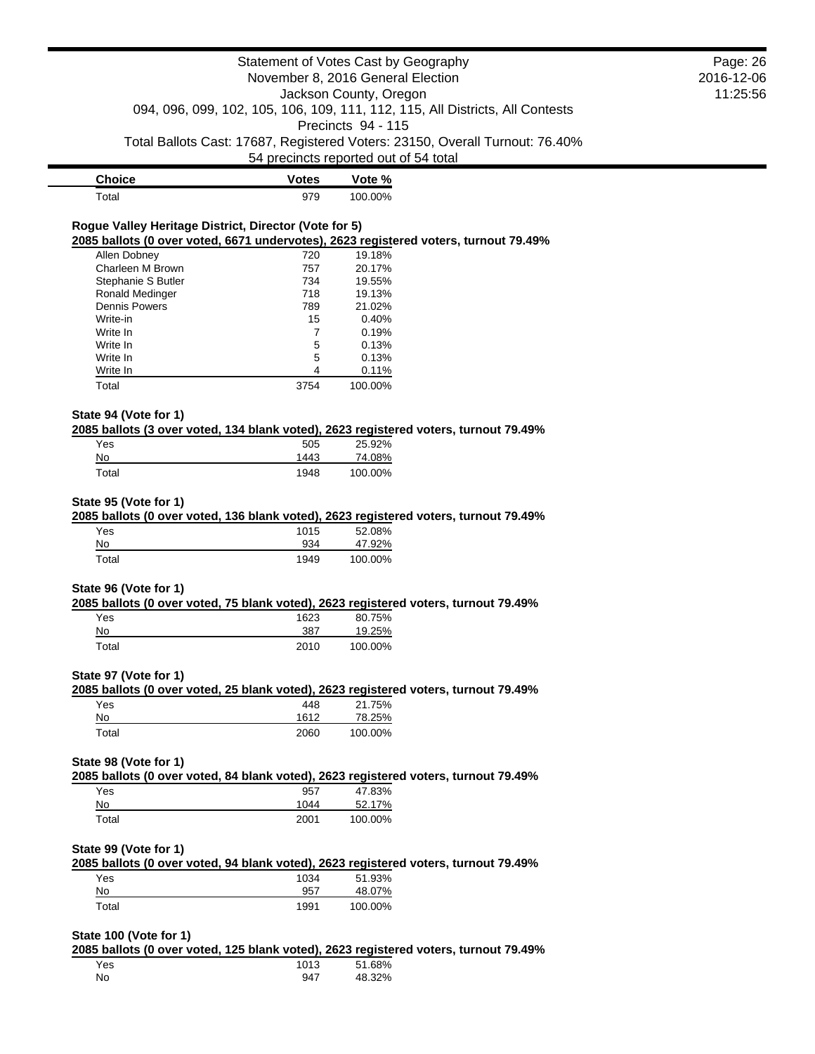| Choice | Votes | Vote % |
|---|---|---|
| Total | 979 | 100.00% |

**Rogue Valley Heritage District, Director (Vote for 5)**

**2085 ballots (0 over voted, 6671 undervotes), 2623 registered voters, turnout 79.49%**

| Choice | Votes | Vote % |
|---|---|---|
| Allen Dobney | 720 | 19.18% |
| Charleen M Brown | 757 | 20.17% |
| Stephanie S Butler | 734 | 19.55% |
| Ronald Medinger | 718 | 19.13% |
| Dennis Powers | 789 | 21.02% |
| Write-in | 15 | 0.40% |
| Write In | 7 | 0.19% |
| Write In | 5 | 0.13% |
| Write In | 5 | 0.13% |
| Write In | 4 | 0.11% |
| Total | 3754 | 100.00% |

**State 94 (Vote for 1)**

**2085 ballots (3 over voted, 134 blank voted), 2623 registered voters, turnout 79.49%**

| Choice | Votes | Vote % |
|---|---|---|
| Yes | 505 | 25.92% |
| No | 1443 | 74.08% |
| Total | 1948 | 100.00% |

**State 95 (Vote for 1)**

**2085 ballots (0 over voted, 136 blank voted), 2623 registered voters, turnout 79.49%**

| Choice | Votes | Vote % |
|---|---|---|
| Yes | 1015 | 52.08% |
| No | 934 | 47.92% |
| Total | 1949 | 100.00% |

**State 96 (Vote for 1)**

**2085 ballots (0 over voted, 75 blank voted), 2623 registered voters, turnout 79.49%**

| Choice | Votes | Vote % |
|---|---|---|
| Yes | 1623 | 80.75% |
| No | 387 | 19.25% |
| Total | 2010 | 100.00% |

**State 97 (Vote for 1)**

**2085 ballots (0 over voted, 25 blank voted), 2623 registered voters, turnout 79.49%**

| Choice | Votes | Vote % |
|---|---|---|
| Yes | 448 | 21.75% |
| No | 1612 | 78.25% |
| Total | 2060 | 100.00% |

**State 98 (Vote for 1)**

**2085 ballots (0 over voted, 84 blank voted), 2623 registered voters, turnout 79.49%**

| Choice | Votes | Vote % |
|---|---|---|
| Yes | 957 | 47.83% |
| No | 1044 | 52.17% |
| Total | 2001 | 100.00% |

**State 99 (Vote for 1)**

**2085 ballots (0 over voted, 94 blank voted), 2623 registered voters, turnout 79.49%**

| Choice | Votes | Vote % |
|---|---|---|
| Yes | 1034 | 51.93% |
| No | 957 | 48.07% |
| Total | 1991 | 100.00% |

**State 100 (Vote for 1)**

**2085 ballots (0 over voted, 125 blank voted), 2623 registered voters, turnout 79.49%**

| Choice | Votes | Vote % |
|---|---|---|
| Yes | 1013 | 51.68% |
| No | 947 | 48.32% |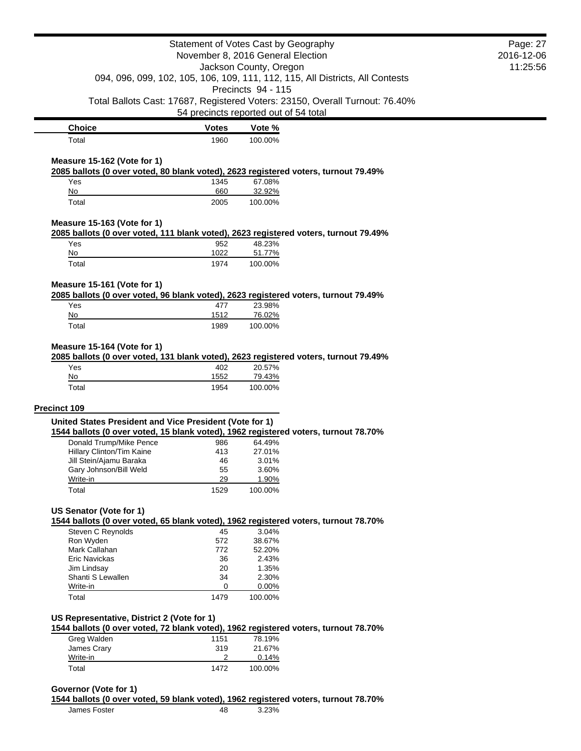| Choice | Votes | Vote % |
|---|---|---|
| Total | 1960 | 100.00% |

**Measure 15-162 (Vote for 1)**

**2085 ballots (0 over voted, 80 blank voted), 2623 registered voters, turnout 79.49%**

| Choice | Votes | Vote % |
|---|---|---|
| Yes | 1345 | 67.08% |
| No | 660 | 32.92% |
| Total | 2005 | 100.00% |

**Measure 15-163 (Vote for 1)**

**2085 ballots (0 over voted, 111 blank voted), 2623 registered voters, turnout 79.49%**

| Choice | Votes | Vote % |
|---|---|---|
| Yes | 952 | 48.23% |
| No | 1022 | 51.77% |
| Total | 1974 | 100.00% |

**Measure 15-161 (Vote for 1)**

**2085 ballots (0 over voted, 96 blank voted), 2623 registered voters, turnout 79.49%**

| Choice | Votes | Vote % |
|---|---|---|
| Yes | 477 | 23.98% |
| No | 1512 | 76.02% |
| Total | 1989 | 100.00% |

**Measure 15-164 (Vote for 1)**

**2085 ballots (0 over voted, 131 blank voted), 2623 registered voters, turnout 79.49%**

| Choice | Votes | Vote % |
|---|---|---|
| Yes | 402 | 20.57% |
| No | 1552 | 79.43% |
| Total | 1954 | 100.00% |

## Precinct 109

**United States President and Vice President (Vote for 1)**

**1544 ballots (0 over voted, 15 blank voted), 1962 registered voters, turnout 78.70%**

| Choice | Votes | Vote % |
|---|---|---|
| Donald Trump/Mike Pence | 986 | 64.49% |
| Hillary Clinton/Tim Kaine | 413 | 27.01% |
| Jill Stein/Ajamu Baraka | 46 | 3.01% |
| Gary Johnson/Bill Weld | 55 | 3.60% |
| Write-in | 29 | 1.90% |
| Total | 1529 | 100.00% |

**US Senator (Vote for 1)**

**1544 ballots (0 over voted, 65 blank voted), 1962 registered voters, turnout 78.70%**

| Choice | Votes | Vote % |
|---|---|---|
| Steven C Reynolds | 45 | 3.04% |
| Ron Wyden | 572 | 38.67% |
| Mark Callahan | 772 | 52.20% |
| Eric Navickas | 36 | 2.43% |
| Jim Lindsay | 20 | 1.35% |
| Shanti S Lewallen | 34 | 2.30% |
| Write-in | 0 | 0.00% |
| Total | 1479 | 100.00% |

**US Representative, District 2 (Vote for 1)**

**1544 ballots (0 over voted, 72 blank voted), 1962 registered voters, turnout 78.70%**

| Choice | Votes | Vote % |
|---|---|---|
| Greg Walden | 1151 | 78.19% |
| James Crary | 319 | 21.67% |
| Write-in | 2 | 0.14% |
| Total | 1472 | 100.00% |

**Governor (Vote for 1)**

**1544 ballots (0 over voted, 59 blank voted), 1962 registered voters, turnout 78.70%**

| Choice | Votes | Vote % |
|---|---|---|
| James Foster | 48 | 3.23% |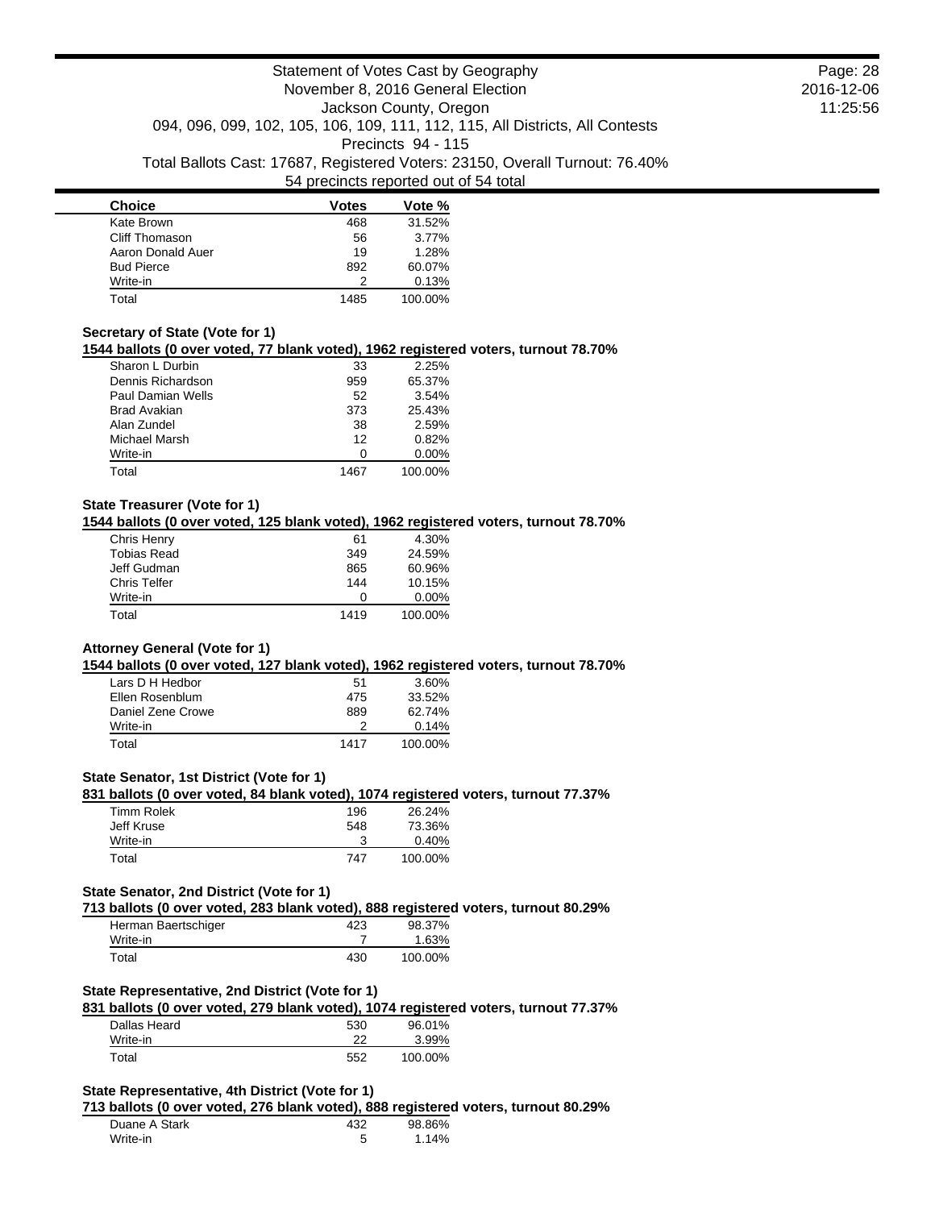Statement of Votes Cast by Geography
November 8, 2016 General Election
Jackson County, Oregon
094, 096, 099, 102, 105, 106, 109, 111, 112, 115, All Districts, All Contests
Precincts 94 - 115
Total Ballots Cast: 17687, Registered Voters: 23150, Overall Turnout: 76.40%
54 precincts reported out of 54 total

| Choice | Votes | Vote % |
|---|---|---|
| Kate Brown | 468 | 31.52% |
| Cliff Thomason | 56 | 3.77% |
| Aaron Donald Auer | 19 | 1.28% |
| Bud Pierce | 892 | 60.07% |
| Write-in | 2 | 0.13% |
| Total | 1485 | 100.00% |

### Secretary of State (Vote for 1)

**1544 ballots (0 over voted, 77 blank voted), 1962 registered voters, turnout 78.70%**

| Choice | Votes | Vote % |
|---|---|---|
| Sharon L Durbin | 33 | 2.25% |
| Dennis Richardson | 959 | 65.37% |
| Paul Damian Wells | 52 | 3.54% |
| Brad Avakian | 373 | 25.43% |
| Alan Zundel | 38 | 2.59% |
| Michael Marsh | 12 | 0.82% |
| Write-in | 0 | 0.00% |
| Total | 1467 | 100.00% |

### State Treasurer (Vote for 1)

**1544 ballots (0 over voted, 125 blank voted), 1962 registered voters, turnout 78.70%**

| Choice | Votes | Vote % |
|---|---|---|
| Chris Henry | 61 | 4.30% |
| Tobias Read | 349 | 24.59% |
| Jeff Gudman | 865 | 60.96% |
| Chris Telfer | 144 | 10.15% |
| Write-in | 0 | 0.00% |
| Total | 1419 | 100.00% |

### Attorney General (Vote for 1)

**1544 ballots (0 over voted, 127 blank voted), 1962 registered voters, turnout 78.70%**

| Choice | Votes | Vote % |
|---|---|---|
| Lars D H Hedbor | 51 | 3.60% |
| Ellen Rosenblum | 475 | 33.52% |
| Daniel Zene Crowe | 889 | 62.74% |
| Write-in | 2 | 0.14% |
| Total | 1417 | 100.00% |

### State Senator, 1st District (Vote for 1)

**831 ballots (0 over voted, 84 blank voted), 1074 registered voters, turnout 77.37%**

| Choice | Votes | Vote % |
|---|---|---|
| Timm Rolek | 196 | 26.24% |
| Jeff Kruse | 548 | 73.36% |
| Write-in | 3 | 0.40% |
| Total | 747 | 100.00% |

### State Senator, 2nd District (Vote for 1)

**713 ballots (0 over voted, 283 blank voted), 888 registered voters, turnout 80.29%**

| Choice | Votes | Vote % |
|---|---|---|
| Herman Baertschiger | 423 | 98.37% |
| Write-in | 7 | 1.63% |
| Total | 430 | 100.00% |

### State Representative, 2nd District (Vote for 1)

**831 ballots (0 over voted, 279 blank voted), 1074 registered voters, turnout 77.37%**

| Choice | Votes | Vote % |
|---|---|---|
| Dallas Heard | 530 | 96.01% |
| Write-in | 22 | 3.99% |
| Total | 552 | 100.00% |

### State Representative, 4th District (Vote for 1)

**713 ballots (0 over voted, 276 blank voted), 888 registered voters, turnout 80.29%**

| Choice | Votes | Vote % |
|---|---|---|
| Duane A Stark | 432 | 98.86% |
| Write-in | 5 | 1.14% |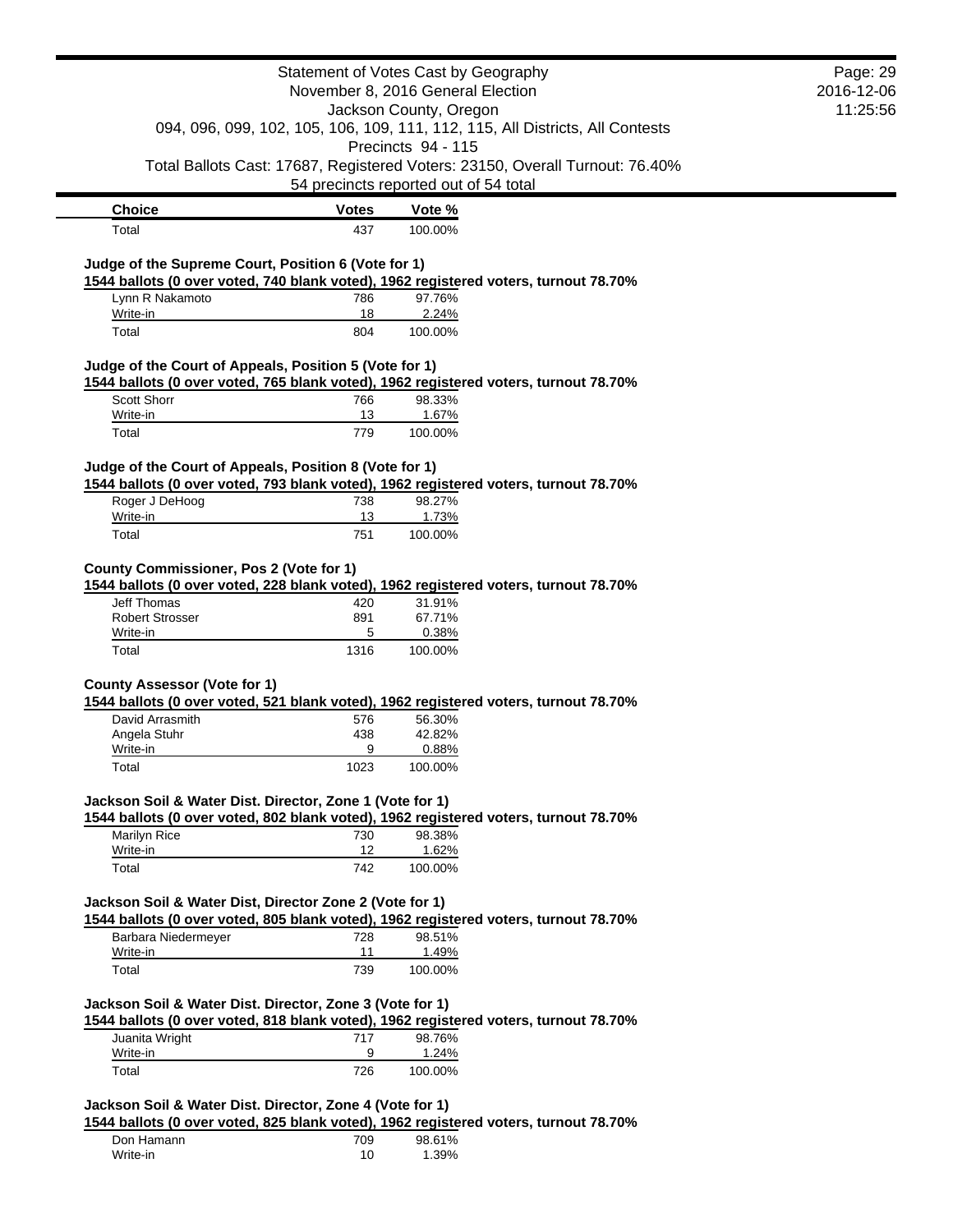Statement of Votes Cast by Geography
November 8, 2016 General Election
Jackson County, Oregon
094, 096, 099, 102, 105, 106, 109, 111, 112, 115, All Districts, All Contests
Precincts 94 - 115
Total Ballots Cast: 17687, Registered Voters: 23150, Overall Turnout: 76.40%
54 precincts reported out of 54 total

| Choice | Votes | Vote % |
|---|---|---|
| Total | 437 | 100.00% |

### Judge of the Supreme Court, Position 6 (Vote for 1)

**1544 ballots (0 over voted, 740 blank voted), 1962 registered voters, turnout 78.70%**

| Choice | Votes | Vote % |
|---|---|---|
| Lynn R Nakamoto | 786 | 97.76% |
| Write-in | 18 | 2.24% |
| Total | 804 | 100.00% |

### Judge of the Court of Appeals, Position 5 (Vote for 1)

**1544 ballots (0 over voted, 765 blank voted), 1962 registered voters, turnout 78.70%**

| Choice | Votes | Vote % |
|---|---|---|
| Scott Shorr | 766 | 98.33% |
| Write-in | 13 | 1.67% |
| Total | 779 | 100.00% |

### Judge of the Court of Appeals, Position 8 (Vote for 1)

**1544 ballots (0 over voted, 793 blank voted), 1962 registered voters, turnout 78.70%**

| Choice | Votes | Vote % |
|---|---|---|
| Roger J DeHoog | 738 | 98.27% |
| Write-in | 13 | 1.73% |
| Total | 751 | 100.00% |

### County Commissioner, Pos 2 (Vote for 1)

**1544 ballots (0 over voted, 228 blank voted), 1962 registered voters, turnout 78.70%**

| Choice | Votes | Vote % |
|---|---|---|
| Jeff Thomas | 420 | 31.91% |
| Robert Strosser | 891 | 67.71% |
| Write-in | 5 | 0.38% |
| Total | 1316 | 100.00% |

### County Assessor (Vote for 1)

**1544 ballots (0 over voted, 521 blank voted), 1962 registered voters, turnout 78.70%**

| Choice | Votes | Vote % |
|---|---|---|
| David Arrasmith | 576 | 56.30% |
| Angela Stuhr | 438 | 42.82% |
| Write-in | 9 | 0.88% |
| Total | 1023 | 100.00% |

### Jackson Soil & Water Dist. Director, Zone 1 (Vote for 1)

**1544 ballots (0 over voted, 802 blank voted), 1962 registered voters, turnout 78.70%**

| Choice | Votes | Vote % |
|---|---|---|
| Marilyn Rice | 730 | 98.38% |
| Write-in | 12 | 1.62% |
| Total | 742 | 100.00% |

### Jackson Soil & Water Dist, Director Zone 2 (Vote for 1)

**1544 ballots (0 over voted, 805 blank voted), 1962 registered voters, turnout 78.70%**

| Choice | Votes | Vote % |
|---|---|---|
| Barbara Niedermeyer | 728 | 98.51% |
| Write-in | 11 | 1.49% |
| Total | 739 | 100.00% |

### Jackson Soil & Water Dist. Director, Zone 3 (Vote for 1)

**1544 ballots (0 over voted, 818 blank voted), 1962 registered voters, turnout 78.70%**

| Choice | Votes | Vote % |
|---|---|---|
| Juanita Wright | 717 | 98.76% |
| Write-in | 9 | 1.24% |
| Total | 726 | 100.00% |

### Jackson Soil & Water Dist. Director, Zone 4 (Vote for 1)

**1544 ballots (0 over voted, 825 blank voted), 1962 registered voters, turnout 78.70%**

| Choice | Votes | Vote % |
|---|---|---|
| Don Hamann | 709 | 98.61% |
| Write-in | 10 | 1.39% |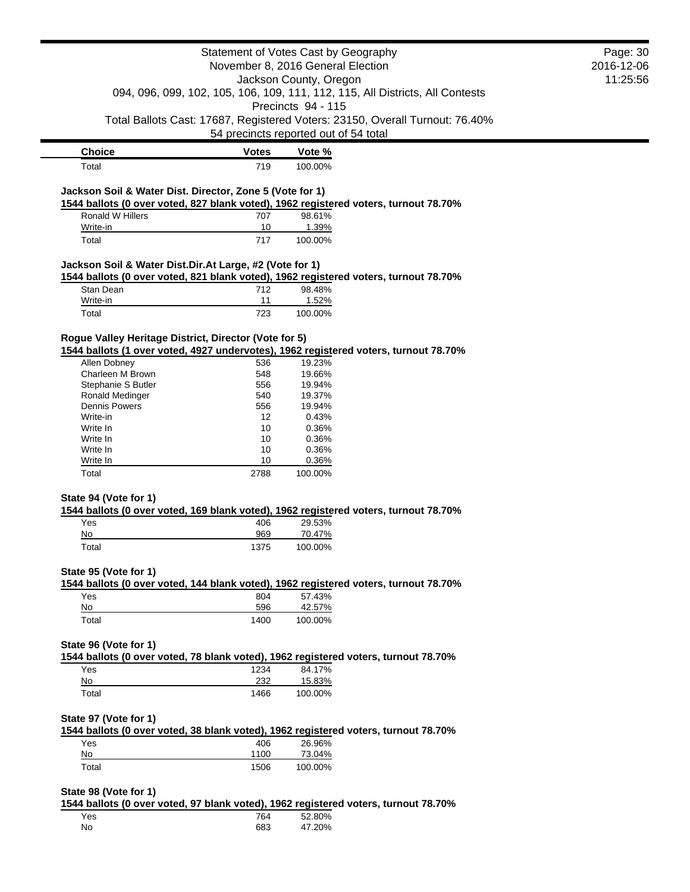| Choice | Votes | Vote % |
| --- | --- | --- |
| Total | 719 | 100.00% |

### Jackson Soil & Water Dist. Director, Zone 5 (Vote for 1)

**1544 ballots (0 over voted, 827 blank voted), 1962 registered voters, turnout 78.70%**

| Choice | Votes | Vote % |
| --- | --- | --- |
| Ronald W Hillers | 707 | 98.61% |
| Write-in | 10 | 1.39% |
| Total | 717 | 100.00% |

### Jackson Soil & Water Dist.Dir.At Large, #2 (Vote for 1)

**1544 ballots (0 over voted, 821 blank voted), 1962 registered voters, turnout 78.70%**

| Choice | Votes | Vote % |
| --- | --- | --- |
| Stan Dean | 712 | 98.48% |
| Write-in | 11 | 1.52% |
| Total | 723 | 100.00% |

### Rogue Valley Heritage District, Director (Vote for 5)

**1544 ballots (1 over voted, 4927 undervotes), 1962 registered voters, turnout 78.70%**

| Choice | Votes | Vote % |
| --- | --- | --- |
| Allen Dobney | 536 | 19.23% |
| Charleen M Brown | 548 | 19.66% |
| Stephanie S Butler | 556 | 19.94% |
| Ronald Medinger | 540 | 19.37% |
| Dennis Powers | 556 | 19.94% |
| Write-in | 12 | 0.43% |
| Write In | 10 | 0.36% |
| Write In | 10 | 0.36% |
| Write In | 10 | 0.36% |
| Write In | 10 | 0.36% |
| Total | 2788 | 100.00% |

### State 94 (Vote for 1)

**1544 ballots (0 over voted, 169 blank voted), 1962 registered voters, turnout 78.70%**

| Choice | Votes | Vote % |
| --- | --- | --- |
| Yes | 406 | 29.53% |
| No | 969 | 70.47% |
| Total | 1375 | 100.00% |

### State 95 (Vote for 1)

**1544 ballots (0 over voted, 144 blank voted), 1962 registered voters, turnout 78.70%**

| Choice | Votes | Vote % |
| --- | --- | --- |
| Yes | 804 | 57.43% |
| No | 596 | 42.57% |
| Total | 1400 | 100.00% |

### State 96 (Vote for 1)

**1544 ballots (0 over voted, 78 blank voted), 1962 registered voters, turnout 78.70%**

| Choice | Votes | Vote % |
| --- | --- | --- |
| Yes | 1234 | 84.17% |
| No | 232 | 15.83% |
| Total | 1466 | 100.00% |

### State 97 (Vote for 1)

**1544 ballots (0 over voted, 38 blank voted), 1962 registered voters, turnout 78.70%**

| Choice | Votes | Vote % |
| --- | --- | --- |
| Yes | 406 | 26.96% |
| No | 1100 | 73.04% |
| Total | 1506 | 100.00% |

### State 98 (Vote for 1)

**1544 ballots (0 over voted, 97 blank voted), 1962 registered voters, turnout 78.70%**

| Choice | Votes | Vote % |
| --- | --- | --- |
| Yes | 764 | 52.80% |
| No | 683 | 47.20% |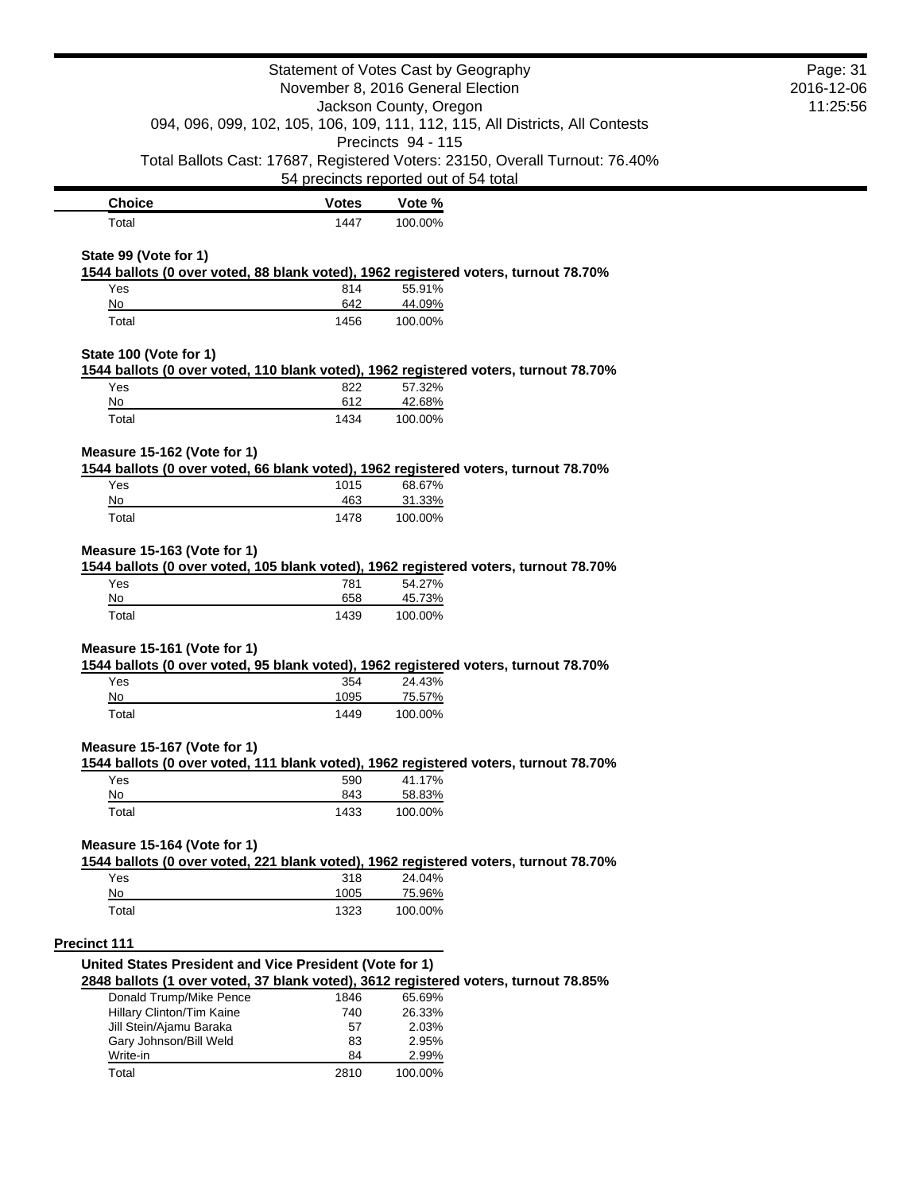Statement of Votes Cast by Geography
November 8, 2016 General Election
Jackson County, Oregon
094, 096, 099, 102, 105, 106, 109, 111, 112, 115, All Districts, All Contests
Precincts 94 - 115
Total Ballots Cast: 17687, Registered Voters: 23150, Overall Turnout: 76.40%
54 precincts reported out of 54 total

| Choice | Votes | Vote % |
|---|---|---|
| Total | 1447 | 100.00% |

**State 99 (Vote for 1)**

**1544 ballots (0 over voted, 88 blank voted), 1962 registered voters, turnout 78.70%**

| Choice | Votes | Vote % |
|---|---|---|
| Yes | 814 | 55.91% |
| No | 642 | 44.09% |
| Total | 1456 | 100.00% |

**State 100 (Vote for 1)**

**1544 ballots (0 over voted, 110 blank voted), 1962 registered voters, turnout 78.70%**

| Choice | Votes | Vote % |
|---|---|---|
| Yes | 822 | 57.32% |
| No | 612 | 42.68% |
| Total | 1434 | 100.00% |

**Measure 15-162 (Vote for 1)**

**1544 ballots (0 over voted, 66 blank voted), 1962 registered voters, turnout 78.70%**

| Choice | Votes | Vote % |
|---|---|---|
| Yes | 1015 | 68.67% |
| No | 463 | 31.33% |
| Total | 1478 | 100.00% |

**Measure 15-163 (Vote for 1)**

**1544 ballots (0 over voted, 105 blank voted), 1962 registered voters, turnout 78.70%**

| Choice | Votes | Vote % |
|---|---|---|
| Yes | 781 | 54.27% |
| No | 658 | 45.73% |
| Total | 1439 | 100.00% |

**Measure 15-161 (Vote for 1)**

**1544 ballots (0 over voted, 95 blank voted), 1962 registered voters, turnout 78.70%**

| Choice | Votes | Vote % |
|---|---|---|
| Yes | 354 | 24.43% |
| No | 1095 | 75.57% |
| Total | 1449 | 100.00% |

**Measure 15-167 (Vote for 1)**

**1544 ballots (0 over voted, 111 blank voted), 1962 registered voters, turnout 78.70%**

| Choice | Votes | Vote % |
|---|---|---|
| Yes | 590 | 41.17% |
| No | 843 | 58.83% |
| Total | 1433 | 100.00% |

**Measure 15-164 (Vote for 1)**

**1544 ballots (0 over voted, 221 blank voted), 1962 registered voters, turnout 78.70%**

| Choice | Votes | Vote % |
|---|---|---|
| Yes | 318 | 24.04% |
| No | 1005 | 75.96% |
| Total | 1323 | 100.00% |

## Precinct 111

**United States President and Vice President (Vote for 1)**

**2848 ballots (1 over voted, 37 blank voted), 3612 registered voters, turnout 78.85%**

| Choice | Votes | Vote % |
|---|---|---|
| Donald Trump/Mike Pence | 1846 | 65.69% |
| Hillary Clinton/Tim Kaine | 740 | 26.33% |
| Jill Stein/Ajamu Baraka | 57 | 2.03% |
| Gary Johnson/Bill Weld | 83 | 2.95% |
| Write-in | 84 | 2.99% |
| Total | 2810 | 100.00% |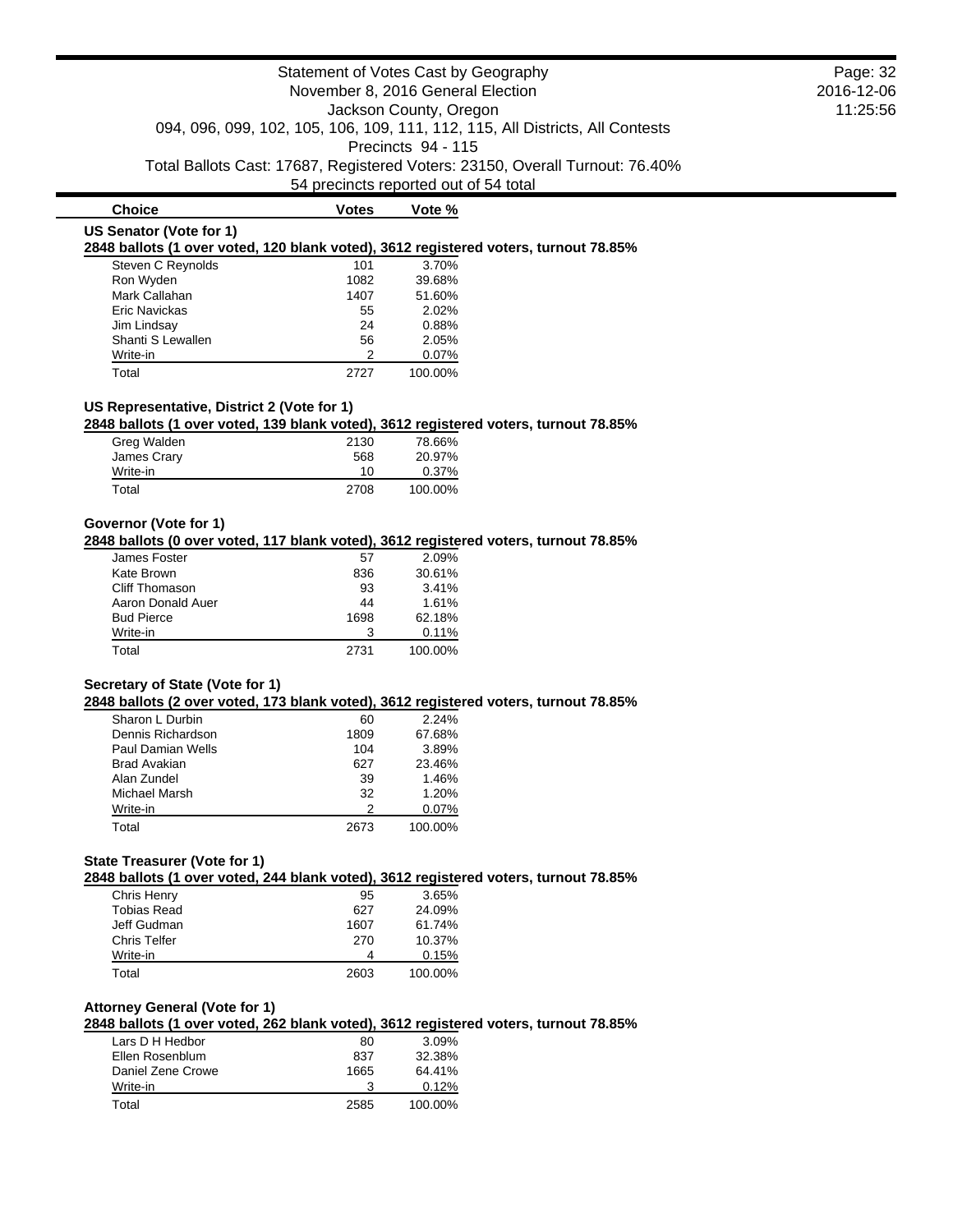Statement of Votes Cast by Geography
November 8, 2016 General Election
Jackson County, Oregon
094, 096, 099, 102, 105, 106, 109, 111, 112, 115, All Districts, All Contests
Precincts 94 - 115
Total Ballots Cast: 17687, Registered Voters: 23150, Overall Turnout: 76.40%
54 precincts reported out of 54 total

### US Senator (Vote for 1)

**2848 ballots (1 over voted, 120 blank voted), 3612 registered voters, turnout 78.85%**

| Choice | Votes | Vote % |
|---|---|---|
| Steven C Reynolds | 101 | 3.70% |
| Ron Wyden | 1082 | 39.68% |
| Mark Callahan | 1407 | 51.60% |
| Eric Navickas | 55 | 2.02% |
| Jim Lindsay | 24 | 0.88% |
| Shanti S Lewallen | 56 | 2.05% |
| Write-in | 2 | 0.07% |
| Total | 2727 | 100.00% |

### US Representative, District 2 (Vote for 1)

**2848 ballots (1 over voted, 139 blank voted), 3612 registered voters, turnout 78.85%**

| Choice | Votes | Vote % |
|---|---|---|
| Greg Walden | 2130 | 78.66% |
| James Crary | 568 | 20.97% |
| Write-in | 10 | 0.37% |
| Total | 2708 | 100.00% |

### Governor (Vote for 1)

**2848 ballots (0 over voted, 117 blank voted), 3612 registered voters, turnout 78.85%**

| Choice | Votes | Vote % |
|---|---|---|
| James Foster | 57 | 2.09% |
| Kate Brown | 836 | 30.61% |
| Cliff Thomason | 93 | 3.41% |
| Aaron Donald Auer | 44 | 1.61% |
| Bud Pierce | 1698 | 62.18% |
| Write-in | 3 | 0.11% |
| Total | 2731 | 100.00% |

### Secretary of State (Vote for 1)

**2848 ballots (2 over voted, 173 blank voted), 3612 registered voters, turnout 78.85%**

| Choice | Votes | Vote % |
|---|---|---|
| Sharon L Durbin | 60 | 2.24% |
| Dennis Richardson | 1809 | 67.68% |
| Paul Damian Wells | 104 | 3.89% |
| Brad Avakian | 627 | 23.46% |
| Alan Zundel | 39 | 1.46% |
| Michael Marsh | 32 | 1.20% |
| Write-in | 2 | 0.07% |
| Total | 2673 | 100.00% |

### State Treasurer (Vote for 1)

**2848 ballots (1 over voted, 244 blank voted), 3612 registered voters, turnout 78.85%**

| Choice | Votes | Vote % |
|---|---|---|
| Chris Henry | 95 | 3.65% |
| Tobias Read | 627 | 24.09% |
| Jeff Gudman | 1607 | 61.74% |
| Chris Telfer | 270 | 10.37% |
| Write-in | 4 | 0.15% |
| Total | 2603 | 100.00% |

### Attorney General (Vote for 1)

**2848 ballots (1 over voted, 262 blank voted), 3612 registered voters, turnout 78.85%**

| Choice | Votes | Vote % |
|---|---|---|
| Lars D H Hedbor | 80 | 3.09% |
| Ellen Rosenblum | 837 | 32.38% |
| Daniel Zene Crowe | 1665 | 64.41% |
| Write-in | 3 | 0.12% |
| Total | 2585 | 100.00% |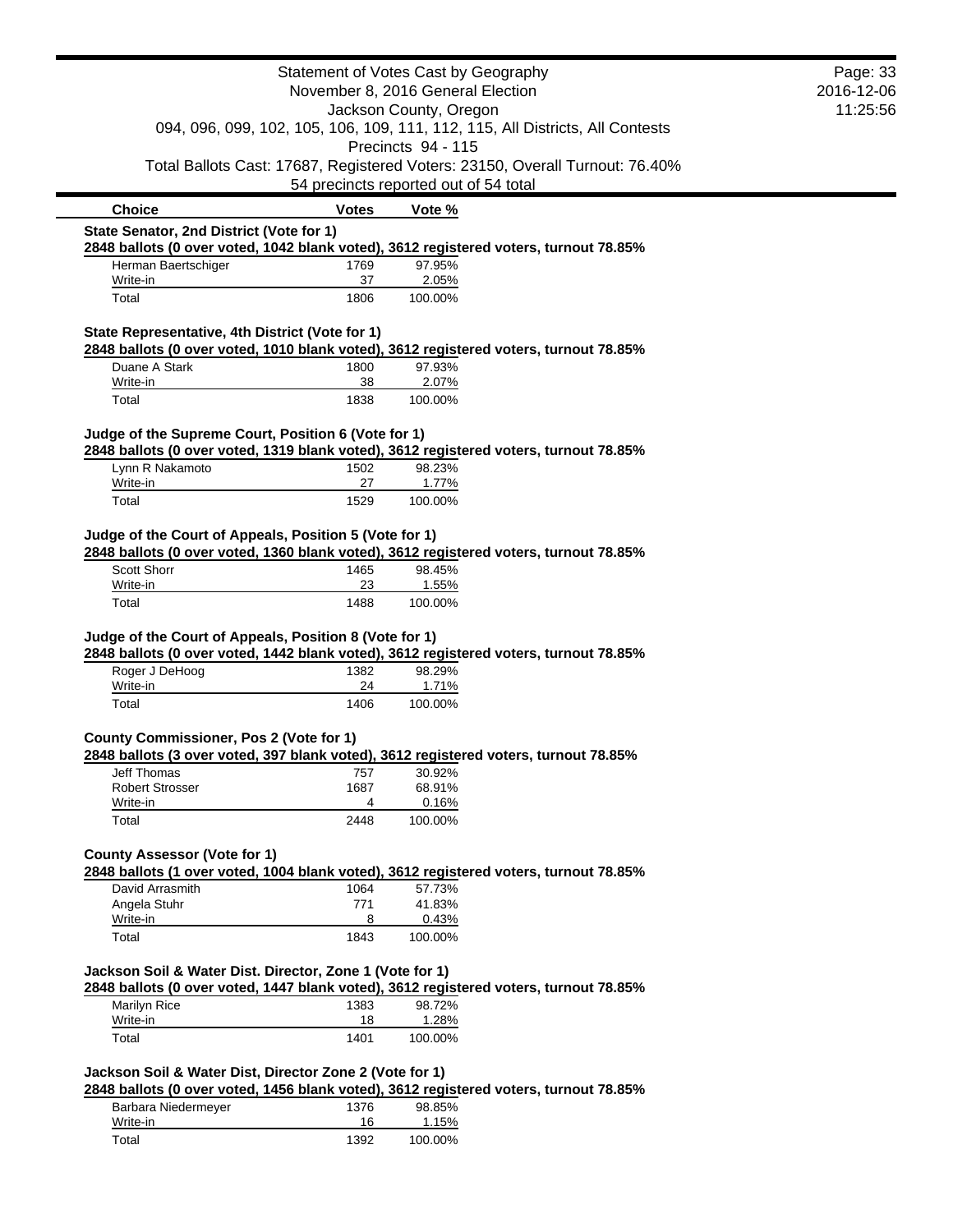Statement of Votes Cast by Geography
November 8, 2016 General Election
Jackson County, Oregon
094, 096, 099, 102, 105, 106, 109, 111, 112, 115, All Districts, All Contests
Precincts 94 - 115
Total Ballots Cast: 17687, Registered Voters: 23150, Overall Turnout: 76.40%
54 precincts reported out of 54 total

### State Senator, 2nd District (Vote for 1)

**2848 ballots (0 over voted, 1042 blank voted), 3612 registered voters, turnout 78.85%**

| Choice | Votes | Vote % |
|---|---|---|
| Herman Baertschiger | 1769 | 97.95% |
| Write-in | 37 | 2.05% |
| Total | 1806 | 100.00% |

### State Representative, 4th District (Vote for 1)

**2848 ballots (0 over voted, 1010 blank voted), 3612 registered voters, turnout 78.85%**

| Choice | Votes | Vote % |
|---|---|---|
| Duane A Stark | 1800 | 97.93% |
| Write-in | 38 | 2.07% |
| Total | 1838 | 100.00% |

### Judge of the Supreme Court, Position 6 (Vote for 1)

**2848 ballots (0 over voted, 1319 blank voted), 3612 registered voters, turnout 78.85%**

| Choice | Votes | Vote % |
|---|---|---|
| Lynn R Nakamoto | 1502 | 98.23% |
| Write-in | 27 | 1.77% |
| Total | 1529 | 100.00% |

### Judge of the Court of Appeals, Position 5 (Vote for 1)

**2848 ballots (0 over voted, 1360 blank voted), 3612 registered voters, turnout 78.85%**

| Choice | Votes | Vote % |
|---|---|---|
| Scott Shorr | 1465 | 98.45% |
| Write-in | 23 | 1.55% |
| Total | 1488 | 100.00% |

### Judge of the Court of Appeals, Position 8 (Vote for 1)

**2848 ballots (0 over voted, 1442 blank voted), 3612 registered voters, turnout 78.85%**

| Choice | Votes | Vote % |
|---|---|---|
| Roger J DeHoog | 1382 | 98.29% |
| Write-in | 24 | 1.71% |
| Total | 1406 | 100.00% |

### County Commissioner, Pos 2 (Vote for 1)

**2848 ballots (3 over voted, 397 blank voted), 3612 registered voters, turnout 78.85%**

| Choice | Votes | Vote % |
|---|---|---|
| Jeff Thomas | 757 | 30.92% |
| Robert Strosser | 1687 | 68.91% |
| Write-in | 4 | 0.16% |
| Total | 2448 | 100.00% |

### County Assessor (Vote for 1)

**2848 ballots (1 over voted, 1004 blank voted), 3612 registered voters, turnout 78.85%**

| Choice | Votes | Vote % |
|---|---|---|
| David Arrasmith | 1064 | 57.73% |
| Angela Stuhr | 771 | 41.83% |
| Write-in | 8 | 0.43% |
| Total | 1843 | 100.00% |

### Jackson Soil & Water Dist. Director, Zone 1 (Vote for 1)

**2848 ballots (0 over voted, 1447 blank voted), 3612 registered voters, turnout 78.85%**

| Choice | Votes | Vote % |
|---|---|---|
| Marilyn Rice | 1383 | 98.72% |
| Write-in | 18 | 1.28% |
| Total | 1401 | 100.00% |

### Jackson Soil & Water Dist, Director Zone 2 (Vote for 1)

**2848 ballots (0 over voted, 1456 blank voted), 3612 registered voters, turnout 78.85%**

| Choice | Votes | Vote % |
|---|---|---|
| Barbara Niedermeyer | 1376 | 98.85% |
| Write-in | 16 | 1.15% |
| Total | 1392 | 100.00% |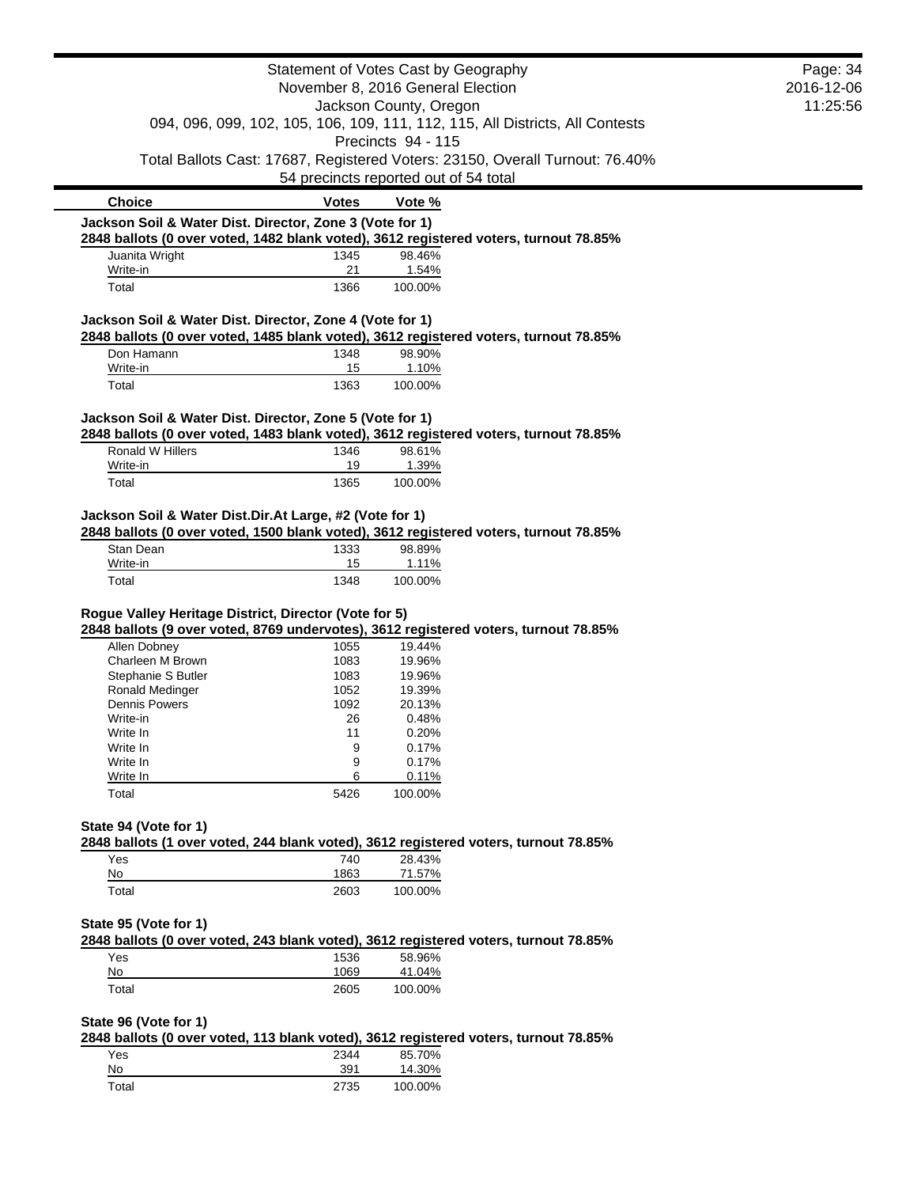Statement of Votes Cast by Geography
November 8, 2016 General Election
Jackson County, Oregon
094, 096, 099, 102, 105, 106, 109, 111, 112, 115, All Districts, All Contests
Precincts 94 - 115
Total Ballots Cast: 17687, Registered Voters: 23150, Overall Turnout: 76.40%
54 precincts reported out of 54 total

| Choice | Votes | Vote % |
|---|---|---|

**Jackson Soil & Water Dist. Director, Zone 3 (Vote for 1)**
**2848 ballots (0 over voted, 1482 blank voted), 3612 registered voters, turnout 78.85%**

| Choice | Votes | Vote % |
|---|---|---|
| Juanita Wright | 1345 | 98.46% |
| Write-in | 21 | 1.54% |
| Total | 1366 | 100.00% |

**Jackson Soil & Water Dist. Director, Zone 4 (Vote for 1)**
**2848 ballots (0 over voted, 1485 blank voted), 3612 registered voters, turnout 78.85%**

| Choice | Votes | Vote % |
|---|---|---|
| Don Hamann | 1348 | 98.90% |
| Write-in | 15 | 1.10% |
| Total | 1363 | 100.00% |

**Jackson Soil & Water Dist. Director, Zone 5 (Vote for 1)**
**2848 ballots (0 over voted, 1483 blank voted), 3612 registered voters, turnout 78.85%**

| Choice | Votes | Vote % |
|---|---|---|
| Ronald W Hillers | 1346 | 98.61% |
| Write-in | 19 | 1.39% |
| Total | 1365 | 100.00% |

**Jackson Soil & Water Dist.Dir.At Large, #2 (Vote for 1)**
**2848 ballots (0 over voted, 1500 blank voted), 3612 registered voters, turnout 78.85%**

| Choice | Votes | Vote % |
|---|---|---|
| Stan Dean | 1333 | 98.89% |
| Write-in | 15 | 1.11% |
| Total | 1348 | 100.00% |

**Rogue Valley Heritage District, Director (Vote for 5)**
**2848 ballots (9 over voted, 8769 undervotes), 3612 registered voters, turnout 78.85%**

| Choice | Votes | Vote % |
|---|---|---|
| Allen Dobney | 1055 | 19.44% |
| Charleen M Brown | 1083 | 19.96% |
| Stephanie S Butler | 1083 | 19.96% |
| Ronald Medinger | 1052 | 19.39% |
| Dennis Powers | 1092 | 20.13% |
| Write-in | 26 | 0.48% |
| Write In | 11 | 0.20% |
| Write In | 9 | 0.17% |
| Write In | 9 | 0.17% |
| Write In | 6 | 0.11% |
| Total | 5426 | 100.00% |

**State 94 (Vote for 1)**
**2848 ballots (1 over voted, 244 blank voted), 3612 registered voters, turnout 78.85%**

| Choice | Votes | Vote % |
|---|---|---|
| Yes | 740 | 28.43% |
| No | 1863 | 71.57% |
| Total | 2603 | 100.00% |

**State 95 (Vote for 1)**
**2848 ballots (0 over voted, 243 blank voted), 3612 registered voters, turnout 78.85%**

| Choice | Votes | Vote % |
|---|---|---|
| Yes | 1536 | 58.96% |
| No | 1069 | 41.04% |
| Total | 2605 | 100.00% |

**State 96 (Vote for 1)**
**2848 ballots (0 over voted, 113 blank voted), 3612 registered voters, turnout 78.85%**

| Choice | Votes | Vote % |
|---|---|---|
| Yes | 2344 | 85.70% |
| No | 391 | 14.30% |
| Total | 2735 | 100.00% |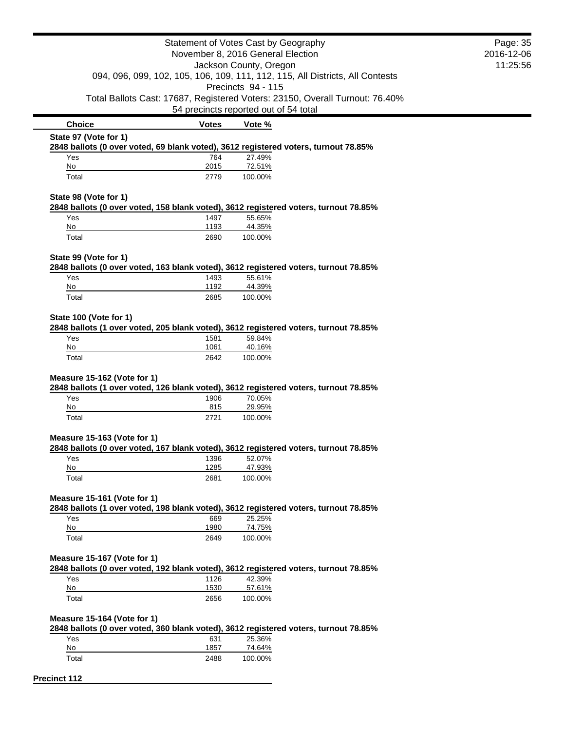Statement of Votes Cast by Geography
November 8, 2016 General Election
Jackson County, Oregon
094, 096, 099, 102, 105, 106, 109, 111, 112, 115, All Districts, All Contests
Precincts 94 - 115
Total Ballots Cast: 17687, Registered Voters: 23150, Overall Turnout: 76.40%
54 precincts reported out of 54 total

| Choice | Votes | Vote % |
|---|---|---|

**State 97 (Vote for 1)**

**2848 ballots (0 over voted, 69 blank voted), 3612 registered voters, turnout 78.85%**

| Choice | Votes | Vote % |
|---|---|---|
| Yes | 764 | 27.49% |
| No | 2015 | 72.51% |
| Total | 2779 | 100.00% |

**State 98 (Vote for 1)**

**2848 ballots (0 over voted, 158 blank voted), 3612 registered voters, turnout 78.85%**

| Choice | Votes | Vote % |
|---|---|---|
| Yes | 1497 | 55.65% |
| No | 1193 | 44.35% |
| Total | 2690 | 100.00% |

**State 99 (Vote for 1)**

**2848 ballots (0 over voted, 163 blank voted), 3612 registered voters, turnout 78.85%**

| Choice | Votes | Vote % |
|---|---|---|
| Yes | 1493 | 55.61% |
| No | 1192 | 44.39% |
| Total | 2685 | 100.00% |

**State 100 (Vote for 1)**

**2848 ballots (1 over voted, 205 blank voted), 3612 registered voters, turnout 78.85%**

| Choice | Votes | Vote % |
|---|---|---|
| Yes | 1581 | 59.84% |
| No | 1061 | 40.16% |
| Total | 2642 | 100.00% |

**Measure 15-162 (Vote for 1)**

**2848 ballots (1 over voted, 126 blank voted), 3612 registered voters, turnout 78.85%**

| Choice | Votes | Vote % |
|---|---|---|
| Yes | 1906 | 70.05% |
| No | 815 | 29.95% |
| Total | 2721 | 100.00% |

**Measure 15-163 (Vote for 1)**

**2848 ballots (0 over voted, 167 blank voted), 3612 registered voters, turnout 78.85%**

| Choice | Votes | Vote % |
|---|---|---|
| Yes | 1396 | 52.07% |
| No | 1285 | 47.93% |
| Total | 2681 | 100.00% |

**Measure 15-161 (Vote for 1)**

**2848 ballots (1 over voted, 198 blank voted), 3612 registered voters, turnout 78.85%**

| Choice | Votes | Vote % |
|---|---|---|
| Yes | 669 | 25.25% |
| No | 1980 | 74.75% |
| Total | 2649 | 100.00% |

**Measure 15-167 (Vote for 1)**

**2848 ballots (0 over voted, 192 blank voted), 3612 registered voters, turnout 78.85%**

| Choice | Votes | Vote % |
|---|---|---|
| Yes | 1126 | 42.39% |
| No | 1530 | 57.61% |
| Total | 2656 | 100.00% |

**Measure 15-164 (Vote for 1)**

**2848 ballots (0 over voted, 360 blank voted), 3612 registered voters, turnout 78.85%**

| Choice | Votes | Vote % |
|---|---|---|
| Yes | 631 | 25.36% |
| No | 1857 | 74.64% |
| Total | 2488 | 100.00% |

**Precinct 112**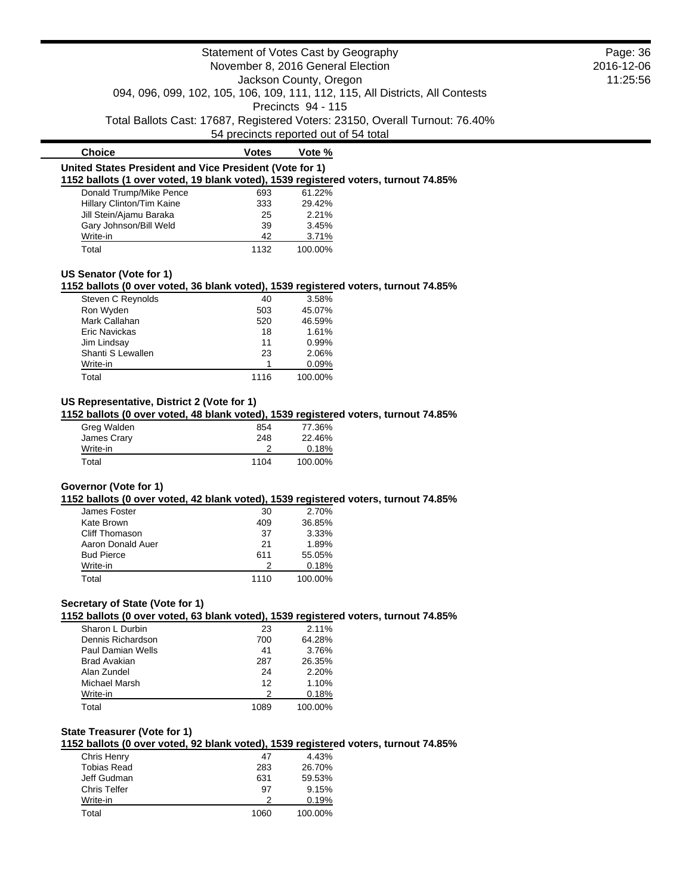# Statement of Votes Cast by Geography

November 8, 2016 General Election

Jackson County, Oregon

094, 096, 099, 102, 105, 106, 109, 111, 112, 115, All Districts, All Contests

Precincts 94 - 115

Total Ballots Cast: 17687, Registered Voters: 23150, Overall Turnout: 76.40%

54 precincts reported out of 54 total

## United States President and Vice President (Vote for 1)

**1152 ballots (1 over voted, 19 blank voted), 1539 registered voters, turnout 74.85%**

| Choice | Votes | Vote % |
|---|---|---|
| Donald Trump/Mike Pence | 693 | 61.22% |
| Hillary Clinton/Tim Kaine | 333 | 29.42% |
| Jill Stein/Ajamu Baraka | 25 | 2.21% |
| Gary Johnson/Bill Weld | 39 | 3.45% |
| Write-in | 42 | 3.71% |
| Total | 1132 | 100.00% |

## US Senator (Vote for 1)

**1152 ballots (0 over voted, 36 blank voted), 1539 registered voters, turnout 74.85%**

| Choice | Votes | Vote % |
|---|---|---|
| Steven C Reynolds | 40 | 3.58% |
| Ron Wyden | 503 | 45.07% |
| Mark Callahan | 520 | 46.59% |
| Eric Navickas | 18 | 1.61% |
| Jim Lindsay | 11 | 0.99% |
| Shanti S Lewallen | 23 | 2.06% |
| Write-in | 1 | 0.09% |
| Total | 1116 | 100.00% |

## US Representative, District 2 (Vote for 1)

**1152 ballots (0 over voted, 48 blank voted), 1539 registered voters, turnout 74.85%**

| Choice | Votes | Vote % |
|---|---|---|
| Greg Walden | 854 | 77.36% |
| James Crary | 248 | 22.46% |
| Write-in | 2 | 0.18% |
| Total | 1104 | 100.00% |

## Governor (Vote for 1)

**1152 ballots (0 over voted, 42 blank voted), 1539 registered voters, turnout 74.85%**

| Choice | Votes | Vote % |
|---|---|---|
| James Foster | 30 | 2.70% |
| Kate Brown | 409 | 36.85% |
| Cliff Thomason | 37 | 3.33% |
| Aaron Donald Auer | 21 | 1.89% |
| Bud Pierce | 611 | 55.05% |
| Write-in | 2 | 0.18% |
| Total | 1110 | 100.00% |

## Secretary of State (Vote for 1)

**1152 ballots (0 over voted, 63 blank voted), 1539 registered voters, turnout 74.85%**

| Choice | Votes | Vote % |
|---|---|---|
| Sharon L Durbin | 23 | 2.11% |
| Dennis Richardson | 700 | 64.28% |
| Paul Damian Wells | 41 | 3.76% |
| Brad Avakian | 287 | 26.35% |
| Alan Zundel | 24 | 2.20% |
| Michael Marsh | 12 | 1.10% |
| Write-in | 2 | 0.18% |
| Total | 1089 | 100.00% |

## State Treasurer (Vote for 1)

**1152 ballots (0 over voted, 92 blank voted), 1539 registered voters, turnout 74.85%**

| Choice | Votes | Vote % |
|---|---|---|
| Chris Henry | 47 | 4.43% |
| Tobias Read | 283 | 26.70% |
| Jeff Gudman | 631 | 59.53% |
| Chris Telfer | 97 | 9.15% |
| Write-in | 2 | 0.19% |
| Total | 1060 | 100.00% |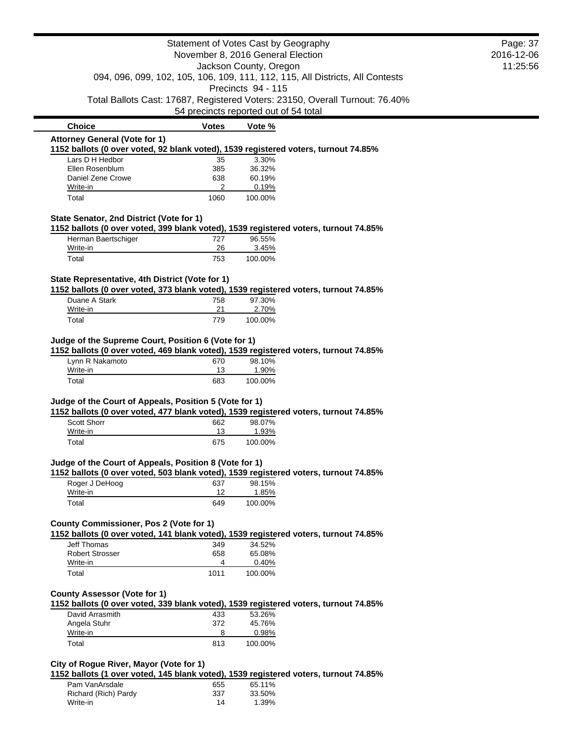# Statement of Votes Cast by Geography

November 8, 2016 General Election
Jackson County, Oregon
094, 096, 099, 102, 105, 106, 109, 111, 112, 115, All Districts, All Contests
Precincts 94 - 115
Total Ballots Cast: 17687, Registered Voters: 23150, Overall Turnout: 76.40%
54 precincts reported out of 54 total

| Choice | Votes | Vote % |
|---|---|---|

### Attorney General (Vote for 1)

**1152 ballots (0 over voted, 92 blank voted), 1539 registered voters, turnout 74.85%**

| Choice | Votes | Vote % |
|---|---|---|
| Lars D H Hedbor | 35 | 3.30% |
| Ellen Rosenblum | 385 | 36.32% |
| Daniel Zene Crowe | 638 | 60.19% |
| Write-in | 2 | 0.19% |
| Total | 1060 | 100.00% |

### State Senator, 2nd District (Vote for 1)

**1152 ballots (0 over voted, 399 blank voted), 1539 registered voters, turnout 74.85%**

| Choice | Votes | Vote % |
|---|---|---|
| Herman Baertschiger | 727 | 96.55% |
| Write-in | 26 | 3.45% |
| Total | 753 | 100.00% |

### State Representative, 4th District (Vote for 1)

**1152 ballots (0 over voted, 373 blank voted), 1539 registered voters, turnout 74.85%**

| Choice | Votes | Vote % |
|---|---|---|
| Duane A Stark | 758 | 97.30% |
| Write-in | 21 | 2.70% |
| Total | 779 | 100.00% |

### Judge of the Supreme Court, Position 6 (Vote for 1)

**1152 ballots (0 over voted, 469 blank voted), 1539 registered voters, turnout 74.85%**

| Choice | Votes | Vote % |
|---|---|---|
| Lynn R Nakamoto | 670 | 98.10% |
| Write-in | 13 | 1.90% |
| Total | 683 | 100.00% |

### Judge of the Court of Appeals, Position 5 (Vote for 1)

**1152 ballots (0 over voted, 477 blank voted), 1539 registered voters, turnout 74.85%**

| Choice | Votes | Vote % |
|---|---|---|
| Scott Shorr | 662 | 98.07% |
| Write-in | 13 | 1.93% |
| Total | 675 | 100.00% |

### Judge of the Court of Appeals, Position 8 (Vote for 1)

**1152 ballots (0 over voted, 503 blank voted), 1539 registered voters, turnout 74.85%**

| Choice | Votes | Vote % |
|---|---|---|
| Roger J DeHoog | 637 | 98.15% |
| Write-in | 12 | 1.85% |
| Total | 649 | 100.00% |

### County Commissioner, Pos 2 (Vote for 1)

**1152 ballots (0 over voted, 141 blank voted), 1539 registered voters, turnout 74.85%**

| Choice | Votes | Vote % |
|---|---|---|
| Jeff Thomas | 349 | 34.52% |
| Robert Strosser | 658 | 65.08% |
| Write-in | 4 | 0.40% |
| Total | 1011 | 100.00% |

### County Assessor (Vote for 1)

**1152 ballots (0 over voted, 339 blank voted), 1539 registered voters, turnout 74.85%**

| Choice | Votes | Vote % |
|---|---|---|
| David Arrasmith | 433 | 53.26% |
| Angela Stuhr | 372 | 45.76% |
| Write-in | 8 | 0.98% |
| Total | 813 | 100.00% |

### City of Rogue River, Mayor (Vote for 1)

**1152 ballots (1 over voted, 145 blank voted), 1539 registered voters, turnout 74.85%**

| Choice | Votes | Vote % |
|---|---|---|
| Pam VanArsdale | 655 | 65.11% |
| Richard (Rich) Pardy | 337 | 33.50% |
| Write-in | 14 | 1.39% |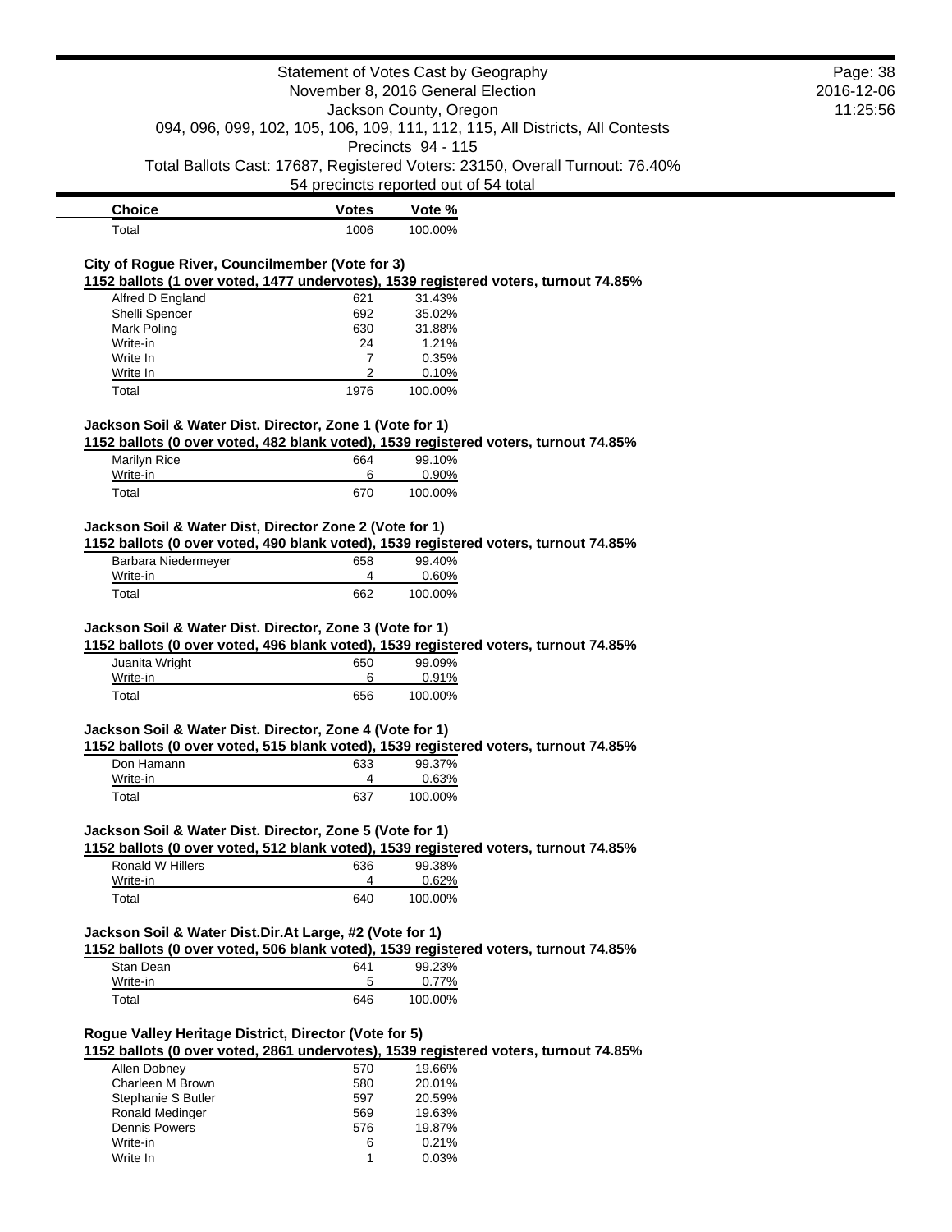| Choice | Votes | Vote % |
| --- | --- | --- |
| Total | 1006 | 100.00% |

### City of Rogue River, Councilmember (Vote for 3)

**1152 ballots (1 over voted, 1477 undervotes), 1539 registered voters, turnout 74.85%**

| Choice | Votes | Vote % |
| --- | --- | --- |
| Alfred D England | 621 | 31.43% |
| Shelli Spencer | 692 | 35.02% |
| Mark Poling | 630 | 31.88% |
| Write-in | 24 | 1.21% |
| Write In | 7 | 0.35% |
| Write In | 2 | 0.10% |
| Total | 1976 | 100.00% |

### Jackson Soil & Water Dist. Director, Zone 1 (Vote for 1)

**1152 ballots (0 over voted, 482 blank voted), 1539 registered voters, turnout 74.85%**

| Choice | Votes | Vote % |
| --- | --- | --- |
| Marilyn Rice | 664 | 99.10% |
| Write-in | 6 | 0.90% |
| Total | 670 | 100.00% |

### Jackson Soil & Water Dist, Director Zone 2 (Vote for 1)

**1152 ballots (0 over voted, 490 blank voted), 1539 registered voters, turnout 74.85%**

| Choice | Votes | Vote % |
| --- | --- | --- |
| Barbara Niedermeyer | 658 | 99.40% |
| Write-in | 4 | 0.60% |
| Total | 662 | 100.00% |

### Jackson Soil & Water Dist. Director, Zone 3 (Vote for 1)

**1152 ballots (0 over voted, 496 blank voted), 1539 registered voters, turnout 74.85%**

| Choice | Votes | Vote % |
| --- | --- | --- |
| Juanita Wright | 650 | 99.09% |
| Write-in | 6 | 0.91% |
| Total | 656 | 100.00% |

### Jackson Soil & Water Dist. Director, Zone 4 (Vote for 1)

**1152 ballots (0 over voted, 515 blank voted), 1539 registered voters, turnout 74.85%**

| Choice | Votes | Vote % |
| --- | --- | --- |
| Don Hamann | 633 | 99.37% |
| Write-in | 4 | 0.63% |
| Total | 637 | 100.00% |

### Jackson Soil & Water Dist. Director, Zone 5 (Vote for 1)

**1152 ballots (0 over voted, 512 blank voted), 1539 registered voters, turnout 74.85%**

| Choice | Votes | Vote % |
| --- | --- | --- |
| Ronald W Hillers | 636 | 99.38% |
| Write-in | 4 | 0.62% |
| Total | 640 | 100.00% |

### Jackson Soil & Water Dist.Dir.At Large, #2 (Vote for 1)

**1152 ballots (0 over voted, 506 blank voted), 1539 registered voters, turnout 74.85%**

| Choice | Votes | Vote % |
| --- | --- | --- |
| Stan Dean | 641 | 99.23% |
| Write-in | 5 | 0.77% |
| Total | 646 | 100.00% |

### Rogue Valley Heritage District, Director (Vote for 5)

**1152 ballots (0 over voted, 2861 undervotes), 1539 registered voters, turnout 74.85%**

| Choice | Votes | Vote % |
| --- | --- | --- |
| Allen Dobney | 570 | 19.66% |
| Charleen M Brown | 580 | 20.01% |
| Stephanie S Butler | 597 | 20.59% |
| Ronald Medinger | 569 | 19.63% |
| Dennis Powers | 576 | 19.87% |
| Write-in | 6 | 0.21% |
| Write In | 1 | 0.03% |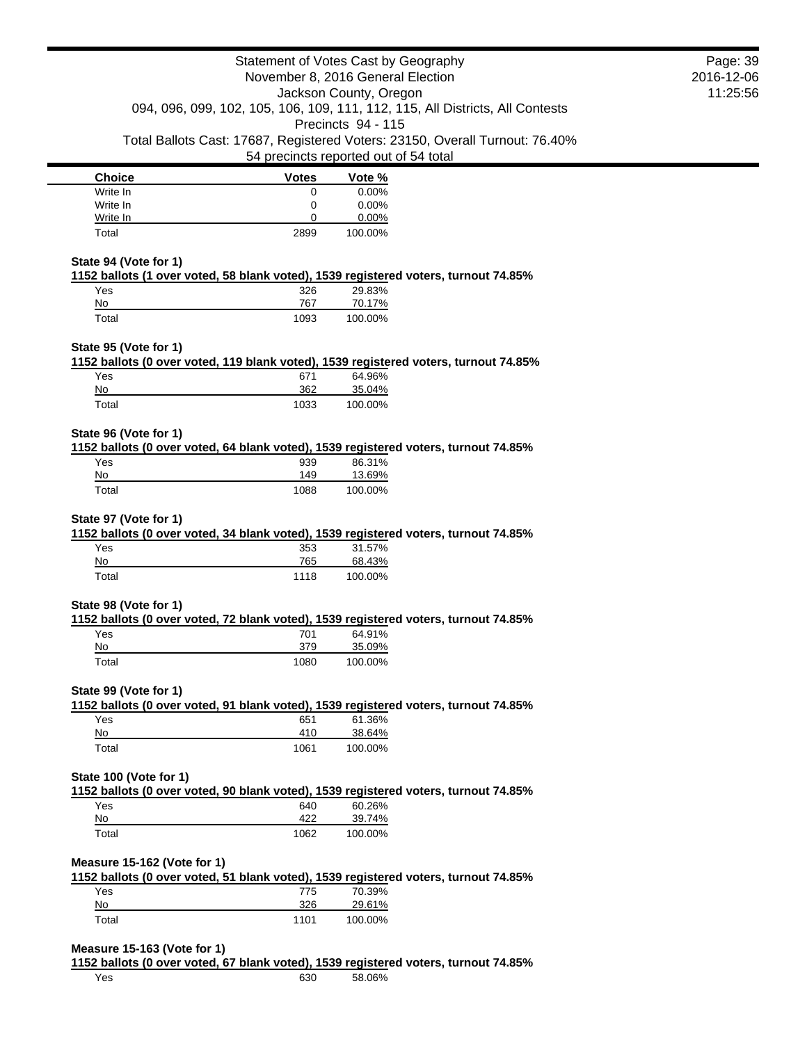| Choice | Votes | Vote % |
|---|---|---|
| Write In | 0 | 0.00% |
| Write In | 0 | 0.00% |
| Write In | 0 | 0.00% |
| Total | 2899 | 100.00% |

**State 94 (Vote for 1)**

**1152 ballots (1 over voted, 58 blank voted), 1539 registered voters, turnout 74.85%**

| Choice | Votes | Vote % |
|---|---|---|
| Yes | 326 | 29.83% |
| No | 767 | 70.17% |
| Total | 1093 | 100.00% |

**State 95 (Vote for 1)**

**1152 ballots (0 over voted, 119 blank voted), 1539 registered voters, turnout 74.85%**

| Choice | Votes | Vote % |
|---|---|---|
| Yes | 671 | 64.96% |
| No | 362 | 35.04% |
| Total | 1033 | 100.00% |

**State 96 (Vote for 1)**

**1152 ballots (0 over voted, 64 blank voted), 1539 registered voters, turnout 74.85%**

| Choice | Votes | Vote % |
|---|---|---|
| Yes | 939 | 86.31% |
| No | 149 | 13.69% |
| Total | 1088 | 100.00% |

**State 97 (Vote for 1)**

**1152 ballots (0 over voted, 34 blank voted), 1539 registered voters, turnout 74.85%**

| Choice | Votes | Vote % |
|---|---|---|
| Yes | 353 | 31.57% |
| No | 765 | 68.43% |
| Total | 1118 | 100.00% |

**State 98 (Vote for 1)**

**1152 ballots (0 over voted, 72 blank voted), 1539 registered voters, turnout 74.85%**

| Choice | Votes | Vote % |
|---|---|---|
| Yes | 701 | 64.91% |
| No | 379 | 35.09% |
| Total | 1080 | 100.00% |

**State 99 (Vote for 1)**

**1152 ballots (0 over voted, 91 blank voted), 1539 registered voters, turnout 74.85%**

| Choice | Votes | Vote % |
|---|---|---|
| Yes | 651 | 61.36% |
| No | 410 | 38.64% |
| Total | 1061 | 100.00% |

**State 100 (Vote for 1)**

**1152 ballots (0 over voted, 90 blank voted), 1539 registered voters, turnout 74.85%**

| Choice | Votes | Vote % |
|---|---|---|
| Yes | 640 | 60.26% |
| No | 422 | 39.74% |
| Total | 1062 | 100.00% |

**Measure 15-162 (Vote for 1)**

**1152 ballots (0 over voted, 51 blank voted), 1539 registered voters, turnout 74.85%**

| Choice | Votes | Vote % |
|---|---|---|
| Yes | 775 | 70.39% |
| No | 326 | 29.61% |
| Total | 1101 | 100.00% |

**Measure 15-163 (Vote for 1)**

**1152 ballots (0 over voted, 67 blank voted), 1539 registered voters, turnout 74.85%**

| Choice | Votes | Vote % |
|---|---|---|
| Yes | 630 | 58.06% |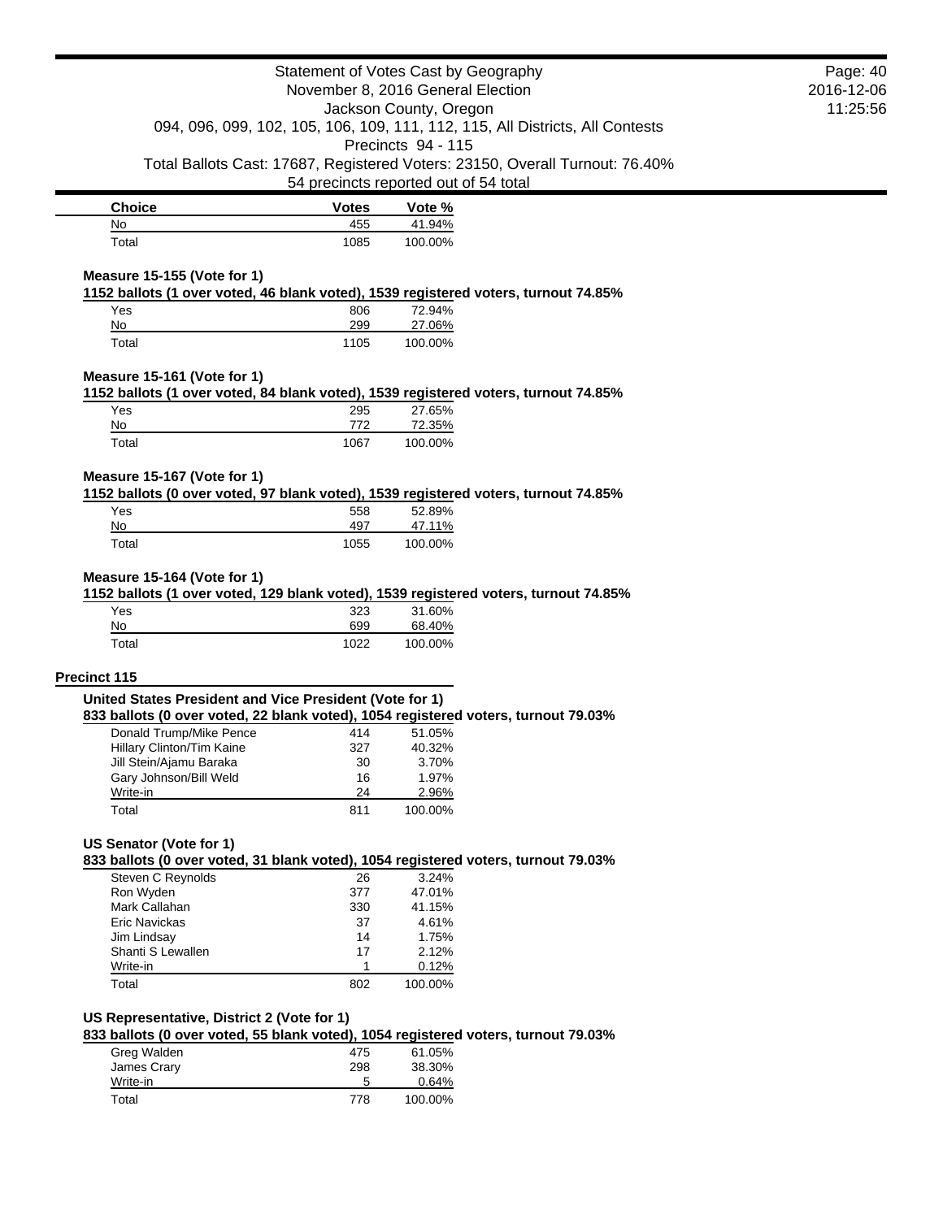| Choice | Votes | Vote % |
|---|---|---|
| No | 455 | 41.94% |
| Total | 1085 | 100.00% |

**Measure 15-155 (Vote for 1)**

**1152 ballots (1 over voted, 46 blank voted), 1539 registered voters, turnout 74.85%**

| Choice | Votes | Vote % |
|---|---|---|
| Yes | 806 | 72.94% |
| No | 299 | 27.06% |
| Total | 1105 | 100.00% |

**Measure 15-161 (Vote for 1)**

**1152 ballots (1 over voted, 84 blank voted), 1539 registered voters, turnout 74.85%**

| Choice | Votes | Vote % |
|---|---|---|
| Yes | 295 | 27.65% |
| No | 772 | 72.35% |
| Total | 1067 | 100.00% |

**Measure 15-167 (Vote for 1)**

**1152 ballots (0 over voted, 97 blank voted), 1539 registered voters, turnout 74.85%**

| Choice | Votes | Vote % |
|---|---|---|
| Yes | 558 | 52.89% |
| No | 497 | 47.11% |
| Total | 1055 | 100.00% |

**Measure 15-164 (Vote for 1)**

**1152 ballots (1 over voted, 129 blank voted), 1539 registered voters, turnout 74.85%**

| Choice | Votes | Vote % |
|---|---|---|
| Yes | 323 | 31.60% |
| No | 699 | 68.40% |
| Total | 1022 | 100.00% |

## Precinct 115

**United States President and Vice President (Vote for 1)**

**833 ballots (0 over voted, 22 blank voted), 1054 registered voters, turnout 79.03%**

| Choice | Votes | Vote % |
|---|---|---|
| Donald Trump/Mike Pence | 414 | 51.05% |
| Hillary Clinton/Tim Kaine | 327 | 40.32% |
| Jill Stein/Ajamu Baraka | 30 | 3.70% |
| Gary Johnson/Bill Weld | 16 | 1.97% |
| Write-in | 24 | 2.96% |
| Total | 811 | 100.00% |

**US Senator (Vote for 1)**

**833 ballots (0 over voted, 31 blank voted), 1054 registered voters, turnout 79.03%**

| Choice | Votes | Vote % |
|---|---|---|
| Steven C Reynolds | 26 | 3.24% |
| Ron Wyden | 377 | 47.01% |
| Mark Callahan | 330 | 41.15% |
| Eric Navickas | 37 | 4.61% |
| Jim Lindsay | 14 | 1.75% |
| Shanti S Lewallen | 17 | 2.12% |
| Write-in | 1 | 0.12% |
| Total | 802 | 100.00% |

**US Representative, District 2 (Vote for 1)**

**833 ballots (0 over voted, 55 blank voted), 1054 registered voters, turnout 79.03%**

| Choice | Votes | Vote % |
|---|---|---|
| Greg Walden | 475 | 61.05% |
| James Crary | 298 | 38.30% |
| Write-in | 5 | 0.64% |
| Total | 778 | 100.00% |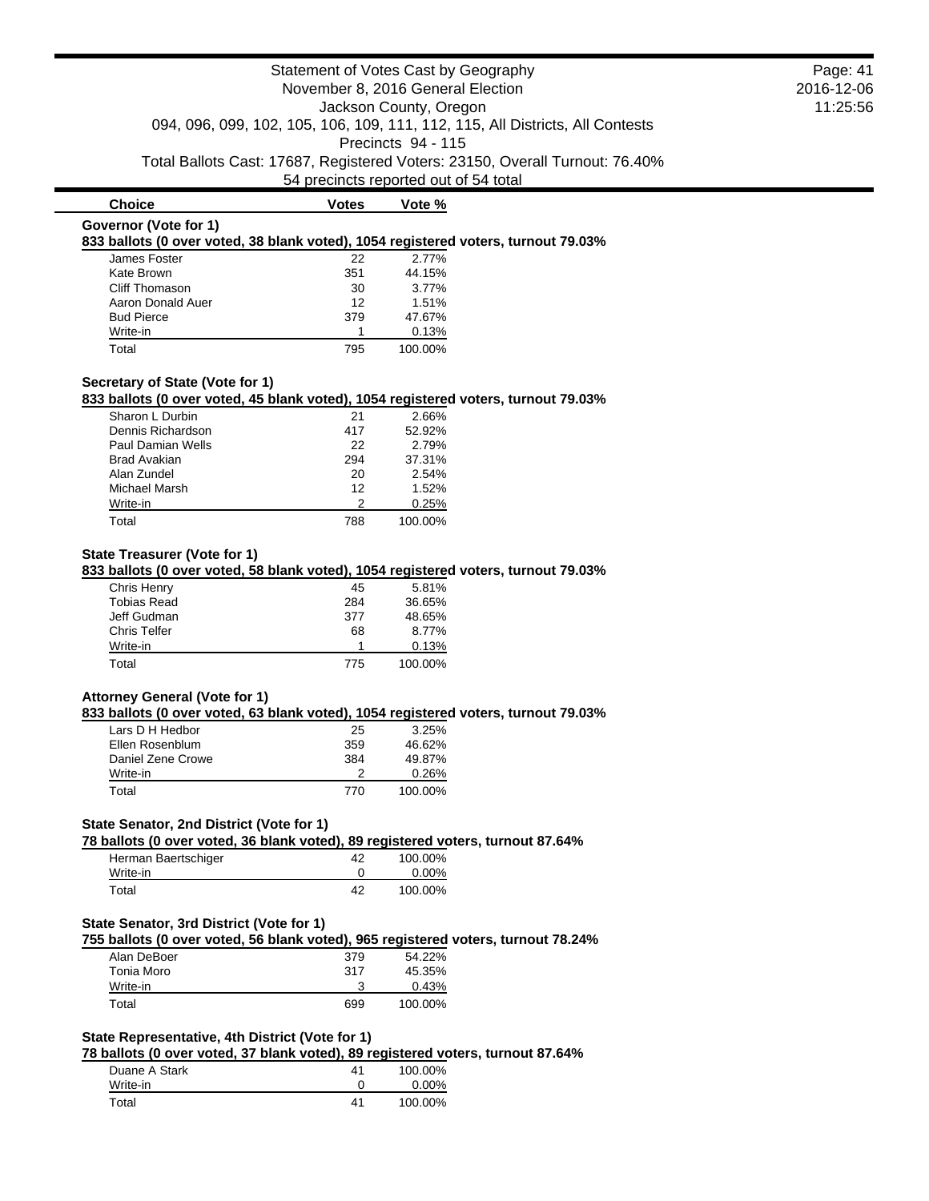Statement of Votes Cast by Geography
November 8, 2016 General Election
Jackson County, Oregon
094, 096, 099, 102, 105, 106, 109, 111, 112, 115, All Districts, All Contests
Precincts 94 - 115
Total Ballots Cast: 17687, Registered Voters: 23150, Overall Turnout: 76.40%
54 precincts reported out of 54 total

| Choice | Votes | Vote % |
|---|---|---|

**Governor (Vote for 1)**
**833 ballots (0 over voted, 38 blank voted), 1054 registered voters, turnout 79.03%**

| Choice | Votes | Vote % |
|---|---|---|
| James Foster | 22 | 2.77% |
| Kate Brown | 351 | 44.15% |
| Cliff Thomason | 30 | 3.77% |
| Aaron Donald Auer | 12 | 1.51% |
| Bud Pierce | 379 | 47.67% |
| Write-in | 1 | 0.13% |
| Total | 795 | 100.00% |

**Secretary of State (Vote for 1)**
**833 ballots (0 over voted, 45 blank voted), 1054 registered voters, turnout 79.03%**

| Choice | Votes | Vote % |
|---|---|---|
| Sharon L Durbin | 21 | 2.66% |
| Dennis Richardson | 417 | 52.92% |
| Paul Damian Wells | 22 | 2.79% |
| Brad Avakian | 294 | 37.31% |
| Alan Zundel | 20 | 2.54% |
| Michael Marsh | 12 | 1.52% |
| Write-in | 2 | 0.25% |
| Total | 788 | 100.00% |

**State Treasurer (Vote for 1)**
**833 ballots (0 over voted, 58 blank voted), 1054 registered voters, turnout 79.03%**

| Choice | Votes | Vote % |
|---|---|---|
| Chris Henry | 45 | 5.81% |
| Tobias Read | 284 | 36.65% |
| Jeff Gudman | 377 | 48.65% |
| Chris Telfer | 68 | 8.77% |
| Write-in | 1 | 0.13% |
| Total | 775 | 100.00% |

**Attorney General (Vote for 1)**
**833 ballots (0 over voted, 63 blank voted), 1054 registered voters, turnout 79.03%**

| Choice | Votes | Vote % |
|---|---|---|
| Lars D H Hedbor | 25 | 3.25% |
| Ellen Rosenblum | 359 | 46.62% |
| Daniel Zene Crowe | 384 | 49.87% |
| Write-in | 2 | 0.26% |
| Total | 770 | 100.00% |

**State Senator, 2nd District (Vote for 1)**
**78 ballots (0 over voted, 36 blank voted), 89 registered voters, turnout 87.64%**

| Choice | Votes | Vote % |
|---|---|---|
| Herman Baertschiger | 42 | 100.00% |
| Write-in | 0 | 0.00% |
| Total | 42 | 100.00% |

**State Senator, 3rd District (Vote for 1)**
**755 ballots (0 over voted, 56 blank voted), 965 registered voters, turnout 78.24%**

| Choice | Votes | Vote % |
|---|---|---|
| Alan DeBoer | 379 | 54.22% |
| Tonia Moro | 317 | 45.35% |
| Write-in | 3 | 0.43% |
| Total | 699 | 100.00% |

**State Representative, 4th District (Vote for 1)**
**78 ballots (0 over voted, 37 blank voted), 89 registered voters, turnout 87.64%**

| Choice | Votes | Vote % |
|---|---|---|
| Duane A Stark | 41 | 100.00% |
| Write-in | 0 | 0.00% |
| Total | 41 | 100.00% |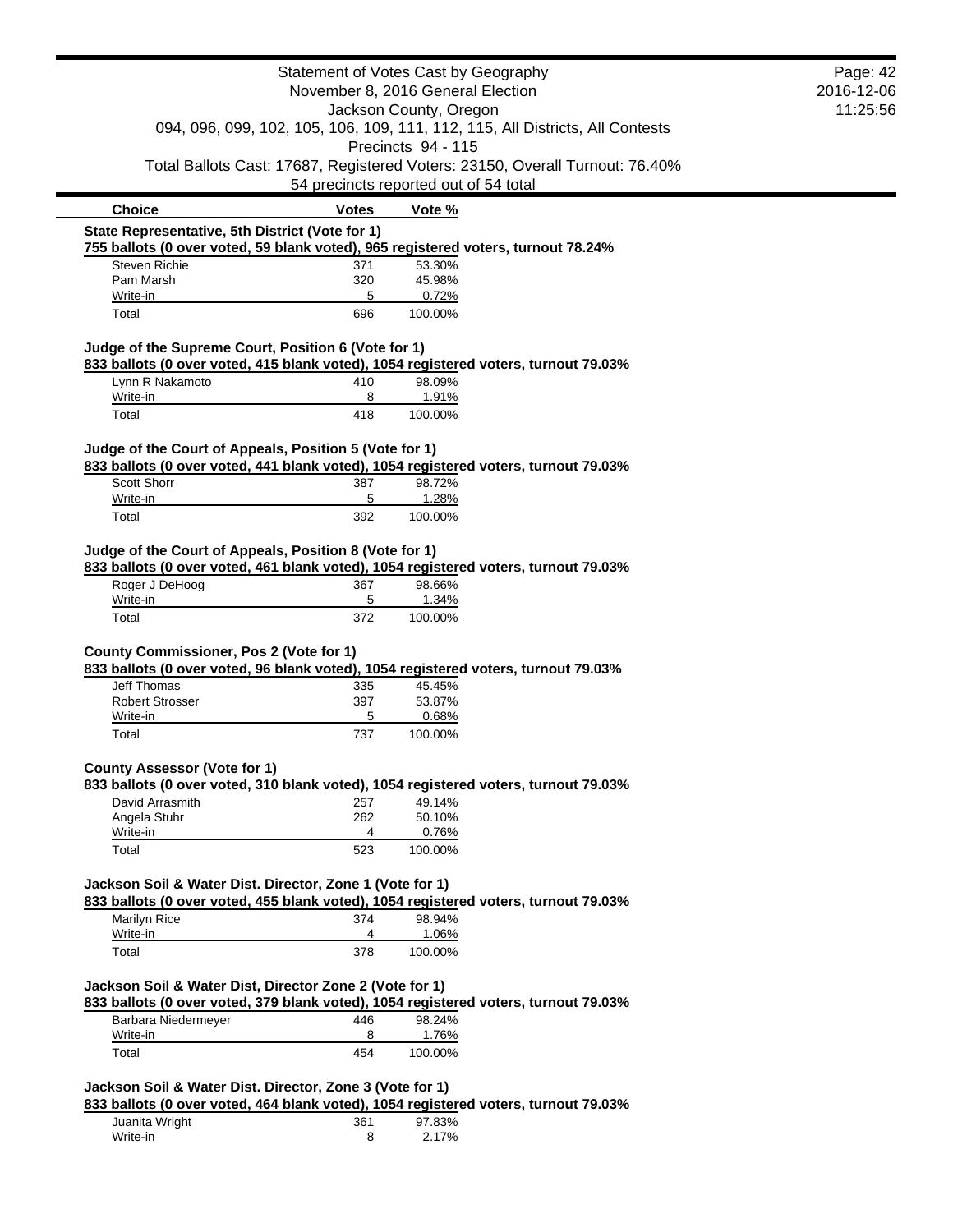Statement of Votes Cast by Geography
November 8, 2016 General Election
Jackson County, Oregon
094, 096, 099, 102, 105, 106, 109, 111, 112, 115, All Districts, All Contests
Precincts 94 - 115
Total Ballots Cast: 17687, Registered Voters: 23150, Overall Turnout: 76.40%
54 precincts reported out of 54 total

| Choice | Votes | Vote % |
|---|---|---|

**State Representative, 5th District (Vote for 1)**
**755 ballots (0 over voted, 59 blank voted), 965 registered voters, turnout 78.24%**

| Choice | Votes | Vote % |
|---|---|---|
| Steven Richie | 371 | 53.30% |
| Pam Marsh | 320 | 45.98% |
| Write-in | 5 | 0.72% |
| Total | 696 | 100.00% |

**Judge of the Supreme Court, Position 6 (Vote for 1)**
**833 ballots (0 over voted, 415 blank voted), 1054 registered voters, turnout 79.03%**

| Choice | Votes | Vote % |
|---|---|---|
| Lynn R Nakamoto | 410 | 98.09% |
| Write-in | 8 | 1.91% |
| Total | 418 | 100.00% |

**Judge of the Court of Appeals, Position 5 (Vote for 1)**
**833 ballots (0 over voted, 441 blank voted), 1054 registered voters, turnout 79.03%**

| Choice | Votes | Vote % |
|---|---|---|
| Scott Shorr | 387 | 98.72% |
| Write-in | 5 | 1.28% |
| Total | 392 | 100.00% |

**Judge of the Court of Appeals, Position 8 (Vote for 1)**
**833 ballots (0 over voted, 461 blank voted), 1054 registered voters, turnout 79.03%**

| Choice | Votes | Vote % |
|---|---|---|
| Roger J DeHoog | 367 | 98.66% |
| Write-in | 5 | 1.34% |
| Total | 372 | 100.00% |

**County Commissioner, Pos 2 (Vote for 1)**
**833 ballots (0 over voted, 96 blank voted), 1054 registered voters, turnout 79.03%**

| Choice | Votes | Vote % |
|---|---|---|
| Jeff Thomas | 335 | 45.45% |
| Robert Strosser | 397 | 53.87% |
| Write-in | 5 | 0.68% |
| Total | 737 | 100.00% |

**County Assessor (Vote for 1)**
**833 ballots (0 over voted, 310 blank voted), 1054 registered voters, turnout 79.03%**

| Choice | Votes | Vote % |
|---|---|---|
| David Arrasmith | 257 | 49.14% |
| Angela Stuhr | 262 | 50.10% |
| Write-in | 4 | 0.76% |
| Total | 523 | 100.00% |

**Jackson Soil & Water Dist. Director, Zone 1 (Vote for 1)**
**833 ballots (0 over voted, 455 blank voted), 1054 registered voters, turnout 79.03%**

| Choice | Votes | Vote % |
|---|---|---|
| Marilyn Rice | 374 | 98.94% |
| Write-in | 4 | 1.06% |
| Total | 378 | 100.00% |

**Jackson Soil & Water Dist, Director Zone 2 (Vote for 1)**
**833 ballots (0 over voted, 379 blank voted), 1054 registered voters, turnout 79.03%**

| Choice | Votes | Vote % |
|---|---|---|
| Barbara Niedermeyer | 446 | 98.24% |
| Write-in | 8 | 1.76% |
| Total | 454 | 100.00% |

**Jackson Soil & Water Dist. Director, Zone 3 (Vote for 1)**
**833 ballots (0 over voted, 464 blank voted), 1054 registered voters, turnout 79.03%**

| Choice | Votes | Vote % |
|---|---|---|
| Juanita Wright | 361 | 97.83% |
| Write-in | 8 | 2.17% |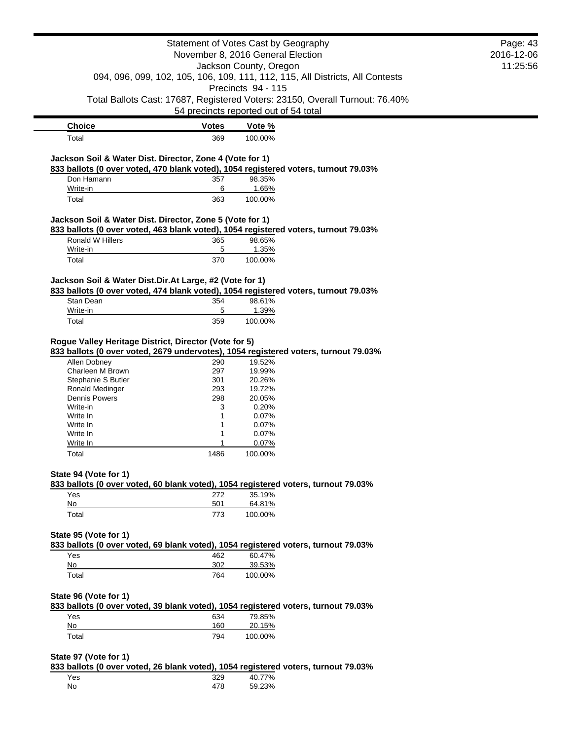| Choice | Votes | Vote % |
|---|---|---|
| Total | 369 | 100.00% |

**Jackson Soil & Water Dist. Director, Zone 4 (Vote for 1)**

**833 ballots (0 over voted, 470 blank voted), 1054 registered voters, turnout 79.03%**

| Choice | Votes | Vote % |
|---|---|---|
| Don Hamann | 357 | 98.35% |
| Write-in | 6 | 1.65% |
| Total | 363 | 100.00% |

**Jackson Soil & Water Dist. Director, Zone 5 (Vote for 1)**

**833 ballots (0 over voted, 463 blank voted), 1054 registered voters, turnout 79.03%**

| Choice | Votes | Vote % |
|---|---|---|
| Ronald W Hillers | 365 | 98.65% |
| Write-in | 5 | 1.35% |
| Total | 370 | 100.00% |

**Jackson Soil & Water Dist.Dir.At Large, #2 (Vote for 1)**

**833 ballots (0 over voted, 474 blank voted), 1054 registered voters, turnout 79.03%**

| Choice | Votes | Vote % |
|---|---|---|
| Stan Dean | 354 | 98.61% |
| Write-in | 5 | 1.39% |
| Total | 359 | 100.00% |

**Rogue Valley Heritage District, Director (Vote for 5)**

**833 ballots (0 over voted, 2679 undervotes), 1054 registered voters, turnout 79.03%**

| Choice | Votes | Vote % |
|---|---|---|
| Allen Dobney | 290 | 19.52% |
| Charleen M Brown | 297 | 19.99% |
| Stephanie S Butler | 301 | 20.26% |
| Ronald Medinger | 293 | 19.72% |
| Dennis Powers | 298 | 20.05% |
| Write-in | 3 | 0.20% |
| Write In | 1 | 0.07% |
| Write In | 1 | 0.07% |
| Write In | 1 | 0.07% |
| Write In | 1 | 0.07% |
| Total | 1486 | 100.00% |

**State 94 (Vote for 1)**

**833 ballots (0 over voted, 60 blank voted), 1054 registered voters, turnout 79.03%**

| Choice | Votes | Vote % |
|---|---|---|
| Yes | 272 | 35.19% |
| No | 501 | 64.81% |
| Total | 773 | 100.00% |

**State 95 (Vote for 1)**

**833 ballots (0 over voted, 69 blank voted), 1054 registered voters, turnout 79.03%**

| Choice | Votes | Vote % |
|---|---|---|
| Yes | 462 | 60.47% |
| No | 302 | 39.53% |
| Total | 764 | 100.00% |

**State 96 (Vote for 1)**

**833 ballots (0 over voted, 39 blank voted), 1054 registered voters, turnout 79.03%**

| Choice | Votes | Vote % |
|---|---|---|
| Yes | 634 | 79.85% |
| No | 160 | 20.15% |
| Total | 794 | 100.00% |

**State 97 (Vote for 1)**

**833 ballots (0 over voted, 26 blank voted), 1054 registered voters, turnout 79.03%**

| Choice | Votes | Vote % |
|---|---|---|
| Yes | 329 | 40.77% |
| No | 478 | 59.23% |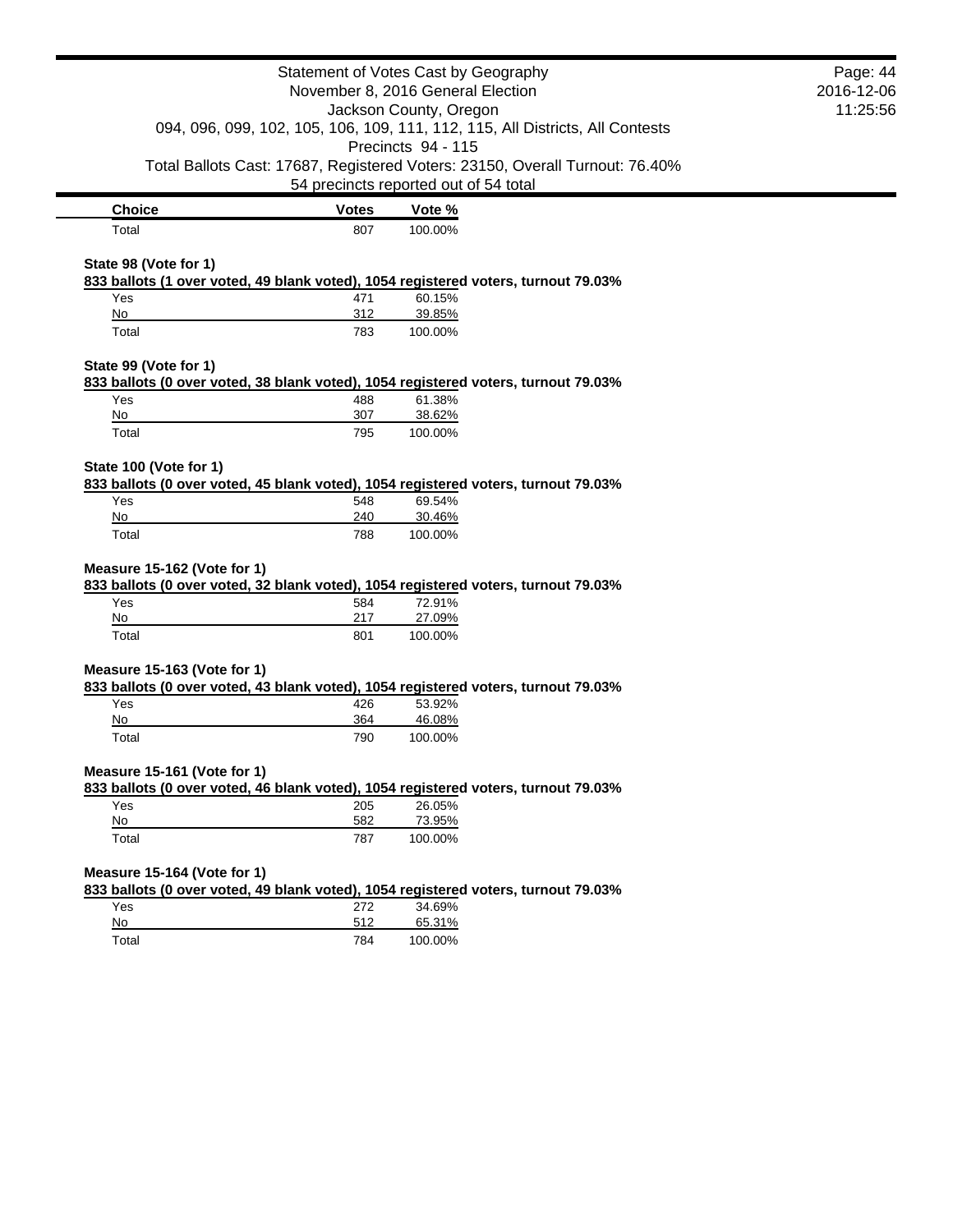| Choice | Votes | Vote % |
| --- | --- | --- |
| Total | 807 | 100.00% |

**State 98 (Vote for 1)**

**833 ballots (1 over voted, 49 blank voted), 1054 registered voters, turnout 79.03%**

| | | |
| --- | --- | --- |
| Yes | 471 | 60.15% |
| No | 312 | 39.85% |
| Total | 783 | 100.00% |

**State 99 (Vote for 1)**

**833 ballots (0 over voted, 38 blank voted), 1054 registered voters, turnout 79.03%**

| | | |
| --- | --- | --- |
| Yes | 488 | 61.38% |
| No | 307 | 38.62% |
| Total | 795 | 100.00% |

**State 100 (Vote for 1)**

**833 ballots (0 over voted, 45 blank voted), 1054 registered voters, turnout 79.03%**

| | | |
| --- | --- | --- |
| Yes | 548 | 69.54% |
| No | 240 | 30.46% |
| Total | 788 | 100.00% |

**Measure 15-162 (Vote for 1)**

**833 ballots (0 over voted, 32 blank voted), 1054 registered voters, turnout 79.03%**

| | | |
| --- | --- | --- |
| Yes | 584 | 72.91% |
| No | 217 | 27.09% |
| Total | 801 | 100.00% |

**Measure 15-163 (Vote for 1)**

**833 ballots (0 over voted, 43 blank voted), 1054 registered voters, turnout 79.03%**

| | | |
| --- | --- | --- |
| Yes | 426 | 53.92% |
| No | 364 | 46.08% |
| Total | 790 | 100.00% |

**Measure 15-161 (Vote for 1)**

**833 ballots (0 over voted, 46 blank voted), 1054 registered voters, turnout 79.03%**

| | | |
| --- | --- | --- |
| Yes | 205 | 26.05% |
| No | 582 | 73.95% |
| Total | 787 | 100.00% |

**Measure 15-164 (Vote for 1)**

**833 ballots (0 over voted, 49 blank voted), 1054 registered voters, turnout 79.03%**

| | | |
| --- | --- | --- |
| Yes | 272 | 34.69% |
| No | 512 | 65.31% |
| Total | 784 | 100.00% |